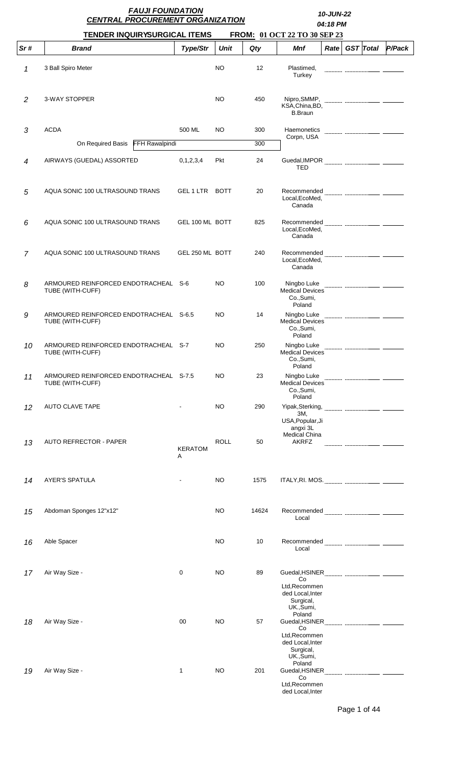# FAUJI FOUNDATION
## CENTRAL PROCUREMENT ORGANIZATION

**10-JUN-22**
**04:18 PM**

**TENDER INQUIRYSURGICAL ITEMS FROM: 01 OCT 22 TO 30 SEP 23**

| Sr # | Brand | Type/Str | Unit | Qty | Mnf | Rate | GST | Total | P/Pack |
|---|---|---|---|---|---|---|---|---|---|
| 1 | 3 Ball Spiro Meter | | NO | 12 | Plastimed, Turkey | | | | |
| 2 | 3-WAY STOPPER | | NO | 450 | Nipro,SMMP, KSA,China,BD, B.Braun | | | | |
| 3 | ACDA | 500 ML | NO | 300 | Haemonetics Corpn, USA | | | | |
| | On Required Basis FFH Rawalpindi | | | 300 | | | | | |
| 4 | AIRWAYS (GUEDAL) ASSORTED | 0,1,2,3,4 | Pkt | 24 | Guedal,IMPORTED | | | | |
| 5 | AQUA SONIC 100 ULTRASOUND TRANS | GEL 1 LTR | BOTT | 20 | Recommended Local,EcoMed, Canada | | | | |
| 6 | AQUA SONIC 100 ULTRASOUND TRANS | GEL 100 ML | BOTT | 825 | Recommended Local,EcoMed, Canada | | | | |
| 7 | AQUA SONIC 100 ULTRASOUND TRANS | GEL 250 ML | BOTT | 240 | Recommended Local,EcoMed, Canada | | | | |
| 8 | ARMOURED REINFORCED ENDOTRACHEAL TUBE (WITH-CUFF) | S-6 | NO | 100 | Ningbo Luke Medical Devices Co.,Sumi, Poland | | | | |
| 9 | ARMOURED REINFORCED ENDOTRACHEAL TUBE (WITH-CUFF) | S-6.5 | NO | 14 | Ningbo Luke Medical Devices Co.,Sumi, Poland | | | | |
| 10 | ARMOURED REINFORCED ENDOTRACHEAL TUBE (WITH-CUFF) | S-7 | NO | 250 | Ningbo Luke Medical Devices Co.,Sumi, Poland | | | | |
| 11 | ARMOURED REINFORCED ENDOTRACHEAL TUBE (WITH-CUFF) | S-7.5 | NO | 23 | Ningbo Luke Medical Devices Co.,Sumi, Poland | | | | |
| 12 | AUTO CLAVE TAPE | - | NO | 290 | Yipak,Sterking, 3M, USA,Popular,Jiangxi 3L Medical China | | | | |
| 13 | AUTO REFRECTOR - PAPER | KERATOMA | ROLL | 50 | AKRFZ | | | | |
| 14 | AYER'S SPATULA | - | NO | 1575 | ITALY,RI. MOS. | | | | |
| 15 | Abdoman Sponges 12"x12" | | NO | 14624 | Recommended Local | | | | |
| 16 | Able Spacer | | NO | 10 | Recommended Local | | | | |
| 17 | Air Way Size - | 0 | NO | 89 | Guedal,HSINER Co Ltd,Recommended Local,Inter Surgical, UK.,Sumi, Poland | | | | |
| 18 | Air Way Size - | 00 | NO | 57 | Guedal,HSINER Co Ltd,Recommended Local,Inter Surgical, UK.,Sumi, Poland | | | | |
| 19 | Air Way Size - | 1 | NO | 201 | Guedal,HSINER Co Ltd,Recommended Local,Inter | | | | |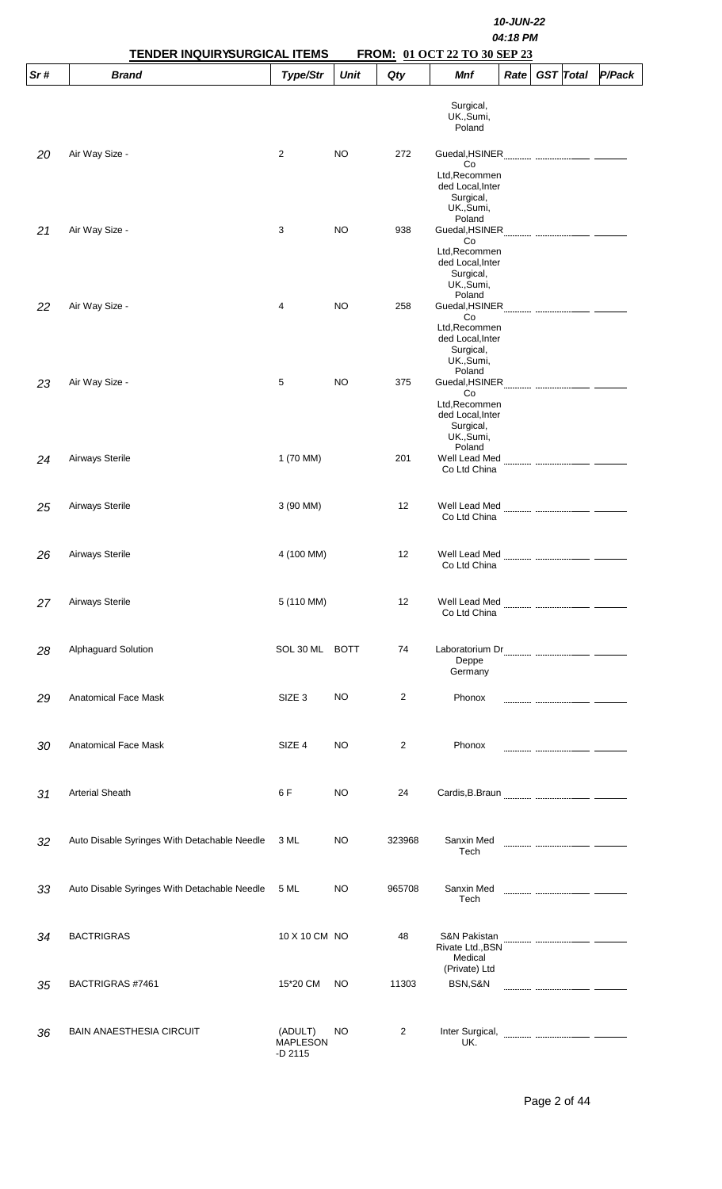10-JUN-22

04:18 PM

**TENDER INQUIRYSURGICAL ITEMS** **FROM: 01 OCT 22 TO 30 SEP 23**

| Sr # | Brand | Type/Str | Unit | Qty | Mnf | Rate | GST | Total | P/Pack |
|---|---|---|---|---|---|---|---|---|---|
| | | | | | Surgical, UK.,Sumi, Poland | | | | |
| 20 | Air Way Size - | 2 | NO | 272 | Guedal,HSINER Co Ltd,Recommended Local,Inter Surgical, UK.,Sumi, Poland | | | | |
| 21 | Air Way Size - | 3 | NO | 938 | Guedal,HSINER Co Ltd,Recommended Local,Inter Surgical, UK.,Sumi, Poland | | | | |
| 22 | Air Way Size - | 4 | NO | 258 | Guedal,HSINER Co Ltd,Recommended Local,Inter Surgical, UK.,Sumi, Poland | | | | |
| 23 | Air Way Size - | 5 | NO | 375 | Guedal,HSINER Co Ltd,Recommended Local,Inter Surgical, UK.,Sumi, Poland | | | | |
| 24 | Airways Sterile | 1 (70 MM) | | 201 | Well Lead Med Co Ltd China | | | | |
| 25 | Airways Sterile | 3 (90 MM) | | 12 | Well Lead Med Co Ltd China | | | | |
| 26 | Airways Sterile | 4 (100 MM) | | 12 | Well Lead Med Co Ltd China | | | | |
| 27 | Airways Sterile | 5 (110 MM) | | 12 | Well Lead Med Co Ltd China | | | | |
| 28 | Alphaguard Solution | SOL 30 ML | BOTT | 74 | Laboratorium Dr Deppe Germany | | | | |
| 29 | Anatomical Face Mask | SIZE 3 | NO | 2 | Phonox | | | | |
| 30 | Anatomical Face Mask | SIZE 4 | NO | 2 | Phonox | | | | |
| 31 | Arterial Sheath | 6 F | NO | 24 | Cardis,B.Braun | | | | |
| 32 | Auto Disable Syringes With Detachable Needle | 3 ML | NO | 323968 | Sanxin Med Tech | | | | |
| 33 | Auto Disable Syringes With Detachable Needle | 5 ML | NO | 965708 | Sanxin Med Tech | | | | |
| 34 | BACTRIGRAS | 10 X 10 CM | NO | 48 | S&N Pakistan Rivate Ltd.,BSN Medical (Private) Ltd | | | | |
| 35 | BACTRIGRAS #7461 | 15*20 CM | NO | 11303 | BSN,S&N | | | | |
| 36 | BAIN ANAESTHESIA CIRCUIT | (ADULT) MAPLESON -D 2115 | NO | 2 | Inter Surgical, UK. | | | | |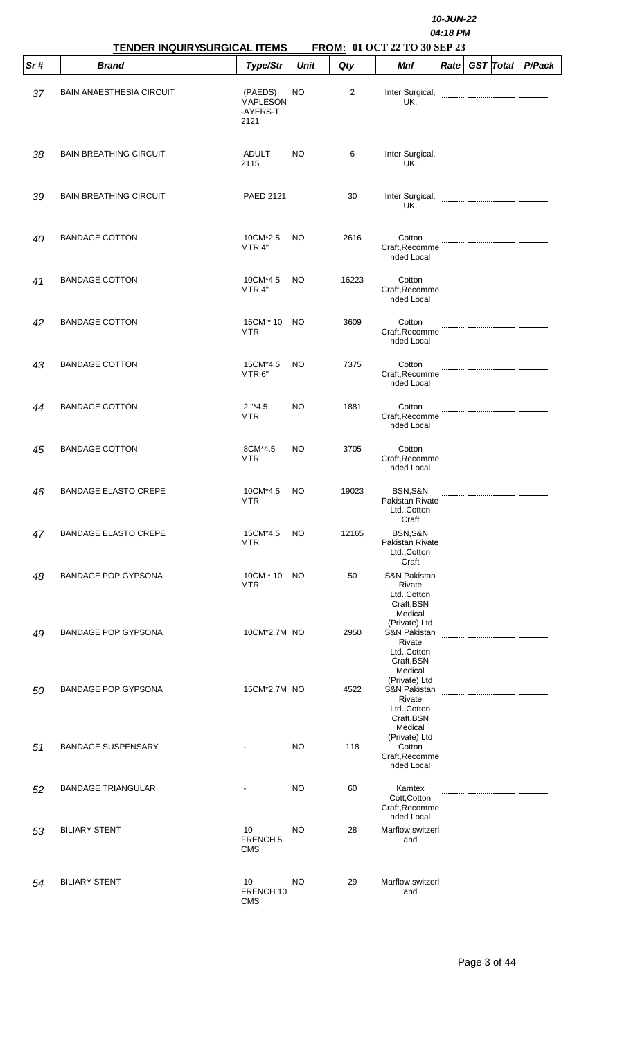10-JUN-22
04:18 PM

**TENDER INQUIRYSURGICAL ITEMS FROM: 01 OCT 22 TO 30 SEP 23**

| Sr # | Brand | Type/Str | Unit | Qty | Mnf | Rate | GST | Total | P/Pack |
|---|---|---|---|---|---|---|---|---|---|
| 37 | BAIN ANAESTHESIA CIRCUIT | (PAEDS) MAPLESON -AYERS-T 2121 | NO | 2 | Inter Surgical, UK. | | | | |
| 38 | BAIN BREATHING CIRCUIT | ADULT 2115 | NO | 6 | Inter Surgical, UK. | | | | |
| 39 | BAIN BREATHING CIRCUIT | PAED 2121 | | 30 | Inter Surgical, UK. | | | | |
| 40 | BANDAGE COTTON | 10CM*2.5 MTR 4" | NO | 2616 | Cotton Craft,Recommended Local | | | | |
| 41 | BANDAGE COTTON | 10CM*4.5 MTR 4" | NO | 16223 | Cotton Craft,Recommended Local | | | | |
| 42 | BANDAGE COTTON | 15CM * 10 MTR | NO | 3609 | Cotton Craft,Recommended Local | | | | |
| 43 | BANDAGE COTTON | 15CM*4.5 MTR 6" | NO | 7375 | Cotton Craft,Recommended Local | | | | |
| 44 | BANDAGE COTTON | 2 "*4.5 MTR | NO | 1881 | Cotton Craft,Recommended Local | | | | |
| 45 | BANDAGE COTTON | 8CM*4.5 MTR | NO | 3705 | Cotton Craft,Recommended Local | | | | |
| 46 | BANDAGE ELASTO CREPE | 10CM*4.5 MTR | NO | 19023 | BSN,S&N Pakistan Rivate Ltd.,Cotton Craft | | | | |
| 47 | BANDAGE ELASTO CREPE | 15CM*4.5 MTR | NO | 12165 | BSN,S&N Pakistan Rivate Ltd.,Cotton Craft | | | | |
| 48 | BANDAGE POP GYPSONA | 10CM * 10 MTR | NO | 50 | S&N Pakistan Rivate Ltd.,Cotton Craft,BSN Medical (Private) Ltd | | | | |
| 49 | BANDAGE POP GYPSONA | 10CM*2.7M | NO | 2950 | S&N Pakistan Rivate Ltd.,Cotton Craft,BSN Medical (Private) Ltd | | | | |
| 50 | BANDAGE POP GYPSONA | 15CM*2.7M | NO | 4522 | S&N Pakistan Rivate Ltd.,Cotton Craft,BSN Medical (Private) Ltd | | | | |
| 51 | BANDAGE SUSPENSARY | - | NO | 118 | Cotton Craft,Recommended Local | | | | |
| 52 | BANDAGE TRIANGULAR | - | NO | 60 | Kamtex Cott,Cotton Craft,Recommended Local | | | | |
| 53 | BILIARY STENT | 10 FRENCH 5 CMS | NO | 28 | Marflow,switzerland | | | | |
| 54 | BILIARY STENT | 10 FRENCH 10 CMS | NO | 29 | Marflow,switzerland | | | | |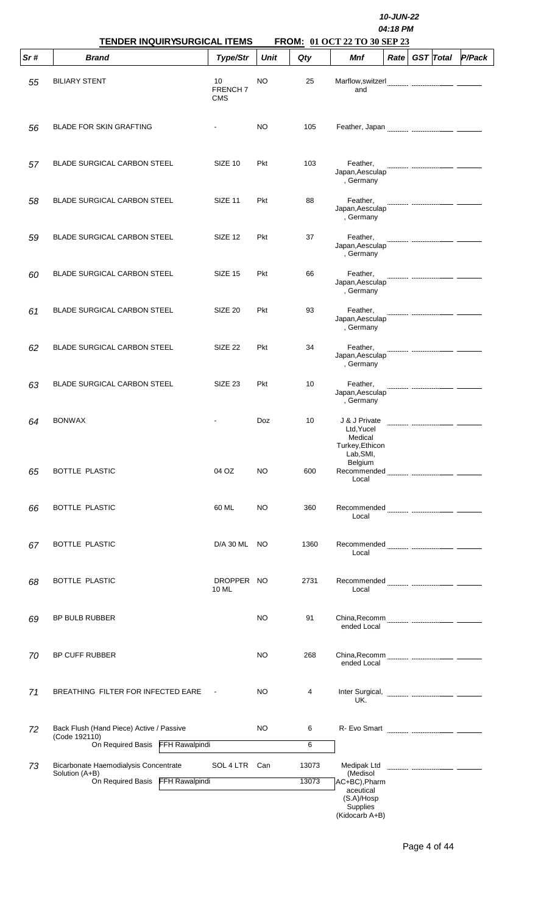10-JUN-22
04:18 PM

**TENDER INQUIRYSURGICAL ITEMS** **FROM: 01 OCT 22 TO 30 SEP 23**

| Sr # | Brand | Type/Str | Unit | Qty | Mnf | Rate | GST | Total | P/Pack |
|---|---|---|---|---|---|---|---|---|---|
| 55 | BILIARY STENT | 10 FRENCH 7 CMS | NO | 25 | Marflow,switzerland | | | | |
| 56 | BLADE FOR SKIN GRAFTING | - | NO | 105 | Feather, Japan | | | | |
| 57 | BLADE SURGICAL CARBON STEEL | SIZE 10 | Pkt | 103 | Feather, Japan,Aesculap , Germany | | | | |
| 58 | BLADE SURGICAL CARBON STEEL | SIZE 11 | Pkt | 88 | Feather, Japan,Aesculap , Germany | | | | |
| 59 | BLADE SURGICAL CARBON STEEL | SIZE 12 | Pkt | 37 | Feather, Japan,Aesculap , Germany | | | | |
| 60 | BLADE SURGICAL CARBON STEEL | SIZE 15 | Pkt | 66 | Feather, Japan,Aesculap , Germany | | | | |
| 61 | BLADE SURGICAL CARBON STEEL | SIZE 20 | Pkt | 93 | Feather, Japan,Aesculap , Germany | | | | |
| 62 | BLADE SURGICAL CARBON STEEL | SIZE 22 | Pkt | 34 | Feather, Japan,Aesculap , Germany | | | | |
| 63 | BLADE SURGICAL CARBON STEEL | SIZE 23 | Pkt | 10 | Feather, Japan,Aesculap , Germany | | | | |
| 64 | BONWAX | - | Doz | 10 | J & J Private Ltd,Yucel Medical Turkey,Ethicon Lab,SMI, Belgium | | | | |
| 65 | BOTTLE PLASTIC | 04 OZ | NO | 600 | Recommended Local | | | | |
| 66 | BOTTLE PLASTIC | 60 ML | NO | 360 | Recommended Local | | | | |
| 67 | BOTTLE PLASTIC | D/A 30 ML | NO | 1360 | Recommended Local | | | | |
| 68 | BOTTLE PLASTIC | DROPPER 10 ML | NO | 2731 | Recommended Local | | | | |
| 69 | BP BULB RUBBER | | NO | 91 | China,Recommended Local | | | | |
| 70 | BP CUFF RUBBER | | NO | 268 | China,Recommended Local | | | | |
| 71 | BREATHING FILTER FOR INFECTED EARE | - | NO | 4 | Inter Surgical, UK. | | | | |
| 72 | Back Flush (Hand Piece) Active / Passive (Code 192110) | | NO | 6 | R- Evo Smart | | | | |
| | On Required Basis FFH Rawalpindi | | | 6 | | | | | |
| 73 | Bicarbonate Haemodialysis Concentrate Solution (A+B) | SOL 4 LTR | Can | 13073 | Medipak Ltd (Medisol AC+BC),Pharmaceutical (S.A)/Hosp Supplies (Kidocarb A+B) | | | | |
| | On Required Basis FFH Rawalpindi | | | 13073 | | | | | |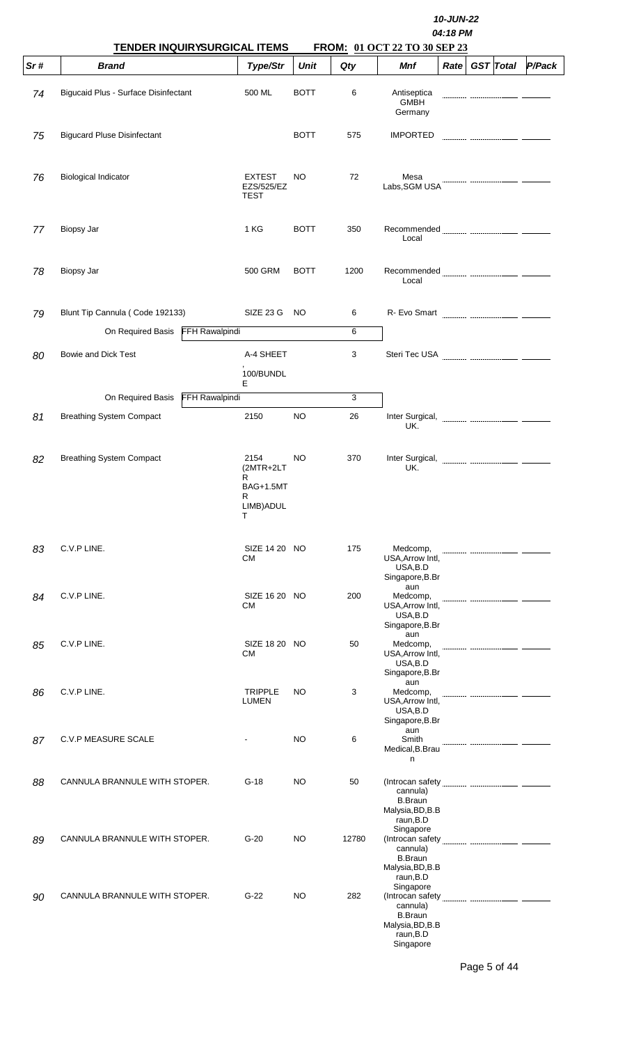10-JUN-22
04:18 PM

**TENDER INQUIRYSURGICAL ITEMS** **FROM: 01 OCT 22 TO 30 SEP 23**

| Sr # | Brand | Type/Str | Unit | Qty | Mnf | Rate | GST | Total | P/Pack |
|---|---|---|---|---|---|---|---|---|---|
| 74 | Bigucaid Plus - Surface Disinfectant | 500 ML | BOTT | 6 | Antiseptica GMBH Germany | | | | |
| 75 | Bigucard Pluse Disinfectant | | BOTT | 575 | IMPORTED | | | | |
| 76 | Biological Indicator | EXTEST EZS/525/EZ TEST | NO | 72 | Mesa Labs,SGM USA | | | | |
| 77 | Biopsy Jar | 1 KG | BOTT | 350 | Recommended Local | | | | |
| 78 | Biopsy Jar | 500 GRM | BOTT | 1200 | Recommended Local | | | | |
| 79 | Blunt Tip Cannula ( Code 192133) | SIZE 23 G | NO | 6 | R- Evo Smart | | | | |
| | On Required Basis FFH Rawalpindi | | | 6 | | | | | |
| 80 | Bowie and Dick Test | A-4 SHEET , 100/BUNDLE | | 3 | Steri Tec USA | | | | |
| | On Required Basis FFH Rawalpindi | | | 3 | | | | | |
| 81 | Breathing System Compact | 2150 | NO | 26 | Inter Surgical, UK. | | | | |
| 82 | Breathing System Compact | 2154 (2MTR+2LTR BAG+1.5MTR LIMB)ADULT | NO | 370 | Inter Surgical, UK. | | | | |
| 83 | C.V.P LINE. | SIZE 14 20 CM | NO | 175 | Medcomp, USA,Arrow Intl, USA,B.D Singapore,B.Braun | | | | |
| 84 | C.V.P LINE. | SIZE 16 20 CM | NO | 200 | Medcomp, USA,Arrow Intl, USA,B.D Singapore,B.Braun | | | | |
| 85 | C.V.P LINE. | SIZE 18 20 CM | NO | 50 | Medcomp, USA,Arrow Intl, USA,B.D Singapore,B.Braun | | | | |
| 86 | C.V.P LINE. | TRIPPLE LUMEN | NO | 3 | Medcomp, USA,Arrow Intl, USA,B.D Singapore,B.Braun | | | | |
| 87 | C.V.P MEASURE SCALE | - | NO | 6 | Smith Medical,B.Braun | | | | |
| 88 | CANNULA BRANNULE WITH STOPER. | G-18 | NO | 50 | (Introcan safety cannula) B.Braun Malysia,BD,B.Braun,B.D Singapore | | | | |
| 89 | CANNULA BRANNULE WITH STOPER. | G-20 | NO | 12780 | (Introcan safety cannula) B.Braun Malysia,BD,B.Braun,B.D Singapore | | | | |
| 90 | CANNULA BRANNULE WITH STOPER. | G-22 | NO | 282 | (Introcan safety cannula) B.Braun Malysia,BD,B.Braun,B.D Singapore | | | | |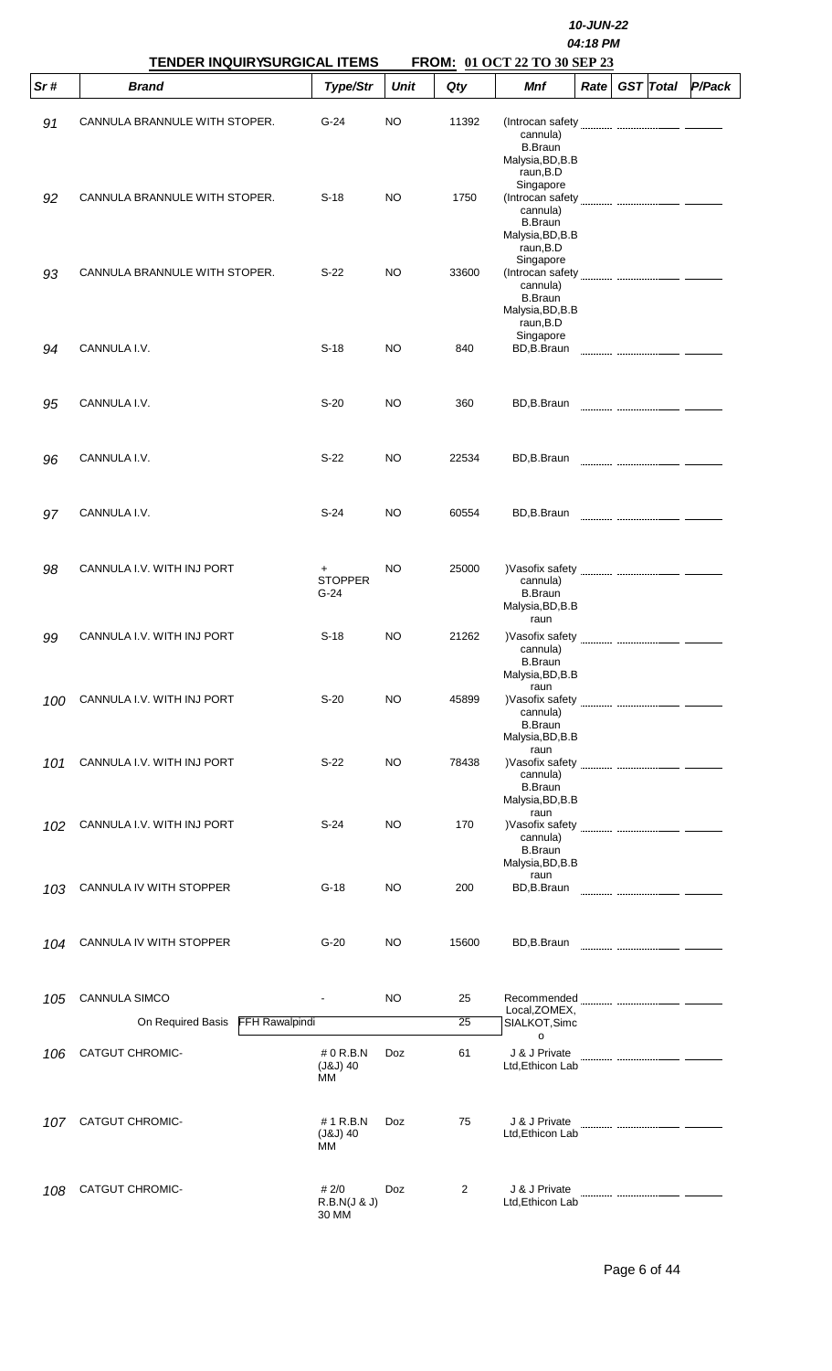10-JUN-22
04:18 PM

**TENDER INQUIRYSURGICAL ITEMS FROM: 01 OCT 22 TO 30 SEP 23**

| Sr # | Brand | Type/Str | Unit | Qty | Mnf | Rate | GST | Total | P/Pack |
|---|---|---|---|---|---|---|---|---|---|
| 91 | CANNULA BRANNULE WITH STOPER. | G-24 | NO | 11392 | (Introcan safety cannula) B.Braun Malysia,BD,B.Braun,B.D Singapore | | | | |
| 92 | CANNULA BRANNULE WITH STOPER. | S-18 | NO | 1750 | (Introcan safety cannula) B.Braun Malysia,BD,B.Braun,B.D Singapore | | | | |
| 93 | CANNULA BRANNULE WITH STOPER. | S-22 | NO | 33600 | (Introcan safety cannula) B.Braun Malysia,BD,B.Braun,B.D Singapore | | | | |
| 94 | CANNULA I.V. | S-18 | NO | 840 | BD,B.Braun | | | | |
| 95 | CANNULA I.V. | S-20 | NO | 360 | BD,B.Braun | | | | |
| 96 | CANNULA I.V. | S-22 | NO | 22534 | BD,B.Braun | | | | |
| 97 | CANNULA I.V. | S-24 | NO | 60554 | BD,B.Braun | | | | |
| 98 | CANNULA I.V. WITH INJ PORT | + STOPPER G-24 | NO | 25000 | )Vasofix safety cannula) B.Braun Malysia,BD,B.Braun | | | | |
| 99 | CANNULA I.V. WITH INJ PORT | S-18 | NO | 21262 | )Vasofix safety cannula) B.Braun Malysia,BD,B.Braun | | | | |
| 100 | CANNULA I.V. WITH INJ PORT | S-20 | NO | 45899 | )Vasofix safety cannula) B.Braun Malysia,BD,B.Braun | | | | |
| 101 | CANNULA I.V. WITH INJ PORT | S-22 | NO | 78438 | )Vasofix safety cannula) B.Braun Malysia,BD,B.Braun | | | | |
| 102 | CANNULA I.V. WITH INJ PORT | S-24 | NO | 170 | )Vasofix safety cannula) B.Braun Malysia,BD,B.Braun | | | | |
| 103 | CANNULA IV WITH STOPPER | G-18 | NO | 200 | BD,B.Braun | | | | |
| 104 | CANNULA IV WITH STOPPER | G-20 | NO | 15600 | BD,B.Braun | | | | |
| 105 | CANNULA SIMCO | - | NO | 25 | Recommended Local,ZOMEX, SIALKOT,Simco | | | | |
| | On Required Basis FFH Rawalpindi | | | 25 | | | | | |
| 106 | CATGUT CHROMIC- | # 0 R.B.N (J&J) 40 MM | Doz | 61 | J & J Private Ltd,Ethicon Lab | | | | |
| 107 | CATGUT CHROMIC- | # 1 R.B.N (J&J) 40 MM | Doz | 75 | J & J Private Ltd,Ethicon Lab | | | | |
| 108 | CATGUT CHROMIC- | # 2/0 R.B.N(J & J) 30 MM | Doz | 2 | J & J Private Ltd,Ethicon Lab | | | | |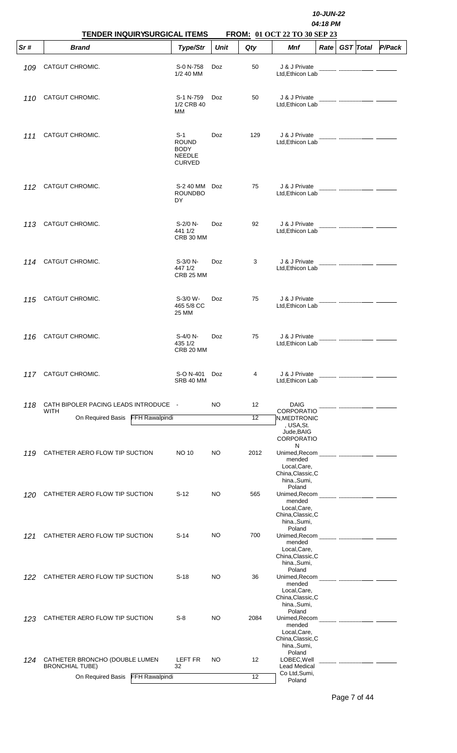10-JUN-22
04:18 PM

**TENDER INQUIRYSURGICAL ITEMS**　　**FROM: 01 OCT 22 TO 30 SEP 23**

| Sr # | Brand | Type/Str | Unit | Qty | Mnf | Rate | GST | Total | P/Pack |
|---|---|---|---|---|---|---|---|---|---|
| 109 | CATGUT CHROMIC. | S-0 N-758 1/2 40 MM | Doz | 50 | J & J Private Ltd,Ethicon Lab | | | | |
| 110 | CATGUT CHROMIC. | S-1 N-759 1/2 CRB 40 MM | Doz | 50 | J & J Private Ltd,Ethicon Lab | | | | |
| 111 | CATGUT CHROMIC. | S-1 ROUND BODY NEEDLE CURVED | Doz | 129 | J & J Private Ltd,Ethicon Lab | | | | |
| 112 | CATGUT CHROMIC. | S-2 40 MM ROUNDBODY | Doz | 75 | J & J Private Ltd,Ethicon Lab | | | | |
| 113 | CATGUT CHROMIC. | S-2/0 N-441 1/2 CRB 30 MM | Doz | 92 | J & J Private Ltd,Ethicon Lab | | | | |
| 114 | CATGUT CHROMIC. | S-3/0 N-447 1/2 CRB 25 MM | Doz | 3 | J & J Private Ltd,Ethicon Lab | | | | |
| 115 | CATGUT CHROMIC. | S-3/0 W-465 5/8 CC 25 MM | Doz | 75 | J & J Private Ltd,Ethicon Lab | | | | |
| 116 | CATGUT CHROMIC. | S-4/0 N-435 1/2 CRB 20 MM | Doz | 75 | J & J Private Ltd,Ethicon Lab | | | | |
| 117 | CATGUT CHROMIC. | S-O N-401 SRB 40 MM | Doz | 4 | J & J Private Ltd,Ethicon Lab | | | | |
| 118 | CATH BIPOLER PACING LEADS INTRODUCE WITH<br>On Required Basis FFH Rawalpindi | - | NO | 12<br>12 | DAIG CORPORATION,MEDTRONIC, USA,St. Jude,BAIG CORPORATION | | | | |
| 119 | CATHETER AERO FLOW TIP SUCTION | NO 10 | NO | 2012 | Unimed,Recommended Local,Care, China,Classic,China.,Sumi, Poland | | | | |
| 120 | CATHETER AERO FLOW TIP SUCTION | S-12 | NO | 565 | Unimed,Recommended Local,Care, China,Classic,China.,Sumi, Poland | | | | |
| 121 | CATHETER AERO FLOW TIP SUCTION | S-14 | NO | 700 | Unimed,Recommended Local,Care, China,Classic,China.,Sumi, Poland | | | | |
| 122 | CATHETER AERO FLOW TIP SUCTION | S-18 | NO | 36 | Unimed,Recommended Local,Care, China,Classic,China.,Sumi, Poland | | | | |
| 123 | CATHETER AERO FLOW TIP SUCTION | S-8 | NO | 2084 | Unimed,Recommended Local,Care, China,Classic,China.,Sumi, Poland | | | | |
| 124 | CATHETER BRONCHO (DOUBLE LUMEN BRONCHIAL TUBE)<br>On Required Basis FFH Rawalpindi | LEFT FR 32 | NO | 12<br>12 | LOBEC,Well Lead Medical Co Ltd,Sumi, Poland | | | | |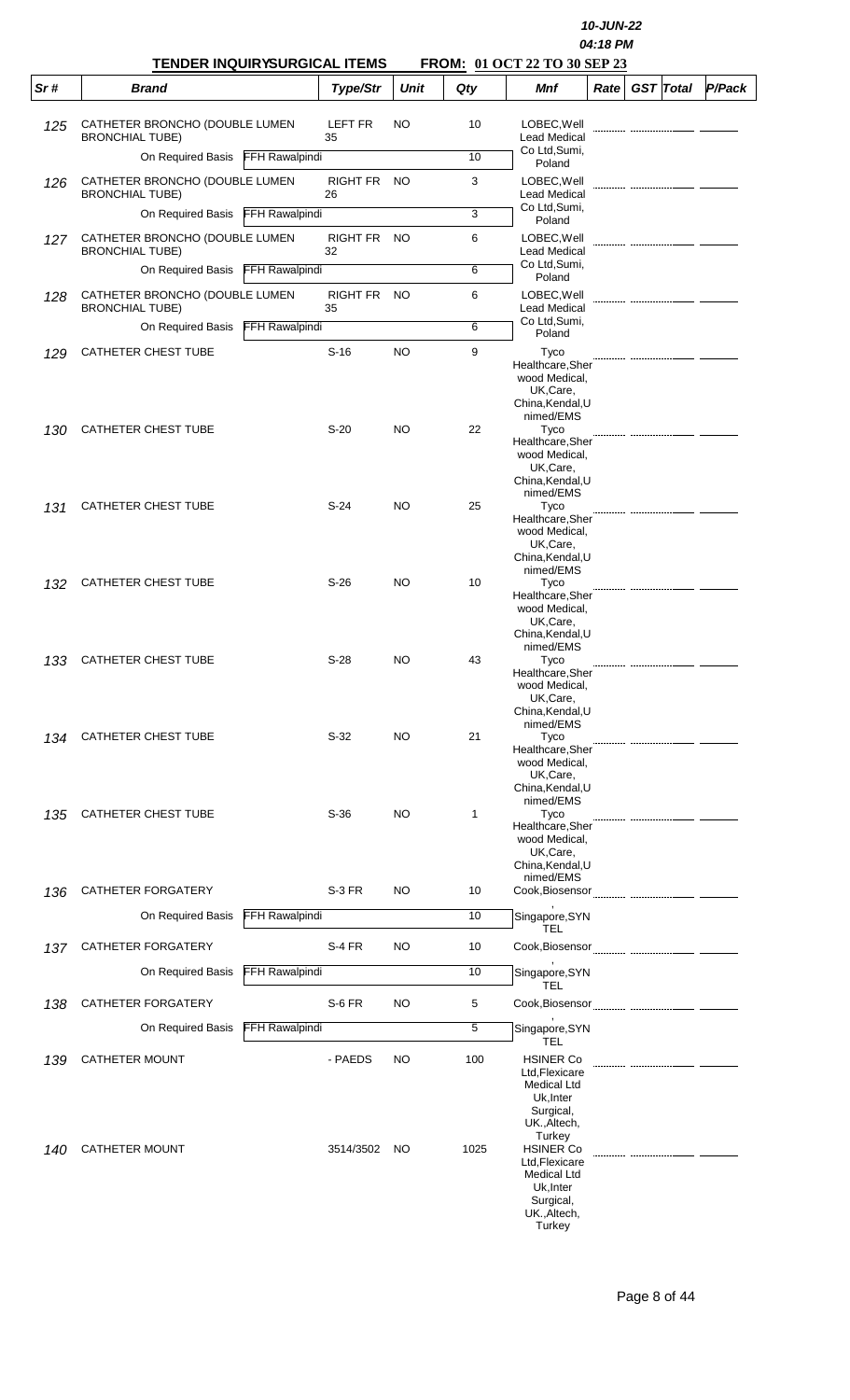10-JUN-22

04:18 PM

**TENDER INQUIRYSURGICAL ITEMS** **FROM: 01 OCT 22 TO 30 SEP 23**

| Sr # | Brand | Type/Str | Unit | Qty | Mnf | Rate | GST | Total | P/Pack |
|---|---|---|---|---|---|---|---|---|---|
| 125 | CATHETER BRONCHO (DOUBLE LUMEN BRONCHIAL TUBE) | LEFT FR 35 | NO | 10 | LOBEC,Well Lead Medical Co Ltd,Sumi, Poland | | | | |
| | On Required Basis FFH Rawalpindi | | | 10 | | | | | |
| 126 | CATHETER BRONCHO (DOUBLE LUMEN BRONCHIAL TUBE) | RIGHT FR 26 | NO | 3 | LOBEC,Well Lead Medical Co Ltd,Sumi, Poland | | | | |
| | On Required Basis FFH Rawalpindi | | | 3 | | | | | |
| 127 | CATHETER BRONCHO (DOUBLE LUMEN BRONCHIAL TUBE) | RIGHT FR 32 | NO | 6 | LOBEC,Well Lead Medical Co Ltd,Sumi, Poland | | | | |
| | On Required Basis FFH Rawalpindi | | | 6 | | | | | |
| 128 | CATHETER BRONCHO (DOUBLE LUMEN BRONCHIAL TUBE) | RIGHT FR 35 | NO | 6 | LOBEC,Well Lead Medical Co Ltd,Sumi, Poland | | | | |
| | On Required Basis FFH Rawalpindi | | | 6 | | | | | |
| 129 | CATHETER CHEST TUBE | S-16 | NO | 9 | Tyco Healthcare,Sherwood Medical, UK,Care, China,Kendal,Unimed/EMS | | | | |
| 130 | CATHETER CHEST TUBE | S-20 | NO | 22 | Tyco Healthcare,Sherwood Medical, UK,Care, China,Kendal,Unimed/EMS | | | | |
| 131 | CATHETER CHEST TUBE | S-24 | NO | 25 | Tyco Healthcare,Sherwood Medical, UK,Care, China,Kendal,Unimed/EMS | | | | |
| 132 | CATHETER CHEST TUBE | S-26 | NO | 10 | Tyco Healthcare,Sherwood Medical, UK,Care, China,Kendal,Unimed/EMS | | | | |
| 133 | CATHETER CHEST TUBE | S-28 | NO | 43 | Tyco Healthcare,Sherwood Medical, UK,Care, China,Kendal,Unimed/EMS | | | | |
| 134 | CATHETER CHEST TUBE | S-32 | NO | 21 | Tyco Healthcare,Sherwood Medical, UK,Care, China,Kendal,Unimed/EMS | | | | |
| 135 | CATHETER CHEST TUBE | S-36 | NO | 1 | Tyco Healthcare,Sherwood Medical, UK,Care, China,Kendal,Unimed/EMS | | | | |
| 136 | CATHETER FORGATERY | S-3 FR | NO | 10 | Cook,Biosensor, Singapore,SYNTEL | | | | |
| | On Required Basis FFH Rawalpindi | | | 10 | | | | | |
| 137 | CATHETER FORGATERY | S-4 FR | NO | 10 | Cook,Biosensor, Singapore,SYNTEL | | | | |
| | On Required Basis FFH Rawalpindi | | | 10 | | | | | |
| 138 | CATHETER FORGATERY | S-6 FR | NO | 5 | Cook,Biosensor, Singapore,SYNTEL | | | | |
| | On Required Basis FFH Rawalpindi | | | 5 | | | | | |
| 139 | CATHETER MOUNT | - PAEDS | NO | 100 | HSINER Co Ltd,Flexicare Medical Ltd Uk,Inter Surgical, UK.,Altech, Turkey | | | | |
| 140 | CATHETER MOUNT | 3514/3502 | NO | 1025 | HSINER Co Ltd,Flexicare Medical Ltd Uk,Inter Surgical, UK.,Altech, Turkey | | | | |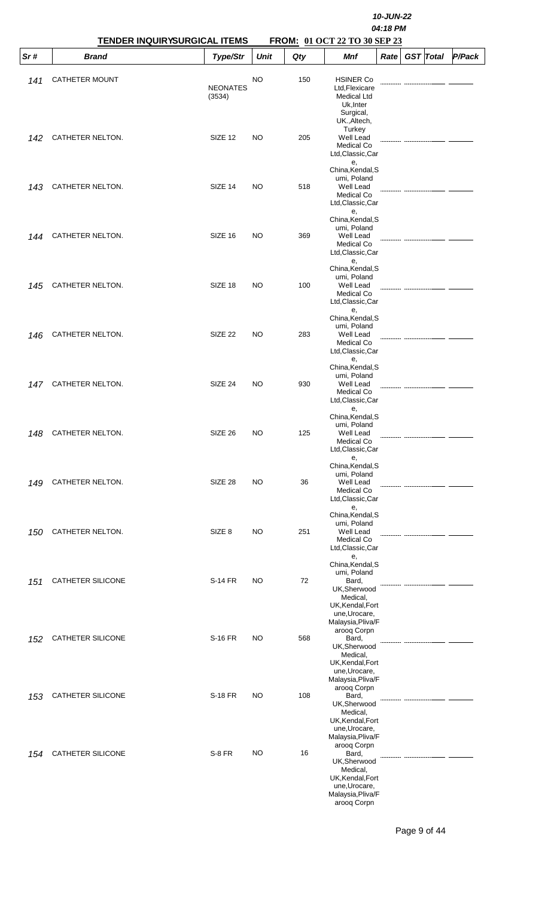10-JUN-22
04:18 PM

**TENDER INQUIRYSURGICAL ITEMS** **FROM: 01 OCT 22 TO 30 SEP 23**

| Sr # | Brand | Type/Str | Unit | Qty | Mnf | Rate | GST | Total | P/Pack |
|---|---|---|---|---|---|---|---|---|---|
| 141 | CATHETER MOUNT | NEONATES (3534) | NO | 150 | HSINER Co Ltd,Flexicare Medical Ltd Uk,Inter Surgical, UK.,Altech, Turkey | | | | |
| 142 | CATHETER NELTON. | SIZE 12 | NO | 205 | Well Lead Medical Co Ltd,Classic,Care, China,Kendal,Sumi, Poland | | | | |
| 143 | CATHETER NELTON. | SIZE 14 | NO | 518 | Well Lead Medical Co Ltd,Classic,Care, China,Kendal,Sumi, Poland | | | | |
| 144 | CATHETER NELTON. | SIZE 16 | NO | 369 | Well Lead Medical Co Ltd,Classic,Care, China,Kendal,Sumi, Poland | | | | |
| 145 | CATHETER NELTON. | SIZE 18 | NO | 100 | Well Lead Medical Co Ltd,Classic,Care, China,Kendal,Sumi, Poland | | | | |
| 146 | CATHETER NELTON. | SIZE 22 | NO | 283 | Well Lead Medical Co Ltd,Classic,Care, China,Kendal,Sumi, Poland | | | | |
| 147 | CATHETER NELTON. | SIZE 24 | NO | 930 | Well Lead Medical Co Ltd,Classic,Care, China,Kendal,Sumi, Poland | | | | |
| 148 | CATHETER NELTON. | SIZE 26 | NO | 125 | Well Lead Medical Co Ltd,Classic,Care, China,Kendal,Sumi, Poland | | | | |
| 149 | CATHETER NELTON. | SIZE 28 | NO | 36 | Well Lead Medical Co Ltd,Classic,Care, China,Kendal,Sumi, Poland | | | | |
| 150 | CATHETER NELTON. | SIZE 8 | NO | 251 | Well Lead Medical Co Ltd,Classic,Care, China,Kendal,Sumi, Poland | | | | |
| 151 | CATHETER SILICONE | S-14 FR | NO | 72 | Bard, UK,Sherwood Medical, UK,Kendal,Fortune,Urocare, Malaysia,Pliva/Farooq Corpn | | | | |
| 152 | CATHETER SILICONE | S-16 FR | NO | 568 | Bard, UK,Sherwood Medical, UK,Kendal,Fortune,Urocare, Malaysia,Pliva/Farooq Corpn | | | | |
| 153 | CATHETER SILICONE | S-18 FR | NO | 108 | Bard, UK,Sherwood Medical, UK,Kendal,Fortune,Urocare, Malaysia,Pliva/Farooq Corpn | | | | |
| 154 | CATHETER SILICONE | S-8 FR | NO | 16 | Bard, UK,Sherwood Medical, UK,Kendal,Fortune,Urocare, Malaysia,Pliva/Farooq Corpn | | | | |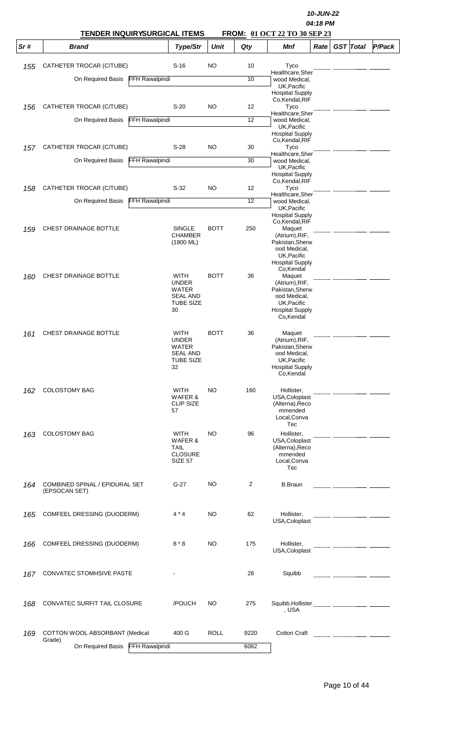10-JUN-22
04:18 PM

**TENDER INQUIRYSURGICAL ITEMS** **FROM: 01 OCT 22 TO 30 SEP 23**

| Sr # | Brand | Type/Str | Unit | Qty | Mnf | Rate | GST | Total | P/Pack |
|---|---|---|---|---|---|---|---|---|---|
| 155 | CATHETER TROCAR (C/TUBE) | S-16 | NO | 10 | Tyco Healthcare,Sherwood Medical, UK,Pacific Hospital Supply Co,Kendal,RIF | | | | |
| | On Required Basis FFH Rawalpindi | | | 10 | | | | | |
| 156 | CATHETER TROCAR (C/TUBE) | S-20 | NO | 12 | Tyco Healthcare,Sherwood Medical, UK,Pacific Hospital Supply Co,Kendal,RIF | | | | |
| | On Required Basis FFH Rawalpindi | | | 12 | | | | | |
| 157 | CATHETER TROCAR (C/TUBE) | S-28 | NO | 30 | Tyco Healthcare,Sherwood Medical, UK,Pacific Hospital Supply Co,Kendal,RIF | | | | |
| | On Required Basis FFH Rawalpindi | | | 30 | | | | | |
| 158 | CATHETER TROCAR (C/TUBE) | S-32 | NO | 12 | Tyco Healthcare,Sherwood Medical, UK,Pacific Hospital Supply Co,Kendal,RIF | | | | |
| | On Required Basis FFH Rawalpindi | | | 12 | | | | | |
| 159 | CHEST DRAINAGE BOTTLE | SINGLE CHAMBER (1800 ML) | BOTT | 250 | Maquet (Atrium),RIF, Pakistan,Sherwood Medical, UK,Pacific Hospital Supply Co,Kendal | | | | |
| 160 | CHEST DRAINAGE BOTTLE | WITH UNDER WATER SEAL AND TUBE SIZE 30 | BOTT | 36 | Maquet (Atrium),RIF, Pakistan,Sherwood Medical, UK,Pacific Hospital Supply Co,Kendal | | | | |
| 161 | CHEST DRAINAGE BOTTLE | WITH UNDER WATER SEAL AND TUBE SIZE 32 | BOTT | 36 | Maquet (Atrium),RIF, Pakistan,Sherwood Medical, UK,Pacific Hospital Supply Co,Kendal | | | | |
| 162 | COLOSTOMY BAG | WITH WAFER & CLIP SIZE 57 | NO | 160 | Hollister, USA,Coloplast (Alterna),Recommended Local,Conva Tec | | | | |
| 163 | COLOSTOMY BAG | WITH WAFER & TAIL CLOSURE SIZE 57 | NO | 96 | Hollister, USA,Coloplast (Alterna),Recommended Local,Conva Tec | | | | |
| 164 | COMBINED SPINAL / EPIDURAL SET (EPSOCAN SET) | G-27 | NO | 2 | B.Braun | | | | |
| 165 | COMFEEL DRESSING (DUODERM) | 4 * 4 | NO | 62 | Hollister, USA,Coloplast | | | | |
| 166 | COMFEEL DRESSING (DUODERM) | 8 * 8 | NO | 175 | Hollister, USA,Coloplast | | | | |
| 167 | CONVATEC STOMHSIVE PASTE | - | | 28 | Squibb | | | | |
| 168 | CONVATEC SURFIT TAIL CLOSURE | /POUCH | NO | 275 | Squibb,Hollister, USA | | | | |
| 169 | COTTON WOOL ABSORBANT (Medical Grade) | 400 G | ROLL | 9220 | Cotton Craft | | | | |
| | On Required Basis FFH Rawalpindi | | | 6062 | | | | | |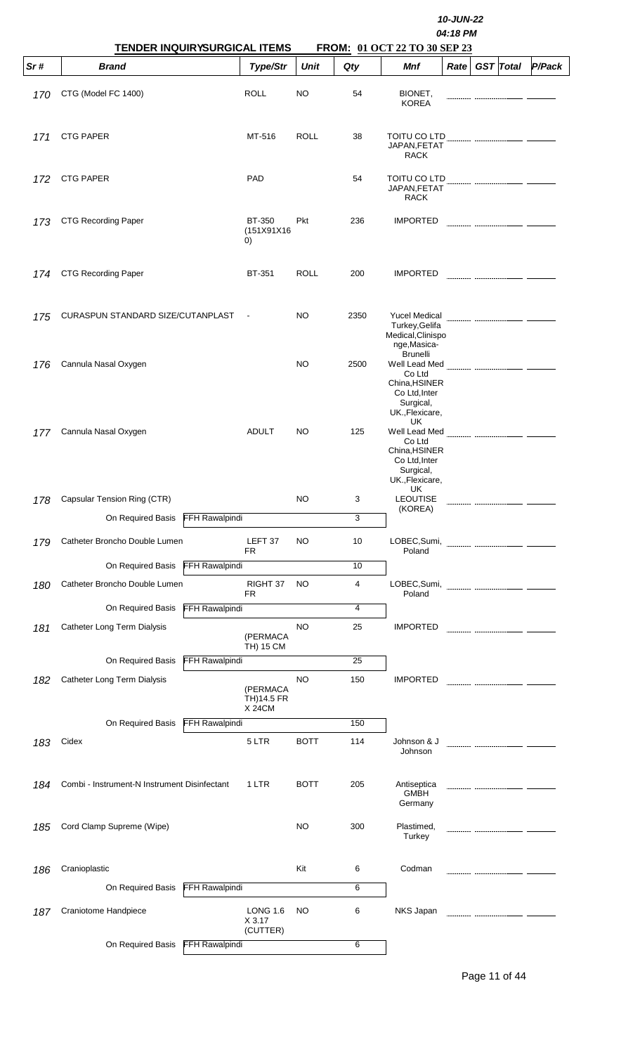10-JUN-22
04:18 PM

**TENDER INQUIRYSURGICAL ITEMS** **FROM: 01 OCT 22 TO 30 SEP 23**

| Sr # | Brand | | Type/Str | Unit | Qty | Mnf | Rate | GST | Total | P/Pack |
|---|---|---|---|---|---|---|---|---|---|---|
| 170 | CTG (Model FC 1400) | | ROLL | NO | 54 | BIONET, KOREA | | | | |
| 171 | CTG PAPER | | MT-516 | ROLL | 38 | TOITU CO LTD JAPAN,FETAT RACK | | | | |
| 172 | CTG PAPER | | PAD | | 54 | TOITU CO LTD JAPAN,FETAT RACK | | | | |
| 173 | CTG Recording Paper | | BT-350 (151X91X160) | Pkt | 236 | IMPORTED | | | | |
| 174 | CTG Recording Paper | | BT-351 | ROLL | 200 | IMPORTED | | | | |
| 175 | CURASPUN STANDARD SIZE/CUTANPLAST | | - | NO | 2350 | Yucel Medical Turkey,Gelifa Medical,Clinispo nge,Masica-Brunelli | | | | |
| 176 | Cannula Nasal Oxygen | | | NO | 2500 | Well Lead Med Co Ltd China,HSINER Co Ltd,Inter Surgical, UK.,Flexicare, UK | | | | |
| 177 | Cannula Nasal Oxygen | | ADULT | NO | 125 | Well Lead Med Co Ltd China,HSINER Co Ltd,Inter Surgical, UK.,Flexicare, UK | | | | |
| 178 | Capsular Tension Ring (CTR) | | | NO | 3 | LEOUTISE (KOREA) | | | | |
| | On Required Basis | FFH Rawalpindi | | | 3 | | | | | |
| 179 | Catheter Broncho Double Lumen | | LEFT 37 FR | NO | 10 | LOBEC,Sumi, Poland | | | | |
| | On Required Basis | FFH Rawalpindi | | | 10 | | | | | |
| 180 | Catheter Broncho Double Lumen | | RIGHT 37 FR | NO | 4 | LOBEC,Sumi, Poland | | | | |
| | On Required Basis | FFH Rawalpindi | | | 4 | | | | | |
| 181 | Catheter Long Term Dialysis | | (PERMACATH) 15 CM | NO | 25 | IMPORTED | | | | |
| | On Required Basis | FFH Rawalpindi | | | 25 | | | | | |
| 182 | Catheter Long Term Dialysis | | (PERMACATH)14.5 FR X 24CM | NO | 150 | IMPORTED | | | | |
| | On Required Basis | FFH Rawalpindi | | | 150 | | | | | |
| 183 | Cidex | | 5 LTR | BOTT | 114 | Johnson & J Johnson | | | | |
| 184 | Combi - Instrument-N Instrument Disinfectant | | 1 LTR | BOTT | 205 | Antiseptica GMBH Germany | | | | |
| 185 | Cord Clamp Supreme (Wipe) | | | NO | 300 | Plastimed, Turkey | | | | |
| 186 | Cranioplastic | | | Kit | 6 | Codman | | | | |
| | On Required Basis | FFH Rawalpindi | | | 6 | | | | | |
| 187 | Craniotome Handpiece | | LONG 1.6 X 3.17 (CUTTER) | NO | 6 | NKS Japan | | | | |
| | On Required Basis | FFH Rawalpindi | | | 6 | | | | | |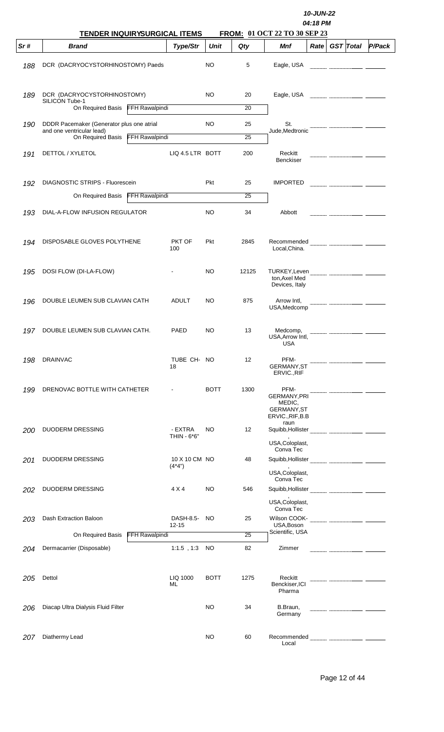10-JUN-22
04:18 PM

**TENDER INQUIRYSURGICAL ITEMS** **FROM: 01 OCT 22 TO 30 SEP 23**

| Sr # | Brand | Type/Str | Unit | Qty | Mnf | Rate | GST | Total | P/Pack |
|---|---|---|---|---|---|---|---|---|---|
| 188 | DCR (DACRYOCYSTORHINOSTOMY) Paeds | | NO | 5 | Eagle, USA | | | | |
| 189 | DCR (DACRYOCYSTORHINOSTOMY) SILICON Tube-1 | | NO | 20 | Eagle, USA | | | | |
| | On Required Basis FFH Rawalpindi | | | 20 | | | | | |
| 190 | DDDR Pacemaker (Generator plus one atrial and one ventricular lead) | | NO | 25 | St. Jude,Medtronic | | | | |
| | On Required Basis FFH Rawalpindi | | | 25 | | | | | |
| 191 | DETTOL / XYLETOL | LIQ 4.5 LTR | BOTT | 200 | Reckitt Benckiser | | | | |
| 192 | DIAGNOSTIC STRIPS - Fluorescein | | Pkt | 25 | IMPORTED | | | | |
| | On Required Basis FFH Rawalpindi | | | 25 | | | | | |
| 193 | DIAL-A-FLOW INFUSION REGULATOR | | NO | 34 | Abbott | | | | |
| 194 | DISPOSABLE GLOVES POLYTHENE | PKT OF 100 | Pkt | 2845 | Recommended Local,China. | | | | |
| 195 | DOSI FLOW (DI-LA-FLOW) | - | NO | 12125 | TURKEY,Leventon,Axel Med Devices, Italy | | | | |
| 196 | DOUBLE LEUMEN SUB CLAVIAN CATH | ADULT | NO | 875 | Arrow Intl, USA,Medcomp | | | | |
| 197 | DOUBLE LEUMEN SUB CLAVIAN CATH. | PAED | NO | 13 | Medcomp, USA,Arrow Intl, USA | | | | |
| 198 | DRAINVAC | TUBE CH-18 | NO | 12 | PFM-GERMANY,ST ERVIC.,RIF | | | | |
| 199 | DRENOVAC BOTTLE WITH CATHETER | - | BOTT | 1300 | PFM-GERMANY,PRI MEDIC, GERMANY,ST ERVIC.,RIF,B.B raun | | | | |
| 200 | DUODERM DRESSING | - EXTRA THIN - 6*6" | NO | 12 | Squibb,Hollister , USA,Coloplast, Conva Tec | | | | |
| 201 | DUODERM DRESSING | 10 X 10 CM (4*4") | NO | 48 | Squibb,Hollister , USA,Coloplast, Conva Tec | | | | |
| 202 | DUODERM DRESSING | 4 X 4 | NO | 546 | Squibb,Hollister , USA,Coloplast, Conva Tec | | | | |
| 203 | Dash Extraction Baloon | DASH-8.5-12-15 | NO | 25 | Wilson COOK-USA,Boson Scientific, USA | | | | |
| | On Required Basis FFH Rawalpindi | | | 25 | | | | | |
| 204 | Dermacarrier (Disposable) | 1:1.5 , 1:3 | NO | 82 | Zimmer | | | | |
| 205 | Dettol | LIQ 1000 ML | BOTT | 1275 | Reckitt Benckiser,ICI Pharma | | | | |
| 206 | Diacap Ultra Dialysis Fluid Filter | | NO | 34 | B.Braun, Germany | | | | |
| 207 | Diathermy Lead | | NO | 60 | Recommended Local | | | | |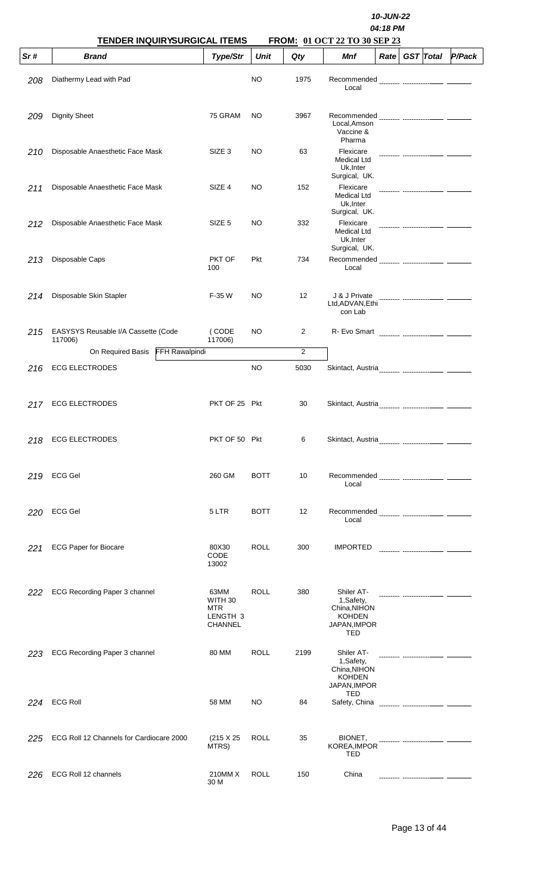10-JUN-22

04:18 PM

**TENDER INQUIRYSURGICAL ITEMS** **FROM: 01 OCT 22 TO 30 SEP 23**

| Sr # | Brand | Type/Str | Unit | Qty | Mnf | Rate | GST | Total | P/Pack |
|---|---|---|---|---|---|---|---|---|---|
| 208 | Diathermy Lead with Pad | | NO | 1975 | Recommended Local | | | | |
| 209 | Dignity Sheet | 75 GRAM | NO | 3967 | Recommended Local,Amson Vaccine & Pharma | | | | |
| 210 | Disposable Anaesthetic Face Mask | SIZE 3 | NO | 63 | Flexicare Medical Ltd Uk,Inter Surgical, UK. | | | | |
| 211 | Disposable Anaesthetic Face Mask | SIZE 4 | NO | 152 | Flexicare Medical Ltd Uk,Inter Surgical, UK. | | | | |
| 212 | Disposable Anaesthetic Face Mask | SIZE 5 | NO | 332 | Flexicare Medical Ltd Uk,Inter Surgical, UK. | | | | |
| 213 | Disposable Caps | PKT OF 100 | Pkt | 734 | Recommended Local | | | | |
| 214 | Disposable Skin Stapler | F-35 W | NO | 12 | J & J Private Ltd,ADVAN,Ethi con Lab | | | | |
| 215 | EASYSYS Reusable I/A Cassette (Code 117006) | ( CODE 117006) | NO | 2 | R- Evo Smart | | | | |
| | On Required Basis FFH Rawalpindi | | | 2 | | | | | |
| 216 | ECG ELECTRODES | | NO | 5030 | Skintact, Austria | | | | |
| 217 | ECG ELECTRODES | PKT OF 25 | Pkt | 30 | Skintact, Austria | | | | |
| 218 | ECG ELECTRODES | PKT OF 50 | Pkt | 6 | Skintact, Austria | | | | |
| 219 | ECG Gel | 260 GM | BOTT | 10 | Recommended Local | | | | |
| 220 | ECG Gel | 5 LTR | BOTT | 12 | Recommended Local | | | | |
| 221 | ECG Paper for Biocare | 80X30 CODE 13002 | ROLL | 300 | IMPORTED | | | | |
| 222 | ECG Recording Paper 3 channel | 63MM WITH 30 MTR LENGTH 3 CHANNEL | ROLL | 380 | Shiler AT-1,Safety, China,NIHON KOHDEN JAPAN,IMPORTED | | | | |
| 223 | ECG Recording Paper 3 channel | 80 MM | ROLL | 2199 | Shiler AT-1,Safety, China,NIHON KOHDEN JAPAN,IMPORTED | | | | |
| 224 | ECG Roll | 58 MM | NO | 84 | Safety, China | | | | |
| 225 | ECG Roll 12 Channels for Cardiocare 2000 | (215 X 25 MTRS) | ROLL | 35 | BIONET, KOREA,IMPORTED | | | | |
| 226 | ECG Roll 12 channels | 210MM X 30 M | ROLL | 150 | China | | | | |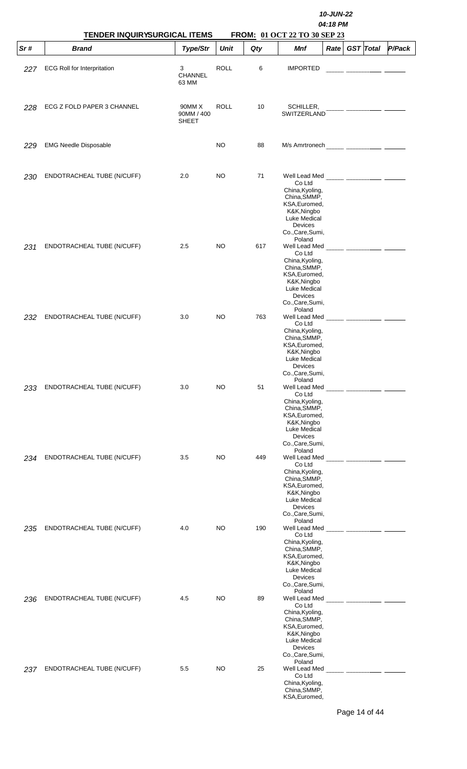10-JUN-22
04:18 PM

**TENDER INQUIRYSURGICAL ITEMS** **FROM: 01 OCT 22 TO 30 SEP 23**

| Sr # | Brand | Type/Str | Unit | Qty | Mnf | Rate | GST | Total | P/Pack |
|---|---|---|---|---|---|---|---|---|---|
| 227 | ECG Roll for Interpritation | 3 CHANNEL 63 MM | ROLL | 6 | IMPORTED | | | | |
| 228 | ECG Z FOLD PAPER 3 CHANNEL | 90MM X 90MM / 400 SHEET | ROLL | 10 | SCHILLER, SWITZERLAND | | | | |
| 229 | EMG Needle Disposable | | NO | 88 | M/s Amrtronech | | | | |
| 230 | ENDOTRACHEAL TUBE (N/CUFF) | 2.0 | NO | 71 | Well Lead Med Co Ltd China,Kyoling, China,SMMP, KSA,Euromed, K&K,Ningbo Luke Medical Devices Co.,Care,Sumi, Poland | | | | |
| 231 | ENDOTRACHEAL TUBE (N/CUFF) | 2.5 | NO | 617 | Well Lead Med Co Ltd China,Kyoling, China,SMMP, KSA,Euromed, K&K,Ningbo Luke Medical Devices Co.,Care,Sumi, Poland | | | | |
| 232 | ENDOTRACHEAL TUBE (N/CUFF) | 3.0 | NO | 763 | Well Lead Med Co Ltd China,Kyoling, China,SMMP, KSA,Euromed, K&K,Ningbo Luke Medical Devices Co.,Care,Sumi, Poland | | | | |
| 233 | ENDOTRACHEAL TUBE (N/CUFF) | 3.0 | NO | 51 | Well Lead Med Co Ltd China,Kyoling, China,SMMP, KSA,Euromed, K&K,Ningbo Luke Medical Devices Co.,Care,Sumi, Poland | | | | |
| 234 | ENDOTRACHEAL TUBE (N/CUFF) | 3.5 | NO | 449 | Well Lead Med Co Ltd China,Kyoling, China,SMMP, KSA,Euromed, K&K,Ningbo Luke Medical Devices Co.,Care,Sumi, Poland | | | | |
| 235 | ENDOTRACHEAL TUBE (N/CUFF) | 4.0 | NO | 190 | Well Lead Med Co Ltd China,Kyoling, China,SMMP, KSA,Euromed, K&K,Ningbo Luke Medical Devices Co.,Care,Sumi, Poland | | | | |
| 236 | ENDOTRACHEAL TUBE (N/CUFF) | 4.5 | NO | 89 | Well Lead Med Co Ltd China,Kyoling, China,SMMP, KSA,Euromed, K&K,Ningbo Luke Medical Devices Co.,Care,Sumi, Poland | | | | |
| 237 | ENDOTRACHEAL TUBE (N/CUFF) | 5.5 | NO | 25 | Well Lead Med Co Ltd China,Kyoling, China,SMMP, KSA,Euromed, | | | | |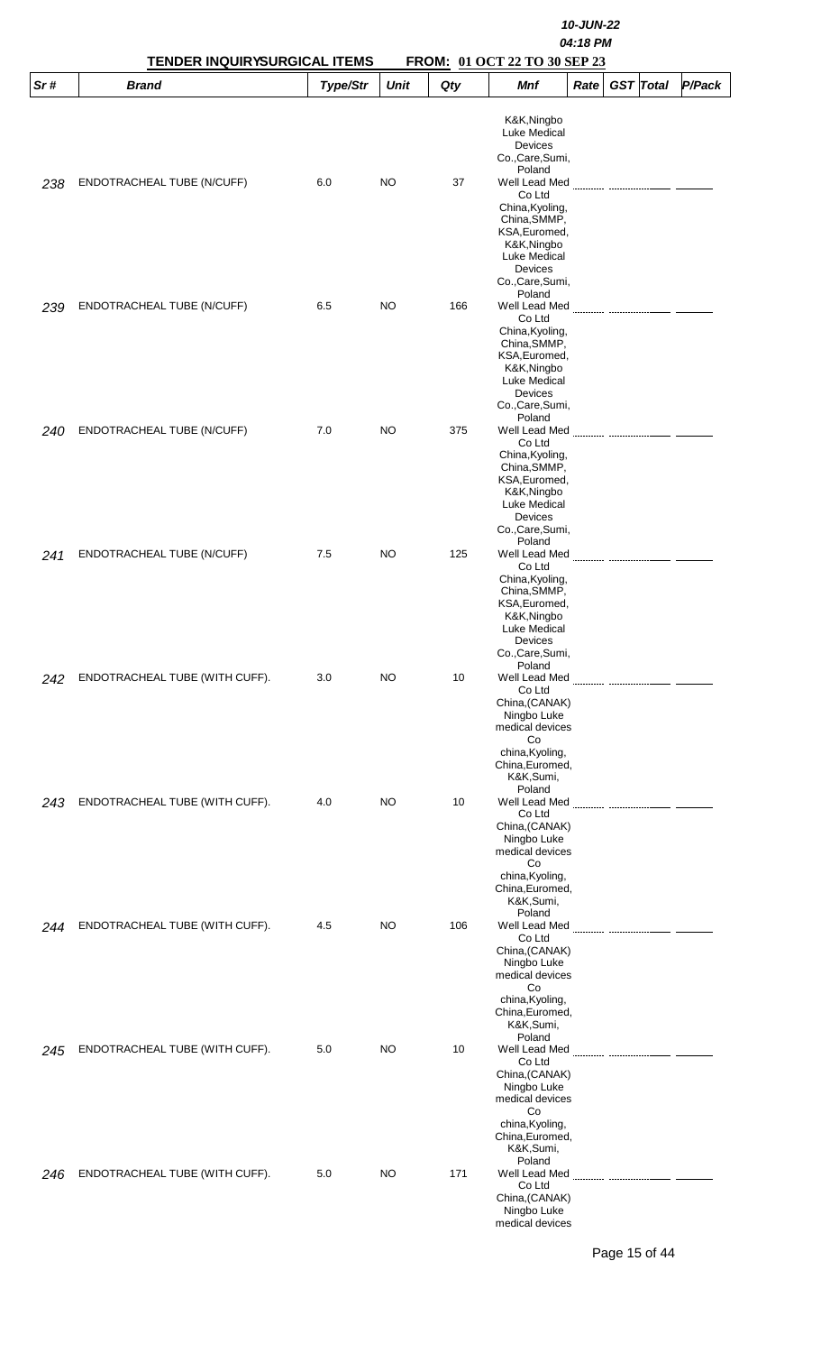10-JUN-22

04:18 PM

**TENDER INQUIRYSURGICAL ITEMS FROM: 01 OCT 22 TO 30 SEP 23**

| Sr # | Brand | Type/Str | Unit | Qty | Mnf | Rate | GST | Total | P/Pack |
|---|---|---|---|---|---|---|---|---|---|
| 238 | ENDOTRACHEAL TUBE (N/CUFF) | 6.0 | NO | 37 | K&K,Ningbo Luke Medical Devices Co.,Care,Sumi, Poland Well Lead Med Co Ltd China,Kyoling, China,SMMP, KSA,Euromed, | | | | |
| 239 | ENDOTRACHEAL TUBE (N/CUFF) | 6.5 | NO | 166 | K&K,Ningbo Luke Medical Devices Co.,Care,Sumi, Poland Well Lead Med Co Ltd China,Kyoling, China,SMMP, KSA,Euromed, | | | | |
| 240 | ENDOTRACHEAL TUBE (N/CUFF) | 7.0 | NO | 375 | K&K,Ningbo Luke Medical Devices Co.,Care,Sumi, Poland Well Lead Med Co Ltd China,Kyoling, China,SMMP, KSA,Euromed, | | | | |
| 241 | ENDOTRACHEAL TUBE (N/CUFF) | 7.5 | NO | 125 | K&K,Ningbo Luke Medical Devices Co.,Care,Sumi, Poland Well Lead Med Co Ltd China,Kyoling, China,SMMP, KSA,Euromed, | | | | |
| 242 | ENDOTRACHEAL TUBE (WITH CUFF). | 3.0 | NO | 10 | K&K,Ningbo Luke Medical Devices Co.,Care,Sumi, Poland Well Lead Med Co Ltd China,(CANAK) | | | | |
| 243 | ENDOTRACHEAL TUBE (WITH CUFF). | 4.0 | NO | 10 | Ningbo Luke medical devices Co china,Kyoling, China,Euromed, K&K,Sumi, Poland Well Lead Med Co Ltd China,(CANAK) | | | | |
| 244 | ENDOTRACHEAL TUBE (WITH CUFF). | 4.5 | NO | 106 | Ningbo Luke medical devices Co china,Kyoling, China,Euromed, K&K,Sumi, Poland Well Lead Med Co Ltd China,(CANAK) | | | | |
| 245 | ENDOTRACHEAL TUBE (WITH CUFF). | 5.0 | NO | 10 | Ningbo Luke medical devices Co china,Kyoling, China,Euromed, K&K,Sumi, Poland Well Lead Med Co Ltd China,(CANAK) | | | | |
| 246 | ENDOTRACHEAL TUBE (WITH CUFF). | 5.0 | NO | 171 | Ningbo Luke medical devices Co china,Kyoling, China,Euromed, K&K,Sumi, Poland Well Lead Med Co Ltd China,(CANAK) Ningbo Luke medical devices | | | | |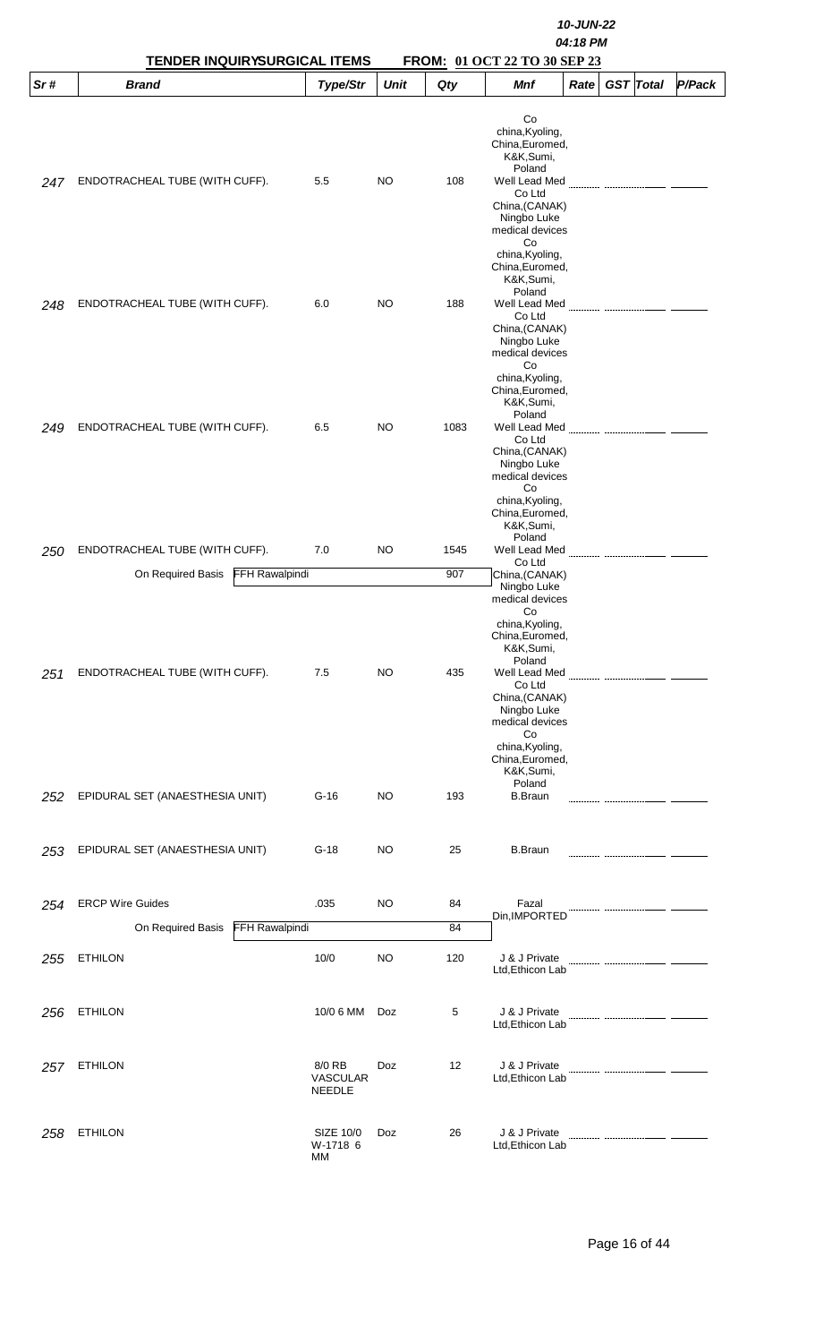10-JUN-22
04:18 PM

**TENDER INQUIRYSURGICAL ITEMS** **FROM: 01 OCT 22 TO 30 SEP 23**

| Sr # | Brand | Type/Str | Unit | Qty | Mnf | Rate | GST | Total | P/Pack |
|---|---|---|---|---|---|---|---|---|---|
| 247 | ENDOTRACHEAL TUBE (WITH CUFF). | 5.5 | NO | 108 | Co china,Kyoling, China,Euromed, K&K,Sumi, Poland Well Lead Med Co Ltd China,(CANAK) Ningbo Luke medical devices | | | | |
| 248 | ENDOTRACHEAL TUBE (WITH CUFF). | 6.0 | NO | 188 | Co china,Kyoling, China,Euromed, K&K,Sumi, Poland Well Lead Med Co Ltd China,(CANAK) Ningbo Luke medical devices | | | | |
| 249 | ENDOTRACHEAL TUBE (WITH CUFF). | 6.5 | NO | 1083 | Co china,Kyoling, China,Euromed, K&K,Sumi, Poland Well Lead Med Co Ltd China,(CANAK) Ningbo Luke medical devices | | | | |
| 250 | ENDOTRACHEAL TUBE (WITH CUFF). | 7.0 | NO | 1545 | Co china,Kyoling, China,Euromed, K&K,Sumi, Poland Well Lead Med Co Ltd China,(CANAK) Ningbo Luke medical devices | | | | |
| | On Required Basis FFH Rawalpindi | | | 907 | | | | | |
| 251 | ENDOTRACHEAL TUBE (WITH CUFF). | 7.5 | NO | 435 | Co china,Kyoling, China,Euromed, K&K,Sumi, Poland Well Lead Med Co Ltd China,(CANAK) Ningbo Luke medical devices | | | | |
| 252 | EPIDURAL SET (ANAESTHESIA UNIT) | G-16 | NO | 193 | Co china,Kyoling, China,Euromed, K&K,Sumi, Poland B.Braun | | | | |
| 253 | EPIDURAL SET (ANAESTHESIA UNIT) | G-18 | NO | 25 | B.Braun | | | | |
| 254 | ERCP Wire Guides | .035 | NO | 84 | Fazal Din,IMPORTED | | | | |
| | On Required Basis FFH Rawalpindi | | | 84 | | | | | |
| 255 | ETHILON | 10/0 | NO | 120 | J & J Private Ltd,Ethicon Lab | | | | |
| 256 | ETHILON | 10/0 6 MM | Doz | 5 | J & J Private Ltd,Ethicon Lab | | | | |
| 257 | ETHILON | 8/0 RB VASCULAR NEEDLE | Doz | 12 | J & J Private Ltd,Ethicon Lab | | | | |
| 258 | ETHILON | SIZE 10/0 W-1718 6 MM | Doz | 26 | J & J Private Ltd,Ethicon Lab | | | | |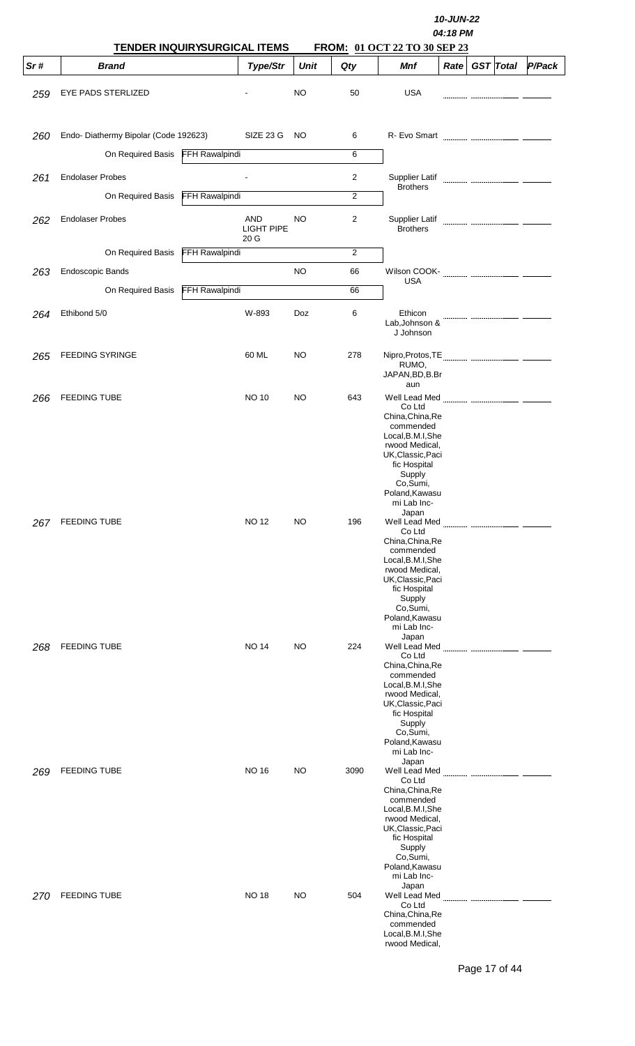10-JUN-22
04:18 PM

**TENDER INQUIRYSURGICAL ITEMS** **FROM: 01 OCT 22 TO 30 SEP 23**

| Sr # | Brand | | Type/Str | Unit | Qty | Mnf | Rate | GST | Total | P/Pack |
|---|---|---|---|---|---|---|---|---|---|---|
| 259 | EYE PADS STERLIZED | | - | NO | 50 | USA | | | | |
| 260 | Endo- Diathermy Bipolar (Code 192623) | | SIZE 23 G | NO | 6 | R- Evo Smart | | | | |
| | On Required Basis | FFH Rawalpindi | | | 6 | | | | | |
| 261 | Endolaser Probes | | - | | 2 | Supplier Latif Brothers | | | | |
| | On Required Basis | FFH Rawalpindi | | | 2 | | | | | |
| 262 | Endolaser Probes | | AND LIGHT PIPE 20 G | NO | 2 | Supplier Latif Brothers | | | | |
| | On Required Basis | FFH Rawalpindi | | | 2 | | | | | |
| 263 | Endoscopic Bands | | | NO | 66 | Wilson COOK-USA | | | | |
| | On Required Basis | FFH Rawalpindi | | | 66 | | | | | |
| 264 | Ethibond 5/0 | | W-893 | Doz | 6 | Ethicon Lab,Johnson & J Johnson | | | | |
| 265 | FEEDING SYRINGE | | 60 ML | NO | 278 | Nipro,Protos,TERUMO, JAPAN,BD,B.Braun | | | | |
| 266 | FEEDING TUBE | | NO 10 | NO | 643 | Well Lead Med Co Ltd China,China,Recommended Local,B.M.I,Sherwood Medical, UK,Classic,Pacific Hospital Supply Co,Sumi, Poland,Kawasumi Lab Inc-Japan | | | | |
| 267 | FEEDING TUBE | | NO 12 | NO | 196 | Well Lead Med Co Ltd China,China,Recommended Local,B.M.I,Sherwood Medical, UK,Classic,Pacific Hospital Supply Co,Sumi, Poland,Kawasumi Lab Inc-Japan | | | | |
| 268 | FEEDING TUBE | | NO 14 | NO | 224 | Well Lead Med Co Ltd China,China,Recommended Local,B.M.I,Sherwood Medical, UK,Classic,Pacific Hospital Supply Co,Sumi, Poland,Kawasumi Lab Inc-Japan | | | | |
| 269 | FEEDING TUBE | | NO 16 | NO | 3090 | Well Lead Med Co Ltd China,China,Recommended Local,B.M.I,Sherwood Medical, UK,Classic,Pacific Hospital Supply Co,Sumi, Poland,Kawasumi Lab Inc-Japan | | | | |
| 270 | FEEDING TUBE | | NO 18 | NO | 504 | Well Lead Med Co Ltd China,China,Recommended Local,B.M.I,Sherwood Medical, | | | | |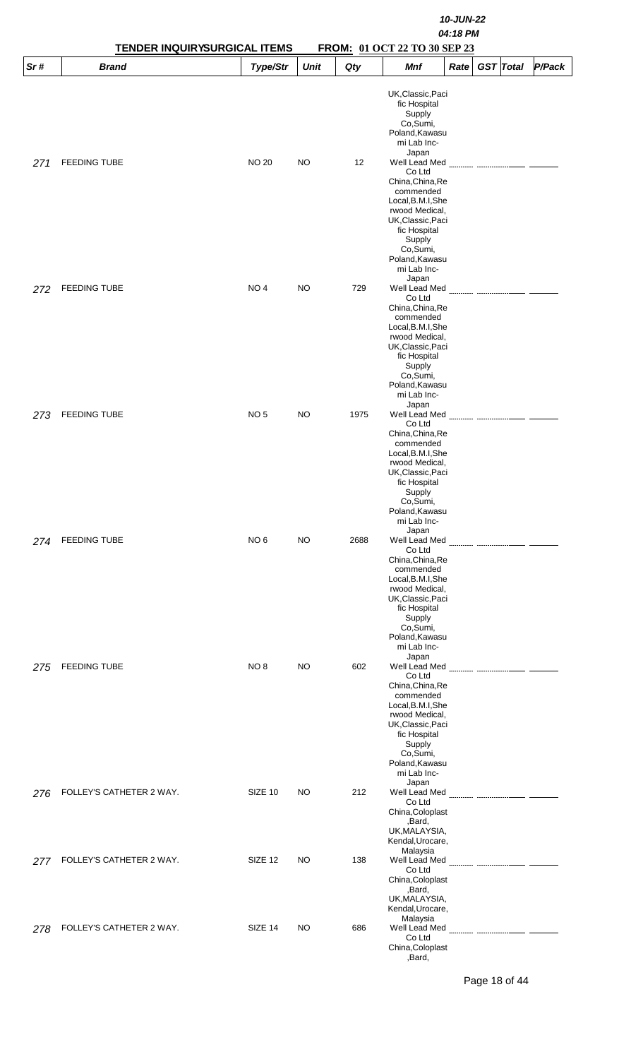## TENDER INQUIRYSURGICAL ITEMS FROM: 01 OCT 22 TO 30 SEP 23

| Sr # | Brand | Type/Str | Unit | Qty | Mnf | Rate | GST | Total | P/Pack |
|---|---|---|---|---|---|---|---|---|---|
| 271 | FEEDING TUBE | NO 20 | NO | 12 | UK,Classic,Pacific Hospital Supply Co,Sumi, Poland,Kawasumi Lab Inc-Japan Well Lead Med Co Ltd China,China,Recommended | | | | |
| 272 | FEEDING TUBE | NO 4 | NO | 729 | Local,B.M.I,Sherwood Medical, UK,Classic,Pacific Hospital Supply Co,Sumi, Poland,Kawasumi Lab Inc-Japan Well Lead Med Co Ltd China,China,Recommended | | | | |
| 273 | FEEDING TUBE | NO 5 | NO | 1975 | Local,B.M.I,Sherwood Medical, UK,Classic,Pacific Hospital Supply Co,Sumi, Poland,Kawasumi Lab Inc-Japan Well Lead Med Co Ltd China,China,Recommended | | | | |
| 274 | FEEDING TUBE | NO 6 | NO | 2688 | Local,B.M.I,Sherwood Medical, UK,Classic,Pacific Hospital Supply Co,Sumi, Poland,Kawasumi Lab Inc-Japan Well Lead Med Co Ltd China,China,Recommended | | | | |
| 275 | FEEDING TUBE | NO 8 | NO | 602 | Local,B.M.I,Sherwood Medical, UK,Classic,Pacific Hospital Supply Co,Sumi, Poland,Kawasumi Lab Inc-Japan Well Lead Med Co Ltd China,China,Recommended | | | | |
| 276 | FOLLEY'S CATHETER 2 WAY. | SIZE 10 | NO | 212 | Local,B.M.I,Sherwood Medical, UK,Classic,Pacific Hospital Supply Co,Sumi, Poland,Kawasumi Lab Inc-Japan Well Lead Med Co Ltd China,Coloplast,Bard, | | | | |
| 277 | FOLLEY'S CATHETER 2 WAY. | SIZE 12 | NO | 138 | UK,MALAYSIA, Kendal,Urocare, Malaysia Well Lead Med Co Ltd China,Coloplast,Bard, | | | | |
| 278 | FOLLEY'S CATHETER 2 WAY. | SIZE 14 | NO | 686 | UK,MALAYSIA, Kendal,Urocare, Malaysia Well Lead Med Co Ltd China,Coloplast,Bard, | | | | |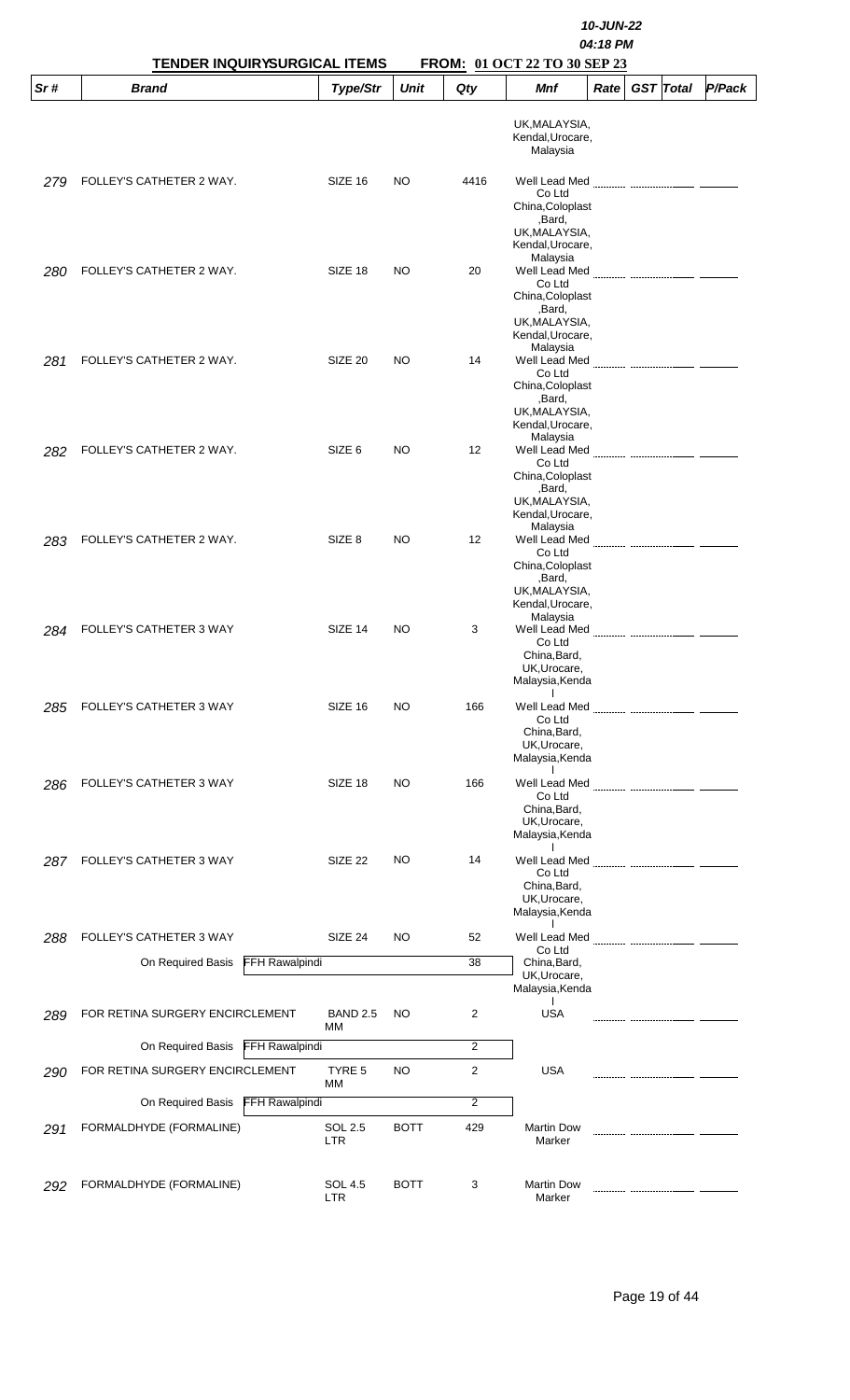10-JUN-22

04:18 PM

**TENDER INQUIRYSURGICAL ITEMS** **FROM: 01 OCT 22 TO 30 SEP 23**

| Sr # | Brand | Type/Str | Unit | Qty | Mnf | Rate | GST | Total | P/Pack |
|---|---|---|---|---|---|---|---|---|---|
| | | | | | UK,MALAYSIA, Kendal,Urocare, Malaysia | | | | |
| 279 | FOLLEY'S CATHETER 2 WAY. | SIZE 16 | NO | 4416 | Well Lead Med Co Ltd China,Coloplast ,Bard, UK,MALAYSIA, Kendal,Urocare, Malaysia | | | | |
| 280 | FOLLEY'S CATHETER 2 WAY. | SIZE 18 | NO | 20 | Well Lead Med Co Ltd China,Coloplast ,Bard, UK,MALAYSIA, Kendal,Urocare, Malaysia | | | | |
| 281 | FOLLEY'S CATHETER 2 WAY. | SIZE 20 | NO | 14 | Well Lead Med Co Ltd China,Coloplast ,Bard, UK,MALAYSIA, Kendal,Urocare, Malaysia | | | | |
| 282 | FOLLEY'S CATHETER 2 WAY. | SIZE 6 | NO | 12 | Well Lead Med Co Ltd China,Coloplast ,Bard, UK,MALAYSIA, Kendal,Urocare, Malaysia | | | | |
| 283 | FOLLEY'S CATHETER 2 WAY. | SIZE 8 | NO | 12 | Well Lead Med Co Ltd China,Coloplast ,Bard, UK,MALAYSIA, Kendal,Urocare, Malaysia | | | | |
| 284 | FOLLEY'S CATHETER 3 WAY | SIZE 14 | NO | 3 | Well Lead Med Co Ltd China,Bard, UK,Urocare, Malaysia,Kendal | | | | |
| 285 | FOLLEY'S CATHETER 3 WAY | SIZE 16 | NO | 166 | Well Lead Med Co Ltd China,Bard, UK,Urocare, Malaysia,Kendal | | | | |
| 286 | FOLLEY'S CATHETER 3 WAY | SIZE 18 | NO | 166 | Well Lead Med Co Ltd China,Bard, UK,Urocare, Malaysia,Kendal | | | | |
| 287 | FOLLEY'S CATHETER 3 WAY | SIZE 22 | NO | 14 | Well Lead Med Co Ltd China,Bard, UK,Urocare, Malaysia,Kendal | | | | |
| 288 | FOLLEY'S CATHETER 3 WAY | SIZE 24 | NO | 52 | Well Lead Med Co Ltd China,Bard, UK,Urocare, Malaysia,Kendal | | | | |
| | On Required Basis FFH Rawalpindi | | | 38 | | | | | |
| 289 | FOR RETINA SURGERY ENCIRCLEMENT | BAND 2.5 MM | NO | 2 | USA | | | | |
| | On Required Basis FFH Rawalpindi | | | 2 | | | | | |
| 290 | FOR RETINA SURGERY ENCIRCLEMENT | TYRE 5 MM | NO | 2 | USA | | | | |
| | On Required Basis FFH Rawalpindi | | | 2 | | | | | |
| 291 | FORMALDHYDE (FORMALINE) | SOL 2.5 LTR | BOTT | 429 | Martin Dow Marker | | | | |
| 292 | FORMALDHYDE (FORMALINE) | SOL 4.5 LTR | BOTT | 3 | Martin Dow Marker | | | | |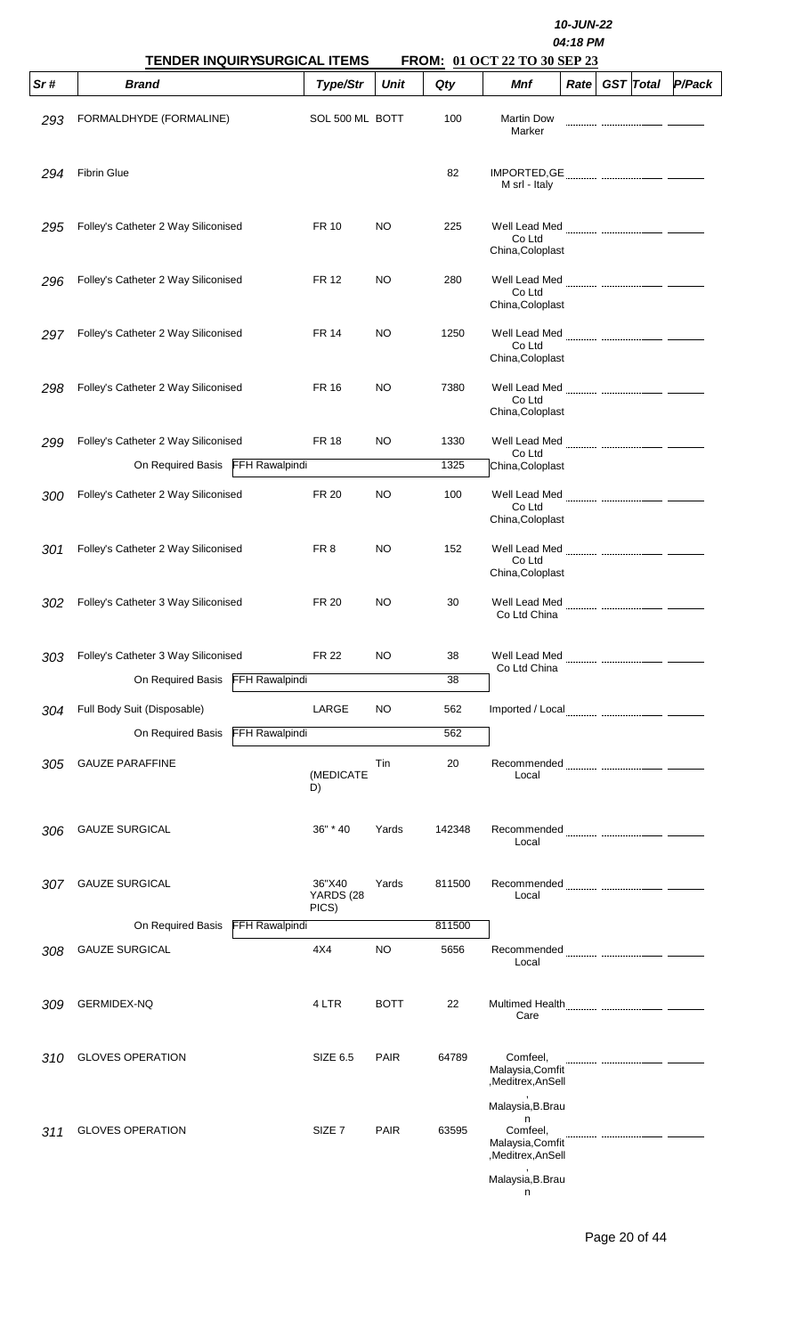10-JUN-22
04:18 PM

**TENDER INQUIRYSURGICAL ITEMS** **FROM: 01 OCT 22 TO 30 SEP 23**

| Sr # | Brand | Type/Str | Unit | Qty | Mnf | Rate | GST | Total | P/Pack |
|---|---|---|---|---|---|---|---|---|---|
| 293 | FORMALDHYDE (FORMALINE) | SOL 500 ML | BOTT | 100 | Martin Dow Marker | | | | |
| 294 | Fibrin Glue | | | 82 | IMPORTED,GE M srl - Italy | | | | |
| 295 | Folley's Catheter 2 Way Siliconised | FR 10 | NO | 225 | Well Lead Med Co Ltd China,Coloplast | | | | |
| 296 | Folley's Catheter 2 Way Siliconised | FR 12 | NO | 280 | Well Lead Med Co Ltd China,Coloplast | | | | |
| 297 | Folley's Catheter 2 Way Siliconised | FR 14 | NO | 1250 | Well Lead Med Co Ltd China,Coloplast | | | | |
| 298 | Folley's Catheter 2 Way Siliconised | FR 16 | NO | 7380 | Well Lead Med Co Ltd China,Coloplast | | | | |
| 299 | Folley's Catheter 2 Way Siliconised | FR 18 | NO | 1330 | Well Lead Med Co Ltd China,Coloplast | | | | |
| | On Required Basis FFH Rawalpindi | | | 1325 | | | | | |
| 300 | Folley's Catheter 2 Way Siliconised | FR 20 | NO | 100 | Well Lead Med Co Ltd China,Coloplast | | | | |
| 301 | Folley's Catheter 2 Way Siliconised | FR 8 | NO | 152 | Well Lead Med Co Ltd China,Coloplast | | | | |
| 302 | Folley's Catheter 3 Way Siliconised | FR 20 | NO | 30 | Well Lead Med Co Ltd China | | | | |
| 303 | Folley's Catheter 3 Way Siliconised | FR 22 | NO | 38 | Well Lead Med Co Ltd China | | | | |
| | On Required Basis FFH Rawalpindi | | | 38 | | | | | |
| 304 | Full Body Suit (Disposable) | LARGE | NO | 562 | Imported / Local | | | | |
| | On Required Basis FFH Rawalpindi | | | 562 | | | | | |
| 305 | GAUZE PARAFFINE | (MEDICATED) | Tin | 20 | Recommended Local | | | | |
| 306 | GAUZE SURGICAL | 36" * 40 | Yards | 142348 | Recommended Local | | | | |
| 307 | GAUZE SURGICAL | 36"X40 YARDS (28 PICS) | Yards | 811500 | Recommended Local | | | | |
| | On Required Basis FFH Rawalpindi | | | 811500 | | | | | |
| 308 | GAUZE SURGICAL | 4X4 | NO | 5656 | Recommended Local | | | | |
| 309 | GERMIDEX-NQ | 4 LTR | BOTT | 22 | Multimed Health Care | | | | |
| 310 | GLOVES OPERATION | SIZE 6.5 | PAIR | 64789 | Comfeel, Malaysia,Comfit ,Meditrex,AnSell , Malaysia,B.Braun | | | | |
| 311 | GLOVES OPERATION | SIZE 7 | PAIR | 63595 | Comfeel, Malaysia,Comfit ,Meditrex,AnSell , Malaysia,B.Braun | | | | |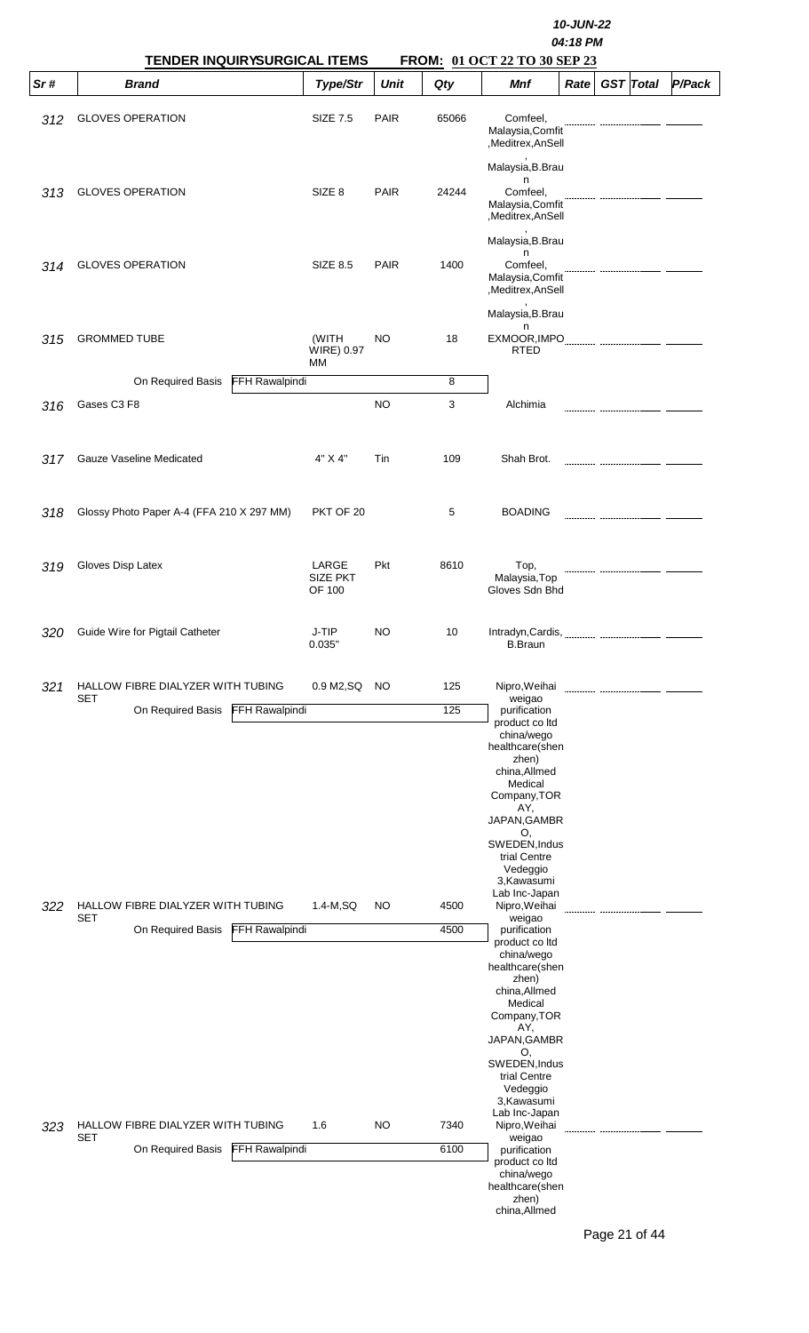10-JUN-22
04:18 PM

**TENDER INQUIRYSURGICAL ITEMS** **FROM: 01 OCT 22 TO 30 SEP 23**

| Sr # | Brand | Type/Str | Unit | Qty | Mnf | Rate | GST | Total | P/Pack |
|---|---|---|---|---|---|---|---|---|---|
| 312 | GLOVES OPERATION | SIZE 7.5 | PAIR | 65066 | Comfeel, Malaysia,Comfit ,Meditrex,AnSell , Malaysia,B.Braun | | | | |
| 313 | GLOVES OPERATION | SIZE 8 | PAIR | 24244 | Comfeel, Malaysia,Comfit ,Meditrex,AnSell , Malaysia,B.Braun | | | | |
| 314 | GLOVES OPERATION | SIZE 8.5 | PAIR | 1400 | Comfeel, Malaysia,Comfit ,Meditrex,AnSell , Malaysia,B.Braun | | | | |
| 315 | GROMMED TUBE | (WITH WIRE) 0.97 MM | NO | 18 | EXMOOR,IMPORTED | | | | |
| | On Required Basis FFH Rawalpindi | | | 8 | | | | | |
| 316 | Gases C3 F8 | | NO | 3 | Alchimia | | | | |
| 317 | Gauze Vaseline Medicated | 4" X 4" | Tin | 109 | Shah Brot. | | | | |
| 318 | Glossy Photo Paper A-4 (FFA 210 X 297 MM) | PKT OF 20 | | 5 | BOADING | | | | |
| 319 | Gloves Disp Latex | LARGE SIZE PKT OF 100 | Pkt | 8610 | Top, Malaysia,Top Gloves Sdn Bhd | | | | |
| 320 | Guide Wire for Pigtail Catheter | J-TIP 0.035" | NO | 10 | Intradyn,Cardis, B.Braun | | | | |
| 321 | HALLOW FIBRE DIALYZER WITH TUBING SET | 0.9 M2,SQ | NO | 125 | Nipro,Weihai weigao purification product co ltd china/wego healthcare(shenzhen) china,Allmed Medical Company,TORAY, JAPAN,GAMBRO, SWEDEN,Industrial Centre Vedeggio 3,Kawasumi Lab Inc-Japan | | | | |
| | On Required Basis FFH Rawalpindi | | | 125 | | | | | |
| 322 | HALLOW FIBRE DIALYZER WITH TUBING SET | 1.4-M,SQ | NO | 4500 | Nipro,Weihai weigao purification product co ltd china/wego healthcare(shenzhen) china,Allmed Medical Company,TORAY, JAPAN,GAMBRO, SWEDEN,Industrial Centre Vedeggio 3,Kawasumi Lab Inc-Japan | | | | |
| | On Required Basis FFH Rawalpindi | | | 4500 | | | | | |
| 323 | HALLOW FIBRE DIALYZER WITH TUBING SET | 1.6 | NO | 7340 | Nipro,Weihai weigao purification product co ltd china/wego healthcare(shenzhen) china,Allmed | | | | |
| | On Required Basis FFH Rawalpindi | | | 6100 | | | | | |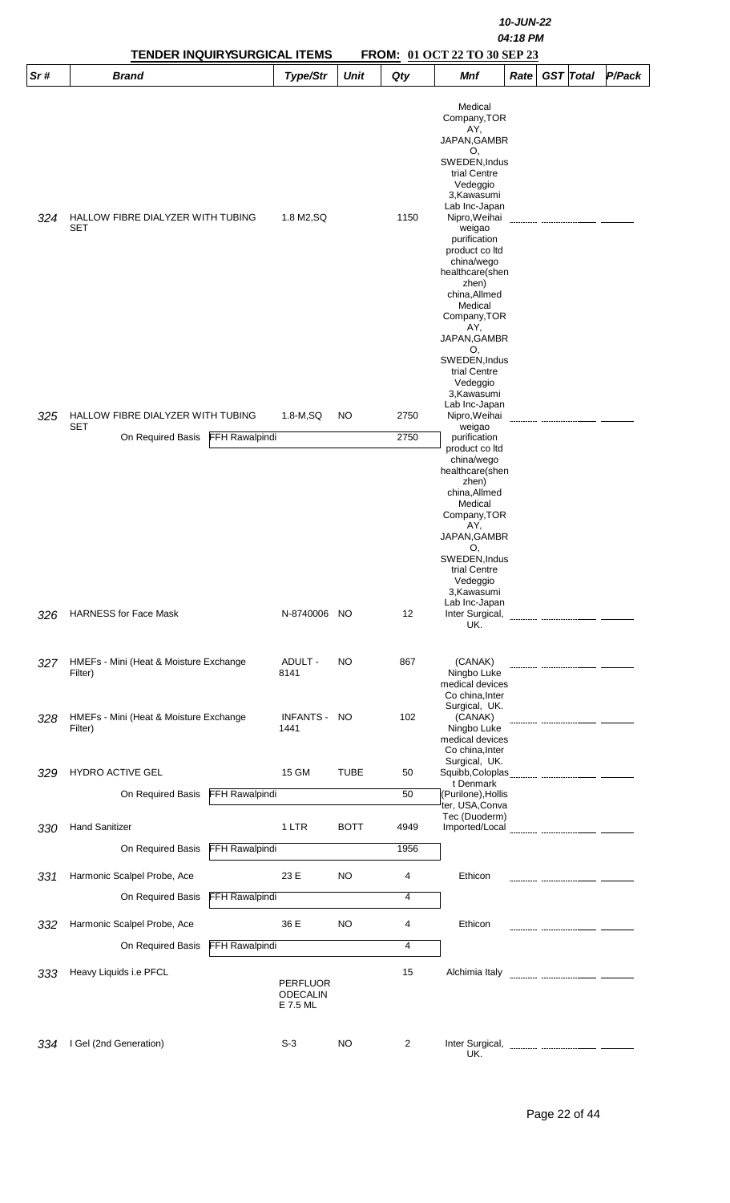10-JUN-22

04:18 PM

**TENDER INQUIRYSURGICAL ITEMS** **FROM: 01 OCT 22 TO 30 SEP 23**

| Sr # | Brand | | Type/Str | Unit | Qty | Mnf | Rate | GST | Total | P/Pack |
|---|---|---|---|---|---|---|---|---|---|---|
| 324 | HALLOW FIBRE DIALYZER WITH TUBING SET | | 1.8 M2,SQ | | 1150 | Medical Company,TORAY, JAPAN,GAMBRO, SWEDEN,Industrial Centre Vedeggio 3,Kawasumi Lab Inc-Japan Nipro,Weihai weigao purification product co ltd china/wego healthcare(shenzhen) china,Allmed Medical Company,TORAY, JAPAN,GAMBRO, SWEDEN,Industrial Centre Vedeggio 3,Kawasumi Lab Inc-Japan | | | | |
| 325 | HALLOW FIBRE DIALYZER WITH TUBING SET | | 1.8-M,SQ | NO | 2750 | Nipro,Weihai weigao purification product co ltd china/wego healthcare(shenzhen) china,Allmed Medical Company,TORAY, JAPAN,GAMBRO, SWEDEN,Industrial Centre Vedeggio 3,Kawasumi Lab Inc-Japan | | | | |
| | On Required Basis | FFH Rawalpindi | | | 2750 | | | | | |
| 326 | HARNESS for Face Mask | | N-8740006 | NO | 12 | Inter Surgical, UK. | | | | |
| 327 | HMEFs - Mini (Heat & Moisture Exchange Filter) | | ADULT - 8141 | NO | 867 | (CANAK) Ningbo Luke medical devices Co china,Inter Surgical, UK. | | | | |
| 328 | HMEFs - Mini (Heat & Moisture Exchange Filter) | | INFANTS - 1441 | NO | 102 | (CANAK) Ningbo Luke medical devices Co china,Inter Surgical, UK. | | | | |
| 329 | HYDRO ACTIVE GEL | | 15 GM | TUBE | 50 | Squibb,Coloplast Denmark (Purilone),Hollister, USA,Conva Tec (Duoderm) | | | | |
| | On Required Basis | FFH Rawalpindi | | | 50 | | | | | |
| 330 | Hand Sanitizer | | 1 LTR | BOTT | 4949 | Imported/Local | | | | |
| | On Required Basis | FFH Rawalpindi | | | 1956 | | | | | |
| 331 | Harmonic Scalpel Probe, Ace | | 23 E | NO | 4 | Ethicon | | | | |
| | On Required Basis | FFH Rawalpindi | | | 4 | | | | | |
| 332 | Harmonic Scalpel Probe, Ace | | 36 E | NO | 4 | Ethicon | | | | |
| | On Required Basis | FFH Rawalpindi | | | 4 | | | | | |
| 333 | Heavy Liquids i.e PFCL | | PERFLUOR ODECALIN E 7.5 ML | | 15 | Alchimia Italy | | | | |
| 334 | I Gel (2nd Generation) | | S-3 | NO | 2 | Inter Surgical, UK. | | | | |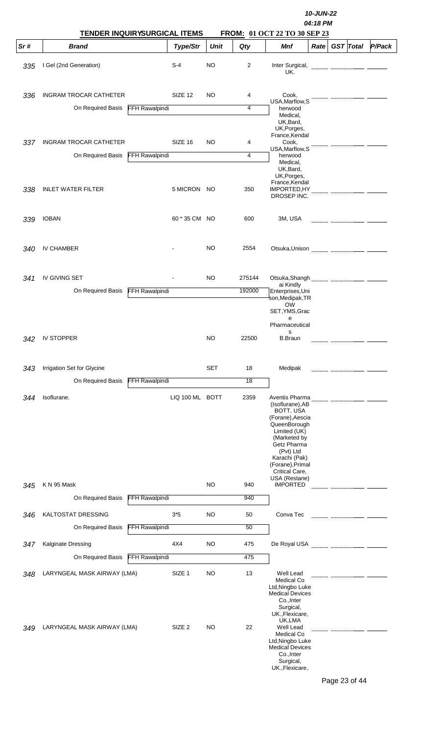10-JUN-22
04:18 PM

## TENDER INQUIRYSURGICAL ITEMS FROM: 01 OCT 22 TO 30 SEP 23

| Sr # | Brand | | Type/Str | Unit | Qty | Mnf | Rate | GST | Total | P/Pack |
|---|---|---|---|---|---|---|---|---|---|---|
| 335 | I Gel (2nd Generation) | | S-4 | NO | 2 | Inter Surgical, UK. | | | | |
| 336 | INGRAM TROCAR CATHETER | | SIZE 12 | NO | 4 | Cook, USA,Marflow,Sherwood Medical, UK,Bard, UK,Porges, France,Kendal | | | | |
| | On Required Basis | FFH Rawalpindi | | | 4 | | | | | |
| 337 | INGRAM TROCAR CATHETER | | SIZE 16 | NO | 4 | Cook, USA,Marflow,Sherwood Medical, UK,Bard, UK,Porges, France,Kendal | | | | |
| | On Required Basis | FFH Rawalpindi | | | 4 | | | | | |
| 338 | INLET WATER FILTER | | 5 MICRON | NO | 350 | IMPORTED,HYDROSEP INC. | | | | |
| 339 | IOBAN | | 60 * 35 CM | NO | 600 | 3M, USA | | | | |
| 340 | IV CHAMBER | | - | NO | 2554 | Otsuka,Unison | | | | |
| 341 | IV GIVING SET | | - | NO | 275144 | Otsuka,Shanghai Kindly Enterprises,Unison,Medipak,TROW SET,YMS,Grace Pharmaceuticals | | | | |
| | On Required Basis | FFH Rawalpindi | | | 192000 | | | | | |
| 342 | IV STOPPER | | | NO | 22500 | B.Braun | | | | |
| 343 | Irrigation Set for Glycine | | | SET | 18 | Medipak | | | | |
| | On Required Basis | FFH Rawalpindi | | | 18 | | | | | |
| 344 | Isoflurane. | | LIQ 100 ML | BOTT | 2359 | Aventis Pharma (Isoflurane),ABBOTT, USA (Forane),Aescia QueenBorough Limited (UK) (Marketed by Getz Pharma (Pvt) Ltd Karachi (Pak) (Forane),Primal Critical Care, USA (Restane) | | | | |
| 345 | K N 95 Mask | | | NO | 940 | IMPORTED | | | | |
| | On Required Basis | FFH Rawalpindi | | | 940 | | | | | |
| 346 | KALTOSTAT DRESSING | | 3*5 | NO | 50 | Conva Tec | | | | |
| | On Required Basis | FFH Rawalpindi | | | 50 | | | | | |
| 347 | Kalginate Dressing | | 4X4 | NO | 475 | De Royal USA | | | | |
| | On Required Basis | FFH Rawalpindi | | | 475 | | | | | |
| 348 | LARYNGEAL MASK AIRWAY (LMA) | | SIZE 1 | NO | 13 | Well Lead Medical Co Ltd,Ningbo Luke Medical Devices Co.,Inter Surgical, UK.,Flexicare, UK,LMA | | | | |
| 349 | LARYNGEAL MASK AIRWAY (LMA) | | SIZE 2 | NO | 22 | Well Lead Medical Co Ltd,Ningbo Luke Medical Devices Co.,Inter Surgical, UK.,Flexicare, | | | | |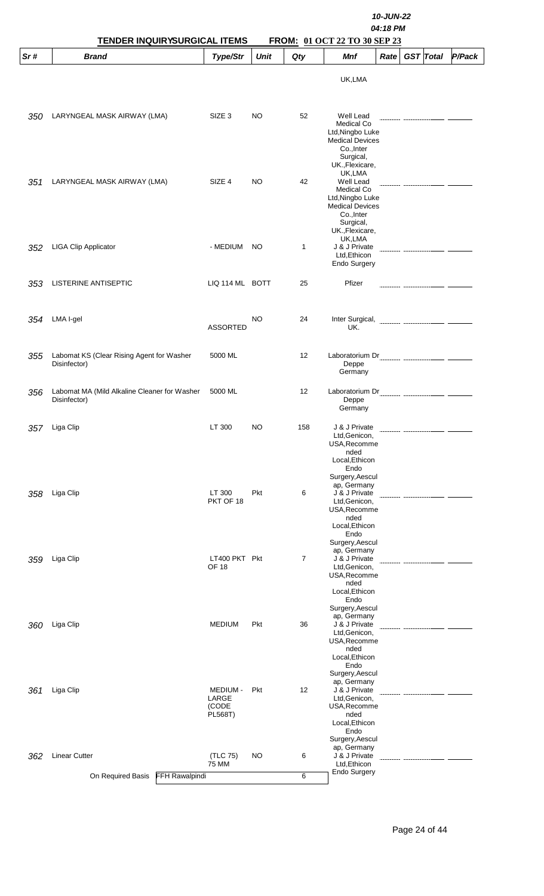**TENDER INQUIRYSURGICAL ITEMS** **FROM: 01 OCT 22 TO 30 SEP 23**

*10-JUN-22*
*04:18 PM*

| Sr # | Brand | Type/Str | Unit | Qty | Mnf | Rate | GST | Total | P/Pack |
|---|---|---|---|---|---|---|---|---|---|
| | | | | | UK,LMA | | | | |
| 350 | LARYNGEAL MASK AIRWAY (LMA) | SIZE 3 | NO | 52 | Well Lead Medical Co Ltd,Ningbo Luke Medical Devices Co.,Inter Surgical, UK.,Flexicare, UK,LMA | | | | |
| 351 | LARYNGEAL MASK AIRWAY (LMA) | SIZE 4 | NO | 42 | Well Lead Medical Co Ltd,Ningbo Luke Medical Devices Co.,Inter Surgical, UK.,Flexicare, UK,LMA | | | | |
| 352 | LIGA Clip Applicator | - MEDIUM | NO | 1 | J & J Private Ltd,Ethicon Endo Surgery | | | | |
| 353 | LISTERINE ANTISEPTIC | LIQ 114 ML | BOTT | 25 | Pfizer | | | | |
| 354 | LMA I-gel | ASSORTED | NO | 24 | Inter Surgical, UK. | | | | |
| 355 | Labomat KS (Clear Rising Agent for Washer Disinfector) | 5000 ML | | 12 | Laboratorium Dr Deppe Germany | | | | |
| 356 | Labomat MA (Mild Alkaline Cleaner for Washer Disinfector) | 5000 ML | | 12 | Laboratorium Dr Deppe Germany | | | | |
| 357 | Liga Clip | LT 300 | NO | 158 | J & J Private Ltd,Genicon, USA,Recommended Local,Ethicon Endo Surgery,Aesculap, Germany | | | | |
| 358 | Liga Clip | LT 300 PKT OF 18 | Pkt | 6 | J & J Private Ltd,Genicon, USA,Recommended Local,Ethicon Endo Surgery,Aesculap, Germany | | | | |
| 359 | Liga Clip | LT400 PKT OF 18 | Pkt | 7 | J & J Private Ltd,Genicon, USA,Recommended Local,Ethicon Endo Surgery,Aesculap, Germany | | | | |
| 360 | Liga Clip | MEDIUM | Pkt | 36 | J & J Private Ltd,Genicon, USA,Recommended Local,Ethicon Endo Surgery,Aesculap, Germany | | | | |
| 361 | Liga Clip | MEDIUM - LARGE (CODE PL568T) | Pkt | 12 | J & J Private Ltd,Genicon, USA,Recommended Local,Ethicon Endo Surgery,Aesculap, Germany | | | | |
| 362 | Linear Cutter | (TLC 75) 75 MM | NO | 6 | J & J Private Ltd,Ethicon Endo Surgery | | | | |
| | On Required Basis FFH Rawalpindi | | | 6 | | | | | |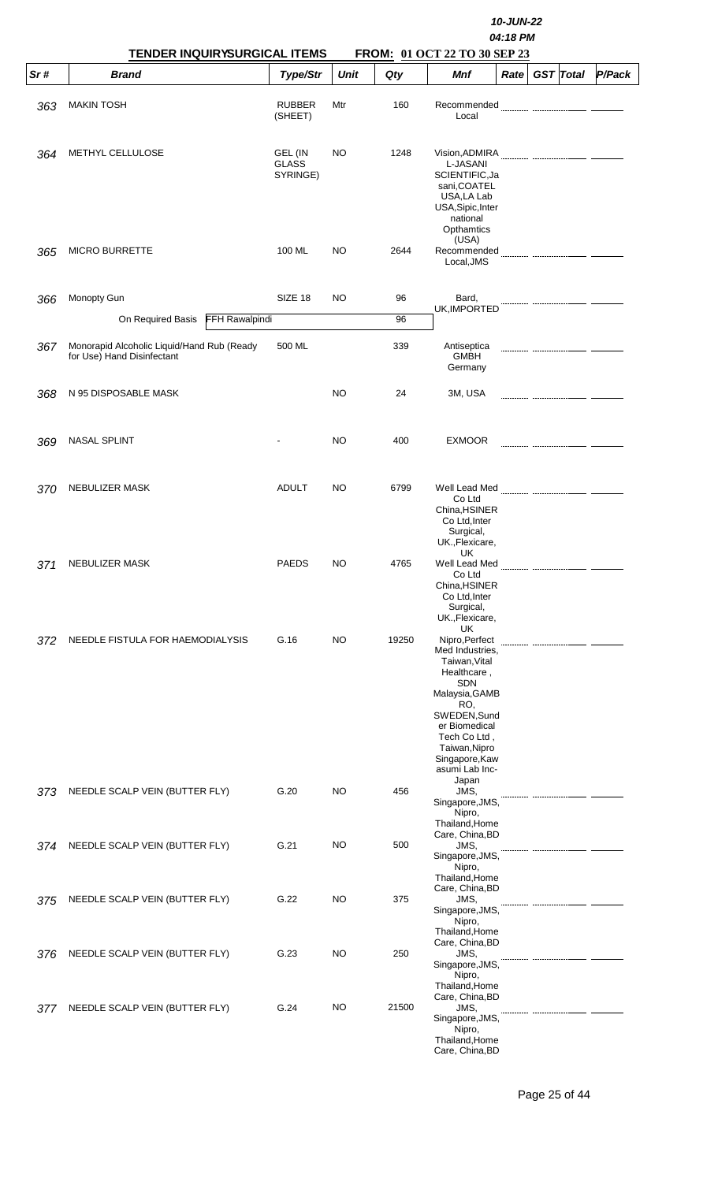10-JUN-22

04:18 PM

**TENDER INQUIRYSURGICAL ITEMS** **FROM: 01 OCT 22 TO 30 SEP 23**

| Sr # | Brand | Type/Str | Unit | Qty | Mnf | Rate | GST | Total | P/Pack |
|---|---|---|---|---|---|---|---|---|---|
| 363 | MAKIN TOSH | RUBBER (SHEET) | Mtr | 160 | Recommended Local | | | | |
| 364 | METHYL CELLULOSE | GEL (IN GLASS SYRINGE) | NO | 1248 | Vision,ADMIRA L-JASANI SCIENTIFIC,Jasani,COATEL USA,LA Lab USA,Sipic,International Opthamtics (USA) | | | | |
| 365 | MICRO BURRETTE | 100 ML | NO | 2644 | Recommended Local,JMS | | | | |
| 366 | Monopty Gun | SIZE 18 | NO | 96 | Bard, UK,IMPORTED | | | | |
| | On Required Basis FFH Rawalpindi | | | 96 | | | | | |
| 367 | Monorapid Alcoholic Liquid/Hand Rub (Ready for Use) Hand Disinfectant | 500 ML | | 339 | Antiseptica GMBH Germany | | | | |
| 368 | N 95 DISPOSABLE MASK | | NO | 24 | 3M, USA | | | | |
| 369 | NASAL SPLINT | - | NO | 400 | EXMOOR | | | | |
| 370 | NEBULIZER MASK | ADULT | NO | 6799 | Well Lead Med Co Ltd China,HSINER Co Ltd,Inter Surgical, UK.,Flexicare, UK | | | | |
| 371 | NEBULIZER MASK | PAEDS | NO | 4765 | Well Lead Med Co Ltd China,HSINER Co Ltd,Inter Surgical, UK.,Flexicare, UK | | | | |
| 372 | NEEDLE FISTULA FOR HAEMODIALYSIS | G.16 | NO | 19250 | Nipro,Perfect Med Industries, Taiwan,Vital Healthcare , SDN Malaysia,GAMBRO, SWEDEN,Sunder Biomedical Tech Co Ltd , Taiwan,Nipro Singapore,Kawasumi Lab Inc- Japan | | | | |
| 373 | NEEDLE SCALP VEIN (BUTTER FLY) | G.20 | NO | 456 | JMS, Singapore,JMS, Nipro, Thailand,Home Care, China,BD | | | | |
| 374 | NEEDLE SCALP VEIN (BUTTER FLY) | G.21 | NO | 500 | JMS, Singapore,JMS, Nipro, Thailand,Home Care, China,BD | | | | |
| 375 | NEEDLE SCALP VEIN (BUTTER FLY) | G.22 | NO | 375 | JMS, Singapore,JMS, Nipro, Thailand,Home Care, China,BD | | | | |
| 376 | NEEDLE SCALP VEIN (BUTTER FLY) | G.23 | NO | 250 | JMS, Singapore,JMS, Nipro, Thailand,Home Care, China,BD | | | | |
| 377 | NEEDLE SCALP VEIN (BUTTER FLY) | G.24 | NO | 21500 | JMS, Singapore,JMS, Nipro, Thailand,Home Care, China,BD | | | | |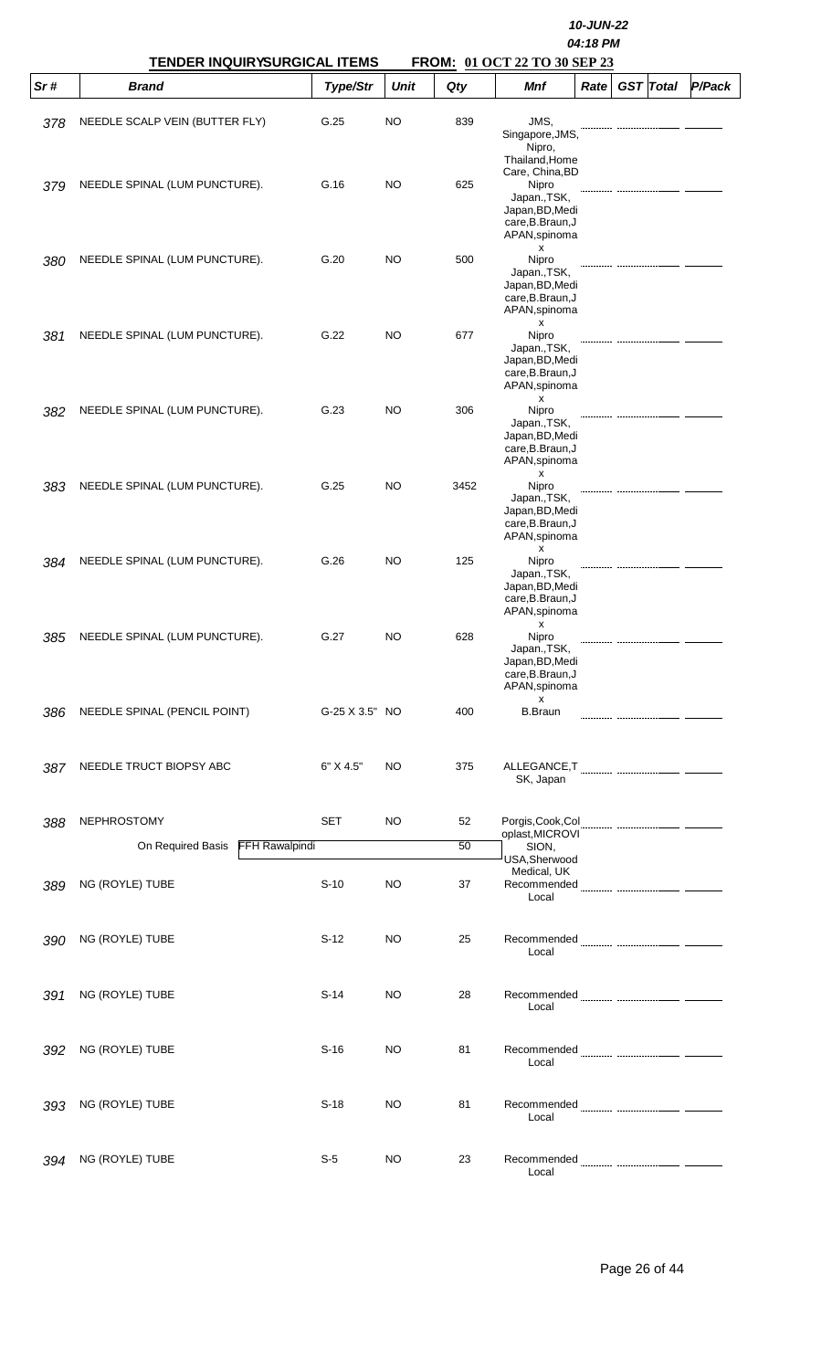10-JUN-22
04:18 PM

**TENDER INQUIRYSURGICAL ITEMS** **FROM: 01 OCT 22 TO 30 SEP 23**

| Sr # | Brand | Type/Str | Unit | Qty | Mnf | Rate | GST | Total | P/Pack |
|---|---|---|---|---|---|---|---|---|---|
| 378 | NEEDLE SCALP VEIN (BUTTER FLY) | G.25 | NO | 839 | JMS, Singapore,JMS, Nipro, Thailand,Home Care, China,BD | | | | |
| 379 | NEEDLE SPINAL (LUM PUNCTURE). | G.16 | NO | 625 | Nipro Japan.,TSK, Japan,BD,Medi care,B.Braun,J APAN,spinoma x | | | | |
| 380 | NEEDLE SPINAL (LUM PUNCTURE). | G.20 | NO | 500 | Nipro Japan.,TSK, Japan,BD,Medi care,B.Braun,J APAN,spinoma x | | | | |
| 381 | NEEDLE SPINAL (LUM PUNCTURE). | G.22 | NO | 677 | Nipro Japan.,TSK, Japan,BD,Medi care,B.Braun,J APAN,spinoma x | | | | |
| 382 | NEEDLE SPINAL (LUM PUNCTURE). | G.23 | NO | 306 | Nipro Japan.,TSK, Japan,BD,Medi care,B.Braun,J APAN,spinoma x | | | | |
| 383 | NEEDLE SPINAL (LUM PUNCTURE). | G.25 | NO | 3452 | Nipro Japan.,TSK, Japan,BD,Medi care,B.Braun,J APAN,spinoma x | | | | |
| 384 | NEEDLE SPINAL (LUM PUNCTURE). | G.26 | NO | 125 | Nipro Japan.,TSK, Japan,BD,Medi care,B.Braun,J APAN,spinoma x | | | | |
| 385 | NEEDLE SPINAL (LUM PUNCTURE). | G.27 | NO | 628 | Nipro Japan.,TSK, Japan,BD,Medi care,B.Braun,J APAN,spinoma x | | | | |
| 386 | NEEDLE SPINAL (PENCIL POINT) | G-25 X 3.5" | NO | 400 | B.Braun | | | | |
| 387 | NEEDLE TRUCT BIOPSY ABC | 6" X 4.5" | NO | 375 | ALLEGANCE,TSK, Japan | | | | |
| 388 | NEPHROSTOMY | SET | NO | 52 | Porgis,Cook,Coloplast,MICROVISION, USA,Sherwood Medical, UK | | | | |
| | On Required Basis — FFH Rawalpindi | | | 50 | | | | | |
| 389 | NG (ROYLE) TUBE | S-10 | NO | 37 | Recommended Local | | | | |
| 390 | NG (ROYLE) TUBE | S-12 | NO | 25 | Recommended Local | | | | |
| 391 | NG (ROYLE) TUBE | S-14 | NO | 28 | Recommended Local | | | | |
| 392 | NG (ROYLE) TUBE | S-16 | NO | 81 | Recommended Local | | | | |
| 393 | NG (ROYLE) TUBE | S-18 | NO | 81 | Recommended Local | | | | |
| 394 | NG (ROYLE) TUBE | S-5 | NO | 23 | Recommended Local | | | | |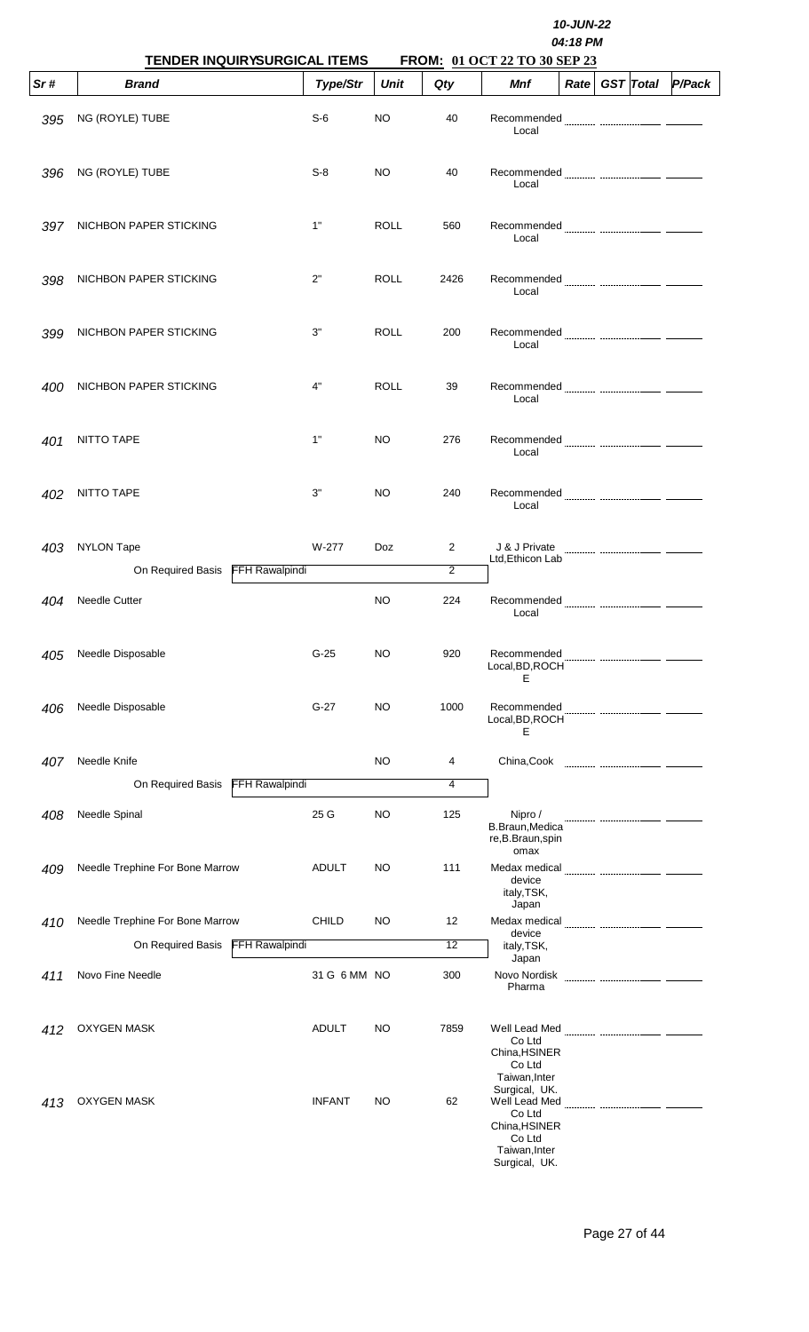10-JUN-22

04:18 PM

**TENDER INQUIRYSURGICAL ITEMS** **FROM: 01 OCT 22 TO 30 SEP 23**

| Sr # | Brand | Type/Str | Unit | Qty | Mnf | Rate | GST | Total | P/Pack |
|---|---|---|---|---|---|---|---|---|---|
| 395 | NG (ROYLE) TUBE | S-6 | NO | 40 | Recommended Local | | | | |
| 396 | NG (ROYLE) TUBE | S-8 | NO | 40 | Recommended Local | | | | |
| 397 | NICHBON PAPER STICKING | 1" | ROLL | 560 | Recommended Local | | | | |
| 398 | NICHBON PAPER STICKING | 2" | ROLL | 2426 | Recommended Local | | | | |
| 399 | NICHBON PAPER STICKING | 3" | ROLL | 200 | Recommended Local | | | | |
| 400 | NICHBON PAPER STICKING | 4" | ROLL | 39 | Recommended Local | | | | |
| 401 | NITTO TAPE | 1" | NO | 276 | Recommended Local | | | | |
| 402 | NITTO TAPE | 3" | NO | 240 | Recommended Local | | | | |
| 403 | NYLON Tape | W-277 | Doz | 2 | J & J Private Ltd,Ethicon Lab | | | | |
| | On Required Basis FFH Rawalpindi | | | 2 | | | | | |
| 404 | Needle Cutter | | NO | 224 | Recommended Local | | | | |
| 405 | Needle Disposable | G-25 | NO | 920 | Recommended Local,BD,ROCHE | | | | |
| 406 | Needle Disposable | G-27 | NO | 1000 | Recommended Local,BD,ROCHE | | | | |
| 407 | Needle Knife | | NO | 4 | China,Cook | | | | |
| | On Required Basis FFH Rawalpindi | | | 4 | | | | | |
| 408 | Needle Spinal | 25 G | NO | 125 | Nipro / B.Braun,Medicare,B.Braun,spinomax | | | | |
| 409 | Needle Trephine For Bone Marrow | ADULT | NO | 111 | Medax medical device italy,TSK, Japan | | | | |
| 410 | Needle Trephine For Bone Marrow | CHILD | NO | 12 | Medax medical device italy,TSK, Japan | | | | |
| | On Required Basis FFH Rawalpindi | | | 12 | | | | | |
| 411 | Novo Fine Needle | 31 G 6 MM | NO | 300 | Novo Nordisk Pharma | | | | |
| 412 | OXYGEN MASK | ADULT | NO | 7859 | Well Lead Med Co Ltd China,HSINER Co Ltd Taiwan,Inter Surgical, UK. | | | | |
| 413 | OXYGEN MASK | INFANT | NO | 62 | Well Lead Med Co Ltd China,HSINER Co Ltd Taiwan,Inter Surgical, UK. | | | | |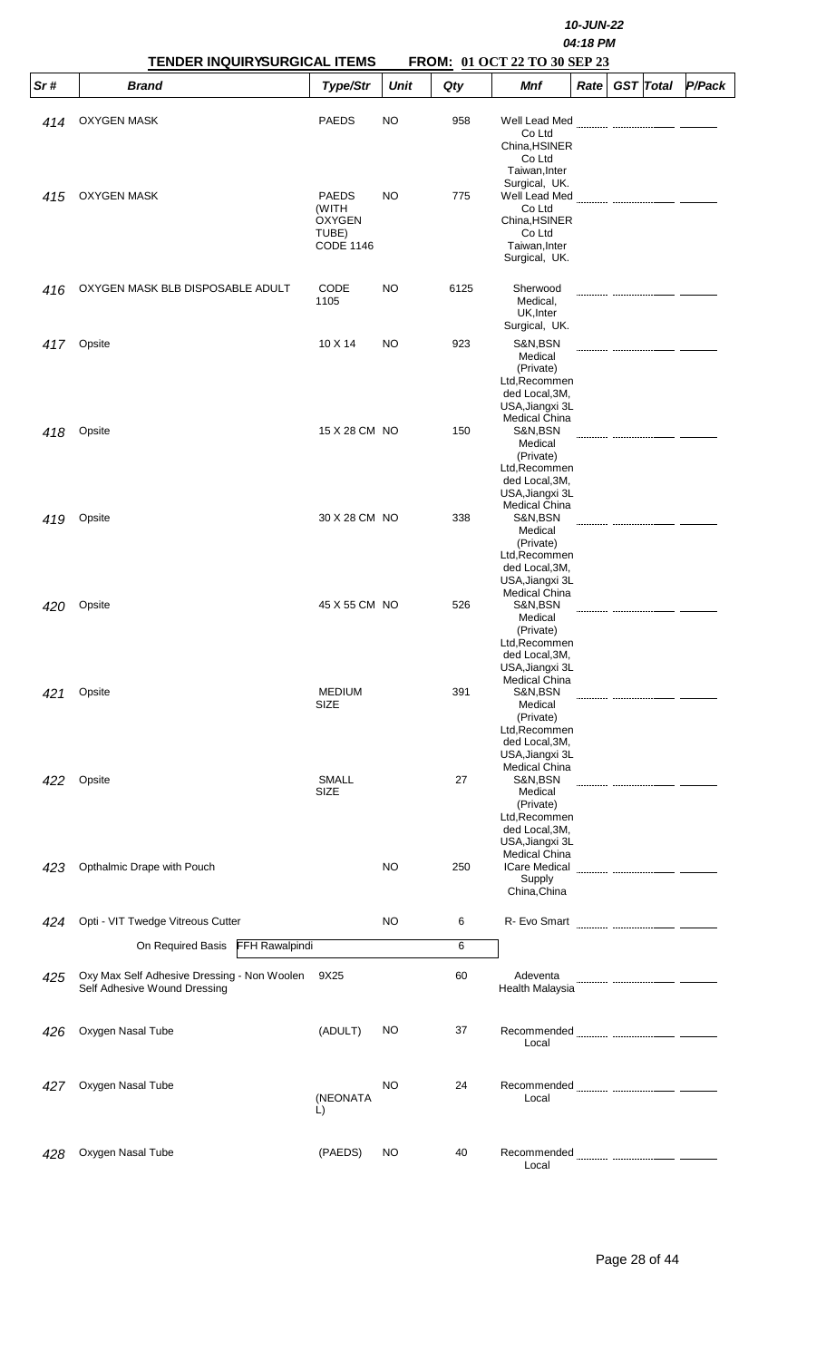10-JUN-22
04:18 PM

**TENDER INQUIRYSURGICAL ITEMS** **FROM: 01 OCT 22 TO 30 SEP 23**

| Sr # | Brand | Type/Str | Unit | Qty | Mnf | Rate | GST | Total | P/Pack |
|---|---|---|---|---|---|---|---|---|---|
| 414 | OXYGEN MASK | PAEDS | NO | 958 | Well Lead Med Co Ltd China,HSINER Co Ltd Taiwan,Inter Surgical, UK. | | | | |
| 415 | OXYGEN MASK | PAEDS (WITH OXYGEN TUBE) CODE 1146 | NO | 775 | Well Lead Med Co Ltd China,HSINER Co Ltd Taiwan,Inter Surgical, UK. | | | | |
| 416 | OXYGEN MASK BLB DISPOSABLE ADULT | CODE 1105 | NO | 6125 | Sherwood Medical, UK,Inter Surgical, UK. | | | | |
| 417 | Opsite | 10 X 14 | NO | 923 | S&N,BSN Medical (Private) Ltd,Recommended Local,3M, USA,Jiangxi 3L Medical China | | | | |
| 418 | Opsite | 15 X 28 CM | NO | 150 | S&N,BSN Medical (Private) Ltd,Recommended Local,3M, USA,Jiangxi 3L Medical China | | | | |
| 419 | Opsite | 30 X 28 CM | NO | 338 | S&N,BSN Medical (Private) Ltd,Recommended Local,3M, USA,Jiangxi 3L Medical China | | | | |
| 420 | Opsite | 45 X 55 CM | NO | 526 | S&N,BSN Medical (Private) Ltd,Recommended Local,3M, USA,Jiangxi 3L Medical China | | | | |
| 421 | Opsite | MEDIUM SIZE | | 391 | S&N,BSN Medical (Private) Ltd,Recommended Local,3M, USA,Jiangxi 3L Medical China | | | | |
| 422 | Opsite | SMALL SIZE | | 27 | S&N,BSN Medical (Private) Ltd,Recommended Local,3M, USA,Jiangxi 3L Medical China | | | | |
| 423 | Opthalmic Drape with Pouch | | NO | 250 | ICare Medical Supply China,China | | | | |
| 424 | Opti - VIT Twedge Vitreous Cutter | | NO | 6 | R- Evo Smart | | | | |
| | On Required Basis FFH Rawalpindi | | | 6 | | | | | |
| 425 | Oxy Max Self Adhesive Dressing - Non Woolen Self Adhesive Wound Dressing | 9X25 | | 60 | Adeventa Health Malaysia | | | | |
| 426 | Oxygen Nasal Tube | (ADULT) | NO | 37 | Recommended Local | | | | |
| 427 | Oxygen Nasal Tube | (NEONATAL) | NO | 24 | Recommended Local | | | | |
| 428 | Oxygen Nasal Tube | (PAEDS) | NO | 40 | Recommended Local | | | | |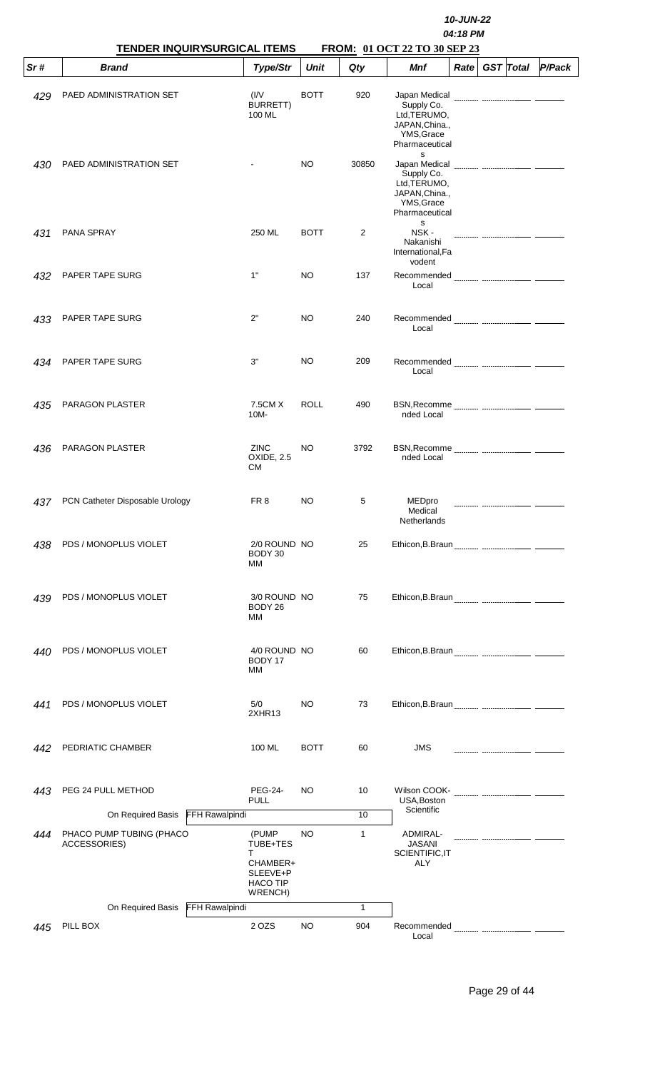10-JUN-22
04:18 PM

**TENDER INQUIRYSURGICAL ITEMS** **FROM: 01 OCT 22 TO 30 SEP 23**

| Sr # | Brand | Type/Str | Unit | Qty | Mnf | Rate | GST | Total | P/Pack |
|---|---|---|---|---|---|---|---|---|---|
| 429 | PAED ADMINISTRATION SET | (I/V BURRETT) 100 ML | BOTT | 920 | Japan Medical Supply Co. Ltd,TERUMO, JAPAN,China., YMS,Grace Pharmaceuticals | | | | |
| 430 | PAED ADMINISTRATION SET | - | NO | 30850 | Japan Medical Supply Co. Ltd,TERUMO, JAPAN,China., YMS,Grace Pharmaceuticals | | | | |
| 431 | PANA SPRAY | 250 ML | BOTT | 2 | NSK - Nakanishi International,Favodent | | | | |
| 432 | PAPER TAPE SURG | 1" | NO | 137 | Recommended Local | | | | |
| 433 | PAPER TAPE SURG | 2" | NO | 240 | Recommended Local | | | | |
| 434 | PAPER TAPE SURG | 3" | NO | 209 | Recommended Local | | | | |
| 435 | PARAGON PLASTER | 7.5CM X 10M- | ROLL | 490 | BSN,Recommended Local | | | | |
| 436 | PARAGON PLASTER | ZINC OXIDE, 2.5 CM | NO | 3792 | BSN,Recommended Local | | | | |
| 437 | PCN Catheter Disposable Urology | FR 8 | NO | 5 | MEDpro Medical Netherlands | | | | |
| 438 | PDS / MONOPLUS VIOLET | 2/0 ROUND BODY 30 MM | NO | 25 | Ethicon,B.Braun | | | | |
| 439 | PDS / MONOPLUS VIOLET | 3/0 ROUND BODY 26 MM | NO | 75 | Ethicon,B.Braun | | | | |
| 440 | PDS / MONOPLUS VIOLET | 4/0 ROUND BODY 17 MM | NO | 60 | Ethicon,B.Braun | | | | |
| 441 | PDS / MONOPLUS VIOLET | 5/0 2XHR13 | NO | 73 | Ethicon,B.Braun | | | | |
| 442 | PEDRIATIC CHAMBER | 100 ML | BOTT | 60 | JMS | | | | |
| 443 | PEG 24 PULL METHOD | PEG-24-PULL | NO | 10 | Wilson COOK-USA,Boston Scientific | | | | |
| | On Required Basis — FFH Rawalpindi | | | 10 | | | | | |
| 444 | PHACO PUMP TUBING (PHACO ACCESSORIES) | (PUMP TUBE+TEST CHAMBER+SLEEVE+PHACO TIP WRENCH) | NO | 1 | ADMIRAL-JASANI SCIENTIFIC,ITALY | | | | |
| | On Required Basis — FFH Rawalpindi | | | 1 | | | | | |
| 445 | PILL BOX | 2 OZS | NO | 904 | Recommended Local | | | | |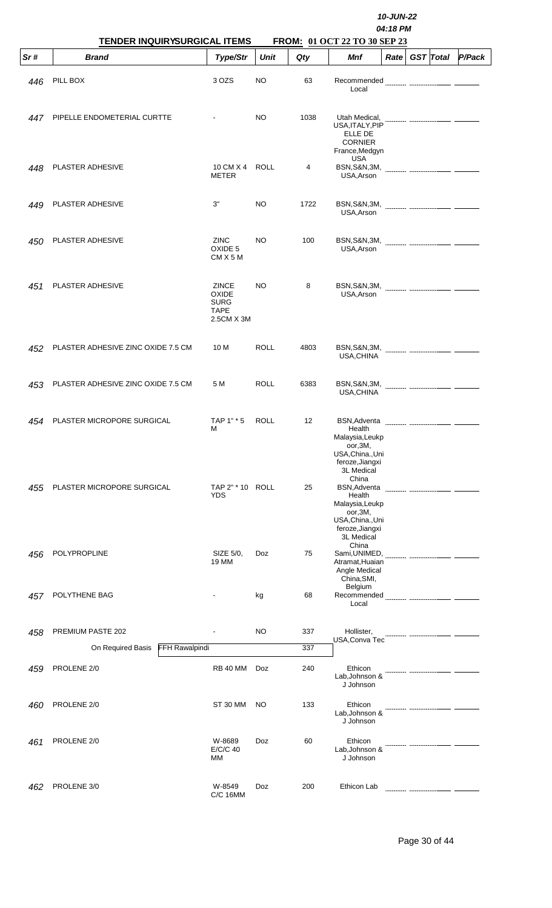10-JUN-22
04:18 PM

**TENDER INQUIRYSURGICAL ITEMS FROM: 01 OCT 22 TO 30 SEP 23**

| Sr # | Brand | Type/Str | Unit | Qty | Mnf | Rate | GST | Total | P/Pack |
|---|---|---|---|---|---|---|---|---|---|
| 446 | PILL BOX | 3 OZS | NO | 63 | Recommended Local | | | | |
| 447 | PIPELLE ENDOMETERIAL CURTTE | - | NO | 1038 | Utah Medical, USA,ITALY,PIP ELLE DE CORNIER France,Medgyn USA | | | | |
| 448 | PLASTER ADHESIVE | 10 CM X 4 METER | ROLL | 4 | BSN,S&N,3M, USA,Arson | | | | |
| 449 | PLASTER ADHESIVE | 3" | NO | 1722 | BSN,S&N,3M, USA,Arson | | | | |
| 450 | PLASTER ADHESIVE | ZINC OXIDE 5 CM X 5 M | NO | 100 | BSN,S&N,3M, USA,Arson | | | | |
| 451 | PLASTER ADHESIVE | ZINCE OXIDE SURG TAPE 2.5CM X 3M | NO | 8 | BSN,S&N,3M, USA,Arson | | | | |
| 452 | PLASTER ADHESIVE ZINC OXIDE 7.5 CM | 10 M | ROLL | 4803 | BSN,S&N,3M, USA,CHINA | | | | |
| 453 | PLASTER ADHESIVE ZINC OXIDE 7.5 CM | 5 M | ROLL | 6383 | BSN,S&N,3M, USA,CHINA | | | | |
| 454 | PLASTER MICROPORE SURGICAL | TAP 1" * 5 M | ROLL | 12 | BSN,Adventa Health Malaysia,Leukp oor,3M, USA,China.,Uni feroze,Jiangxi 3L Medical China | | | | |
| 455 | PLASTER MICROPORE SURGICAL | TAP 2" * 10 YDS | ROLL | 25 | BSN,Adventa Health Malaysia,Leukp oor,3M, USA,China.,Uni feroze,Jiangxi 3L Medical China | | | | |
| 456 | POLYPROPLINE | SIZE 5/0, 19 MM | Doz | 75 | Sami,UNIMED, Atramat,Huaian Angle Medical China,SMI, Belgium | | | | |
| 457 | POLYTHENE BAG | - | kg | 68 | Recommended Local | | | | |
| 458 | PREMIUM PASTE 202 | - | NO | 337 | Hollister, USA,Conva Tec | | | | |
| | On Required Basis FFH Rawalpindi | | | 337 | | | | | |
| 459 | PROLENE 2/0 | RB 40 MM | Doz | 240 | Ethicon Lab,Johnson & J Johnson | | | | |
| 460 | PROLENE 2/0 | ST 30 MM | NO | 133 | Ethicon Lab,Johnson & J Johnson | | | | |
| 461 | PROLENE 2/0 | W-8689 E/C/C 40 MM | Doz | 60 | Ethicon Lab,Johnson & J Johnson | | | | |
| 462 | PROLENE 3/0 | W-8549 C/C 16MM | Doz | 200 | Ethicon Lab | | | | |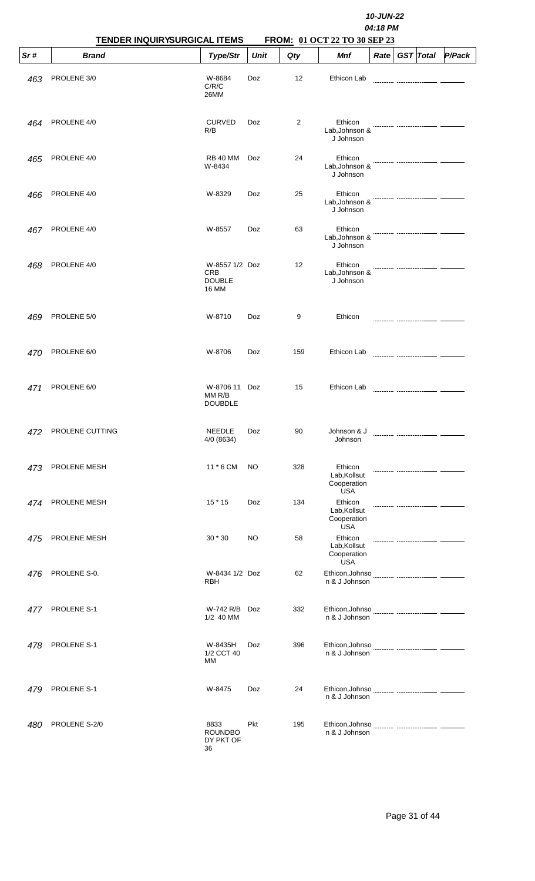10-JUN-22
04:18 PM

**TENDER INQUIRYSURGICAL ITEMS** **FROM: 01 OCT 22 TO 30 SEP 23**

| Sr # | Brand | Type/Str | Unit | Qty | Mnf | Rate | GST | Total | P/Pack |
|---|---|---|---|---|---|---|---|---|---|
| 463 | PROLENE 3/0 | W-8684 C/R/C 26MM | Doz | 12 | Ethicon Lab | | | | |
| 464 | PROLENE 4/0 | CURVED R/B | Doz | 2 | Ethicon Lab,Johnson & J Johnson | | | | |
| 465 | PROLENE 4/0 | RB 40 MM W-8434 | Doz | 24 | Ethicon Lab,Johnson & J Johnson | | | | |
| 466 | PROLENE 4/0 | W-8329 | Doz | 25 | Ethicon Lab,Johnson & J Johnson | | | | |
| 467 | PROLENE 4/0 | W-8557 | Doz | 63 | Ethicon Lab,Johnson & J Johnson | | | | |
| 468 | PROLENE 4/0 | W-8557 1/2 CRB DOUBLE 16 MM | Doz | 12 | Ethicon Lab,Johnson & J Johnson | | | | |
| 469 | PROLENE 5/0 | W-8710 | Doz | 9 | Ethicon | | | | |
| 470 | PROLENE 6/0 | W-8706 | Doz | 159 | Ethicon Lab | | | | |
| 471 | PROLENE 6/0 | W-8706 11 MM R/B DOUBDLE | Doz | 15 | Ethicon Lab | | | | |
| 472 | PROLENE CUTTING | NEEDLE 4/0 (8634) | Doz | 90 | Johnson & J Johnson | | | | |
| 473 | PROLENE MESH | 11 * 6 CM | NO | 328 | Ethicon Lab,Kollsut Cooperation USA | | | | |
| 474 | PROLENE MESH | 15 * 15 | Doz | 134 | Ethicon Lab,Kollsut Cooperation USA | | | | |
| 475 | PROLENE MESH | 30 * 30 | NO | 58 | Ethicon Lab,Kollsut Cooperation USA | | | | |
| 476 | PROLENE S-0. | W-8434 1/2 RBH | Doz | 62 | Ethicon,Johnson & J Johnson | | | | |
| 477 | PROLENE S-1 | W-742 R/B 1/2 40 MM | Doz | 332 | Ethicon,Johnson & J Johnson | | | | |
| 478 | PROLENE S-1 | W-8435H 1/2 CCT 40 MM | Doz | 396 | Ethicon,Johnson & J Johnson | | | | |
| 479 | PROLENE S-1 | W-8475 | Doz | 24 | Ethicon,Johnson & J Johnson | | | | |
| 480 | PROLENE S-2/0 | 8833 ROUNDBODY PKT OF 36 | Pkt | 195 | Ethicon,Johnson & J Johnson | | | | |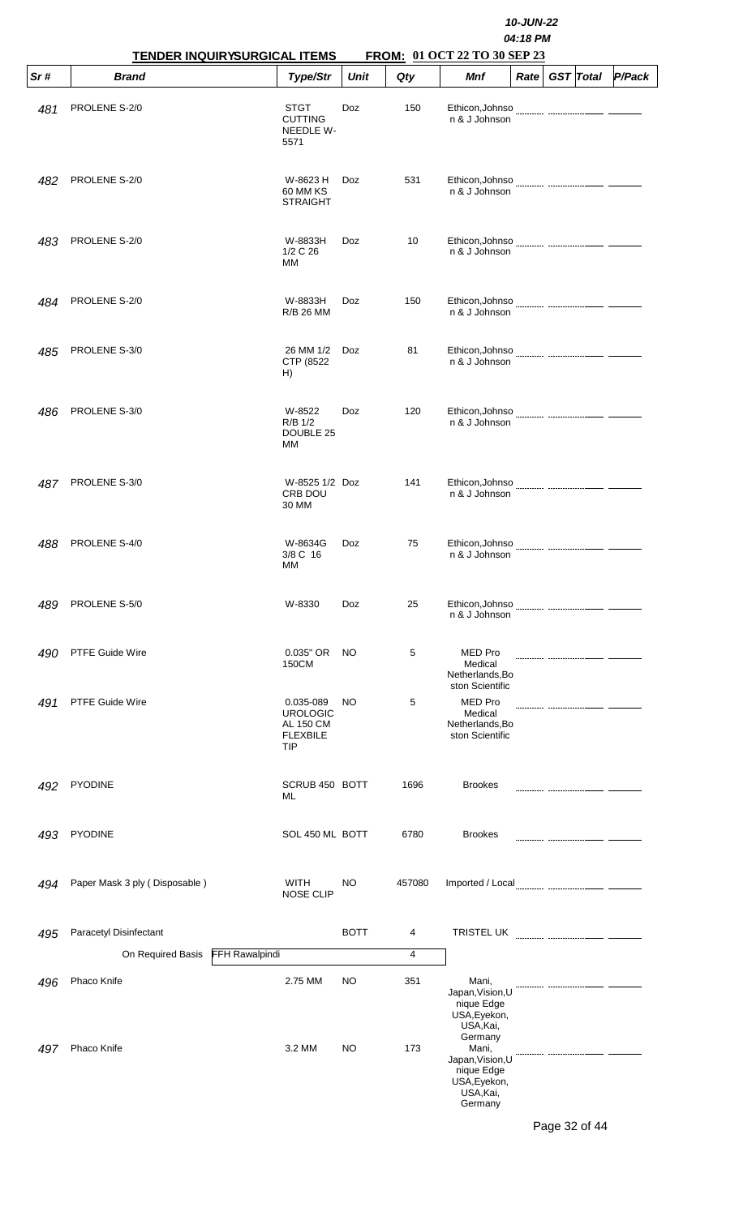10-JUN-22
04:18 PM

**TENDER INQUIRYSURGICAL ITEMS** **FROM: 01 OCT 22 TO 30 SEP 23**

| Sr # | Brand | Type/Str | Unit | Qty | Mnf | Rate | GST | Total | P/Pack |
|---|---|---|---|---|---|---|---|---|---|
| 481 | PROLENE S-2/0 | STGT CUTTING NEEDLE W-5571 | Doz | 150 | Ethicon,Johnson & J Johnson | | | | |
| 482 | PROLENE S-2/0 | W-8623 H 60 MM KS STRAIGHT | Doz | 531 | Ethicon,Johnson & J Johnson | | | | |
| 483 | PROLENE S-2/0 | W-8833H 1/2 C 26 MM | Doz | 10 | Ethicon,Johnson & J Johnson | | | | |
| 484 | PROLENE S-2/0 | W-8833H R/B 26 MM | Doz | 150 | Ethicon,Johnson & J Johnson | | | | |
| 485 | PROLENE S-3/0 | 26 MM 1/2 CTP (8522 H) | Doz | 81 | Ethicon,Johnson & J Johnson | | | | |
| 486 | PROLENE S-3/0 | W-8522 R/B 1/2 DOUBLE 25 MM | Doz | 120 | Ethicon,Johnson & J Johnson | | | | |
| 487 | PROLENE S-3/0 | W-8525 1/2 CRB DOU 30 MM | Doz | 141 | Ethicon,Johnson & J Johnson | | | | |
| 488 | PROLENE S-4/0 | W-8634G 3/8 C 16 MM | Doz | 75 | Ethicon,Johnson & J Johnson | | | | |
| 489 | PROLENE S-5/0 | W-8330 | Doz | 25 | Ethicon,Johnson & J Johnson | | | | |
| 490 | PTFE Guide Wire | 0.035" OR 150CM | NO | 5 | MED Pro Medical Netherlands,Boston Scientific | | | | |
| 491 | PTFE Guide Wire | 0.035-089 UROLOGICAL 150 CM FLEXBILE TIP | NO | 5 | MED Pro Medical Netherlands,Boston Scientific | | | | |
| 492 | PYODINE | SCRUB 450 ML | BOTT | 1696 | Brookes | | | | |
| 493 | PYODINE | SOL 450 ML | BOTT | 6780 | Brookes | | | | |
| 494 | Paper Mask 3 ply ( Disposable ) | WITH NOSE CLIP | NO | 457080 | Imported / Local | | | | |
| 495 | Paracetyl Disinfectant | | BOTT | 4 | TRISTEL UK | | | | |
| | On Required Basis FFH Rawalpindi | | | 4 | | | | | |
| 496 | Phaco Knife | 2.75 MM | NO | 351 | Mani, Japan,Vision,Unique Edge USA,Eyekon, USA,Kai, Germany | | | | |
| 497 | Phaco Knife | 3.2 MM | NO | 173 | Mani, Japan,Vision,Unique Edge USA,Eyekon, USA,Kai, Germany | | | | |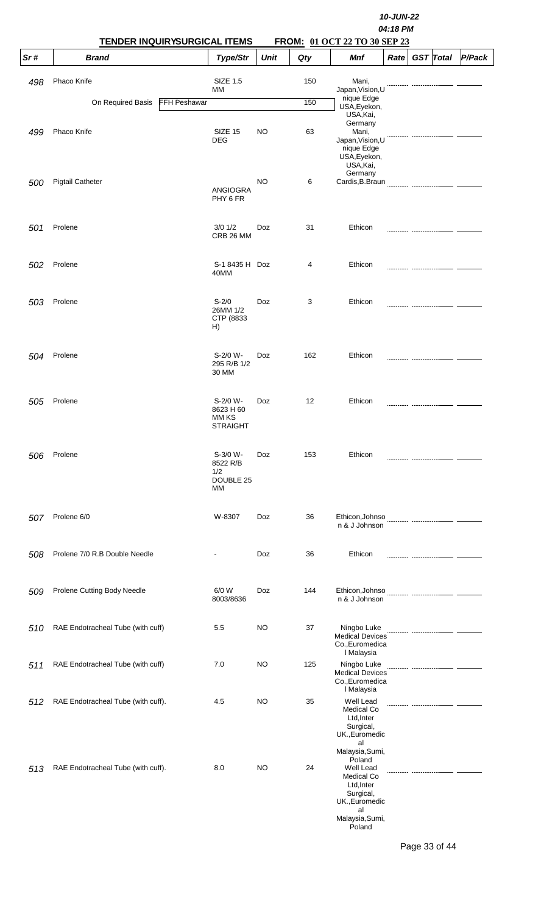10-JUN-22
04:18 PM

**TENDER INQUIRYSURGICAL ITEMS FROM: 01 OCT 22 TO 30 SEP 23**

| Sr # | Brand | Type/Str | Unit | Qty | Mnf | Rate | GST | Total | P/Pack |
|---|---|---|---|---|---|---|---|---|---|
| 498 | Phaco Knife | SIZE 1.5 MM | | 150 | Mani, Japan,Vision,Unique Edge USA,Eyekon, USA,Kai, Germany | | | | |
| | On Required Basis FFH Peshawar | | | 150 | | | | | |
| 499 | Phaco Knife | SIZE 15 DEG | NO | 63 | Mani, Japan,Vision,Unique Edge USA,Eyekon, USA,Kai, Germany | | | | |
| 500 | Pigtail Catheter | ANGIOGRAPHY 6 FR | NO | 6 | Cardis,B.Braun | | | | |
| 501 | Prolene | 3/0 1/2 CRB 26 MM | Doz | 31 | Ethicon | | | | |
| 502 | Prolene | S-1 8435 H 40MM | Doz | 4 | Ethicon | | | | |
| 503 | Prolene | S-2/0 26MM 1/2 CTP (8833 H) | Doz | 3 | Ethicon | | | | |
| 504 | Prolene | S-2/0 W-295 R/B 1/2 30 MM | Doz | 162 | Ethicon | | | | |
| 505 | Prolene | S-2/0 W-8623 H 60 MM KS STRAIGHT | Doz | 12 | Ethicon | | | | |
| 506 | Prolene | S-3/0 W-8522 R/B 1/2 DOUBLE 25 MM | Doz | 153 | Ethicon | | | | |
| 507 | Prolene 6/0 | W-8307 | Doz | 36 | Ethicon,Johnson & J Johnson | | | | |
| 508 | Prolene 7/0 R.B Double Needle | - | Doz | 36 | Ethicon | | | | |
| 509 | Prolene Cutting Body Needle | 6/0 W 8003/8636 | Doz | 144 | Ethicon,Johnson & J Johnson | | | | |
| 510 | RAE Endotracheal Tube (with cuff) | 5.5 | NO | 37 | Ningbo Luke Medical Devices Co.,Euromedical Malaysia | | | | |
| 511 | RAE Endotracheal Tube (with cuff) | 7.0 | NO | 125 | Ningbo Luke Medical Devices Co.,Euromedical Malaysia | | | | |
| 512 | RAE Endotracheal Tube (with cuff). | 4.5 | NO | 35 | Well Lead Medical Co Ltd,Inter Surgical, UK.,Euromedical Malaysia,Sumi, Poland | | | | |
| 513 | RAE Endotracheal Tube (with cuff). | 8.0 | NO | 24 | Well Lead Medical Co Ltd,Inter Surgical, UK.,Euromedical Malaysia,Sumi, Poland | | | | |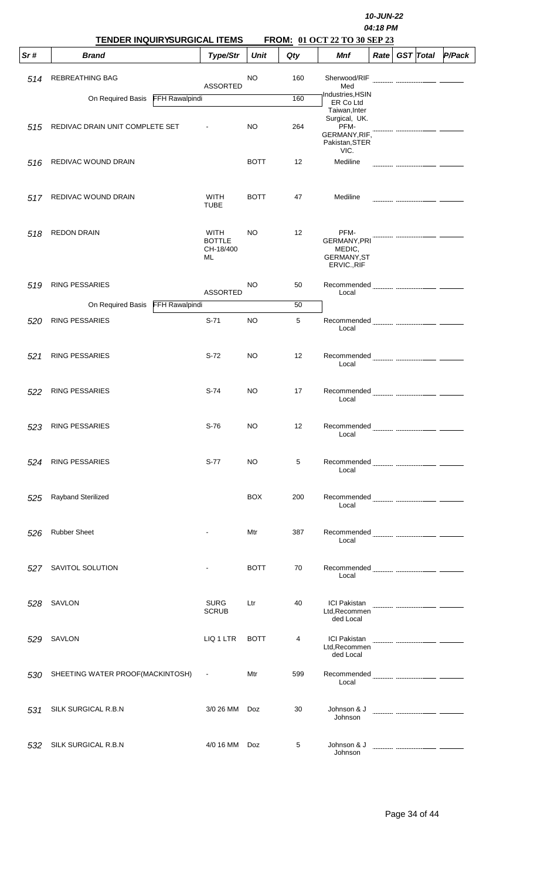10-JUN-22
04:18 PM

**TENDER INQUIRYSURGICAL ITEMS FROM: 01 OCT 22 TO 30 SEP 23**

| Sr # | Brand | Type/Str | Unit | Qty | Mnf | Rate | GST | Total | P/Pack |
|---|---|---|---|---|---|---|---|---|---|
| 514 | REBREATHING BAG | ASSORTED | NO | 160 | Sherwood/RIF Med Industries,HSIN ER Co Ltd Taiwan,Inter Surgical, UK. | | | | |
| | On Required Basis FFH Rawalpindi | | | 160 | | | | | |
| 515 | REDIVAC DRAIN UNIT COMPLETE SET | - | NO | 264 | PFM-GERMANY,RIF, Pakistan,STER VIC. | | | | |
| 516 | REDIVAC WOUND DRAIN | | BOTT | 12 | Mediline | | | | |
| 517 | REDIVAC WOUND DRAIN | WITH TUBE | BOTT | 47 | Mediline | | | | |
| 518 | REDON DRAIN | WITH BOTTLE CH-18/400 ML | NO | 12 | PFM-GERMANY,PRI MEDIC, GERMANY,ST ERVIC.,RIF | | | | |
| 519 | RING PESSARIES | ASSORTED | NO | 50 | Recommended Local | | | | |
| | On Required Basis FFH Rawalpindi | | | 50 | | | | | |
| 520 | RING PESSARIES | S-71 | NO | 5 | Recommended Local | | | | |
| 521 | RING PESSARIES | S-72 | NO | 12 | Recommended Local | | | | |
| 522 | RING PESSARIES | S-74 | NO | 17 | Recommended Local | | | | |
| 523 | RING PESSARIES | S-76 | NO | 12 | Recommended Local | | | | |
| 524 | RING PESSARIES | S-77 | NO | 5 | Recommended Local | | | | |
| 525 | Rayband Sterilized | | BOX | 200 | Recommended Local | | | | |
| 526 | Rubber Sheet | - | Mtr | 387 | Recommended Local | | | | |
| 527 | SAVITOL SOLUTION | - | BOTT | 70 | Recommended Local | | | | |
| 528 | SAVLON | SURG SCRUB | Ltr | 40 | ICI Pakistan Ltd,Recommen ded Local | | | | |
| 529 | SAVLON | LIQ 1 LTR | BOTT | 4 | ICI Pakistan Ltd,Recommen ded Local | | | | |
| 530 | SHEETING WATER PROOF(MACKINTOSH) | - | Mtr | 599 | Recommended Local | | | | |
| 531 | SILK SURGICAL R.B.N | 3/0 26 MM | Doz | 30 | Johnson & J Johnson | | | | |
| 532 | SILK SURGICAL R.B.N | 4/0 16 MM | Doz | 5 | Johnson & J Johnson | | | | |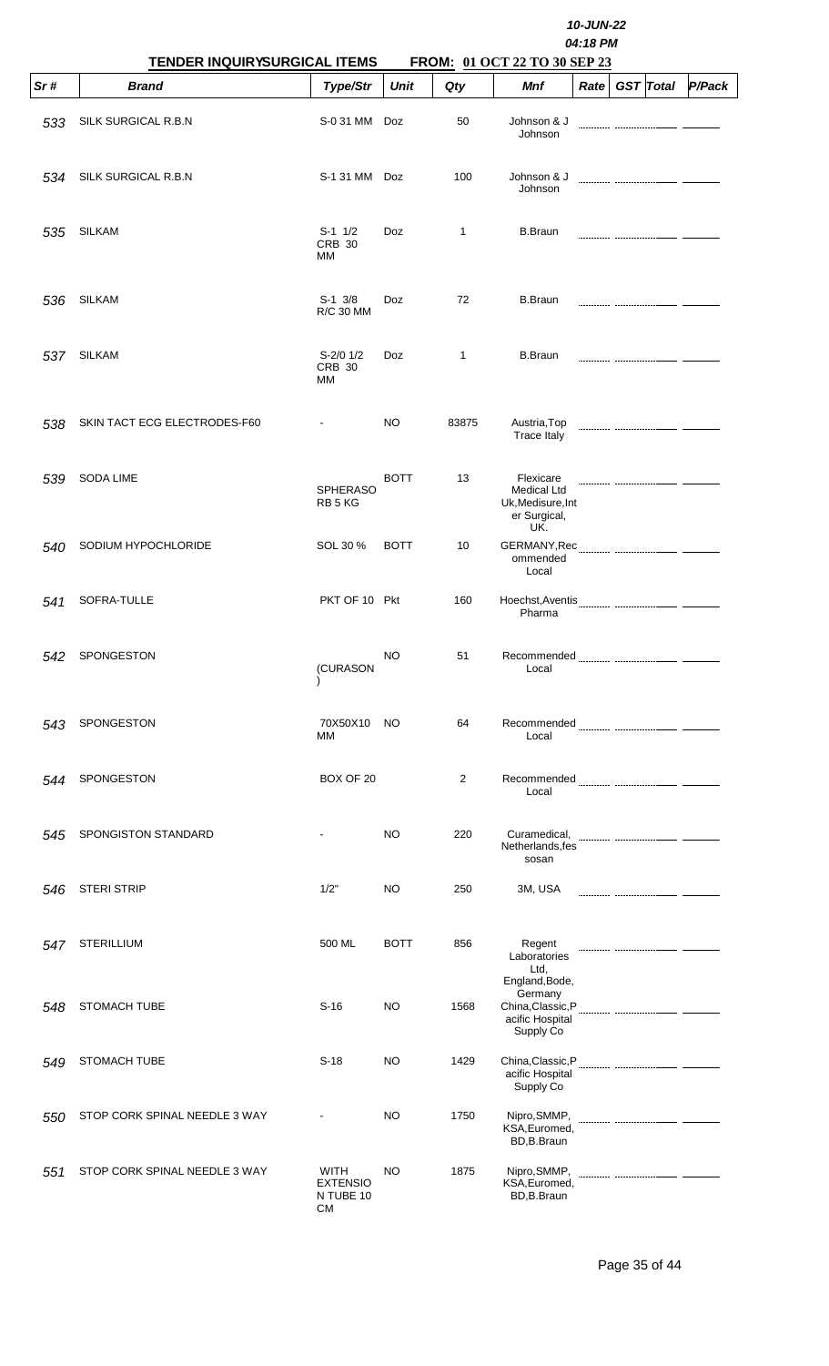10-JUN-22

04:18 PM

**TENDER INQUIRYSURGICAL ITEMS** **FROM: 01 OCT 22 TO 30 SEP 23**

| Sr # | Brand | Type/Str | Unit | Qty | Mnf | Rate | GST | Total | P/Pack |
|---|---|---|---|---|---|---|---|---|---|
| 533 | SILK SURGICAL R.B.N | S-0 31 MM | Doz | 50 | Johnson & J Johnson | | | | |
| 534 | SILK SURGICAL R.B.N | S-1 31 MM | Doz | 100 | Johnson & J Johnson | | | | |
| 535 | SILKAM | S-1 1/2 CRB 30 MM | Doz | 1 | B.Braun | | | | |
| 536 | SILKAM | S-1 3/8 R/C 30 MM | Doz | 72 | B.Braun | | | | |
| 537 | SILKAM | S-2/0 1/2 CRB 30 MM | Doz | 1 | B.Braun | | | | |
| 538 | SKIN TACT ECG ELECTRODES-F60 | - | NO | 83875 | Austria,Top Trace Italy | | | | |
| 539 | SODA LIME | SPHERASORB 5 KG | BOTT | 13 | Flexicare Medical Ltd Uk,Medisure,Inter Surgical, UK. | | | | |
| 540 | SODIUM HYPOCHLORIDE | SOL 30 % | BOTT | 10 | GERMANY,Recommended Local | | | | |
| 541 | SOFRA-TULLE | PKT OF 10 | Pkt | 160 | Hoechst,Aventis Pharma | | | | |
| 542 | SPONGESTON | (CURASON ) | NO | 51 | Recommended Local | | | | |
| 543 | SPONGESTON | 70X50X10 MM | NO | 64 | Recommended Local | | | | |
| 544 | SPONGESTON | BOX OF 20 | | 2 | Recommended Local | | | | |
| 545 | SPONGISTON STANDARD | - | NO | 220 | Curamedical, Netherlands,fessosan | | | | |
| 546 | STERI STRIP | 1/2" | NO | 250 | 3M, USA | | | | |
| 547 | STERILLIUM | 500 ML | BOTT | 856 | Regent Laboratories Ltd, England,Bode, Germany | | | | |
| 548 | STOMACH TUBE | S-16 | NO | 1568 | China,Classic,Pacific Hospital Supply Co | | | | |
| 549 | STOMACH TUBE | S-18 | NO | 1429 | China,Classic,Pacific Hospital Supply Co | | | | |
| 550 | STOP CORK SPINAL NEEDLE 3 WAY | - | NO | 1750 | Nipro,SMMP, KSA,Euromed, BD,B.Braun | | | | |
| 551 | STOP CORK SPINAL NEEDLE 3 WAY | WITH EXTENSION TUBE 10 CM | NO | 1875 | Nipro,SMMP, KSA,Euromed, BD,B.Braun | | | | |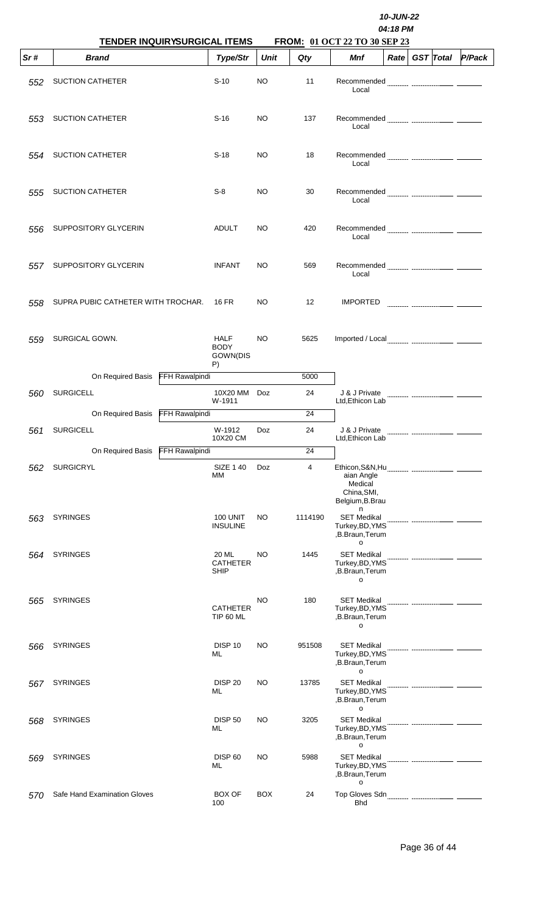10-JUN-22
04:18 PM

**TENDER INQUIRYSURGICAL ITEMS** **FROM: 01 OCT 22 TO 30 SEP 23**

| Sr # | Brand | Type/Str | Unit | Qty | Mnf | Rate | GST | Total | P/Pack |
|---|---|---|---|---|---|---|---|---|---|
| 552 | SUCTION CATHETER | S-10 | NO | 11 | Recommended Local | | | | |
| 553 | SUCTION CATHETER | S-16 | NO | 137 | Recommended Local | | | | |
| 554 | SUCTION CATHETER | S-18 | NO | 18 | Recommended Local | | | | |
| 555 | SUCTION CATHETER | S-8 | NO | 30 | Recommended Local | | | | |
| 556 | SUPPOSITORY GLYCERIN | ADULT | NO | 420 | Recommended Local | | | | |
| 557 | SUPPOSITORY GLYCERIN | INFANT | NO | 569 | Recommended Local | | | | |
| 558 | SUPRA PUBIC CATHETER WITH TROCHAR. | 16 FR | NO | 12 | IMPORTED | | | | |
| 559 | SURGICAL GOWN. | HALF BODY GOWN(DISP) | NO | 5625 | Imported / Local | | | | |
| | On Required Basis FFH Rawalpindi | | | 5000 | | | | | |
| 560 | SURGICELL | 10X20 MM W-1911 | Doz | 24 | J & J Private Ltd,Ethicon Lab | | | | |
| | On Required Basis FFH Rawalpindi | | | 24 | | | | | |
| 561 | SURGICELL | W-1912 10X20 CM | Doz | 24 | J & J Private Ltd,Ethicon Lab | | | | |
| | On Required Basis FFH Rawalpindi | | | 24 | | | | | |
| 562 | SURGICRYL | SIZE 1 40 MM | Doz | 4 | Ethicon,S&N,Huaian Angle Medical China,SMI, Belgium,B.Braun | | | | |
| 563 | SYRINGES | 100 UNIT INSULINE | NO | 1114190 | SET Medikal Turkey,BD,YMS,B.Braun,Terumo | | | | |
| 564 | SYRINGES | 20 ML CATHETER SHIP | NO | 1445 | SET Medikal Turkey,BD,YMS,B.Braun,Terumo | | | | |
| 565 | SYRINGES | CATHETER TIP 60 ML | NO | 180 | SET Medikal Turkey,BD,YMS,B.Braun,Terumo | | | | |
| 566 | SYRINGES | DISP 10 ML | NO | 951508 | SET Medikal Turkey,BD,YMS,B.Braun,Terumo | | | | |
| 567 | SYRINGES | DISP 20 ML | NO | 13785 | SET Medikal Turkey,BD,YMS,B.Braun,Terumo | | | | |
| 568 | SYRINGES | DISP 50 ML | NO | 3205 | SET Medikal Turkey,BD,YMS,B.Braun,Terumo | | | | |
| 569 | SYRINGES | DISP 60 ML | NO | 5988 | SET Medikal Turkey,BD,YMS,B.Braun,Terumo | | | | |
| 570 | Safe Hand Examination Gloves | BOX OF 100 | BOX | 24 | Top Gloves Sdn Bhd | | | | |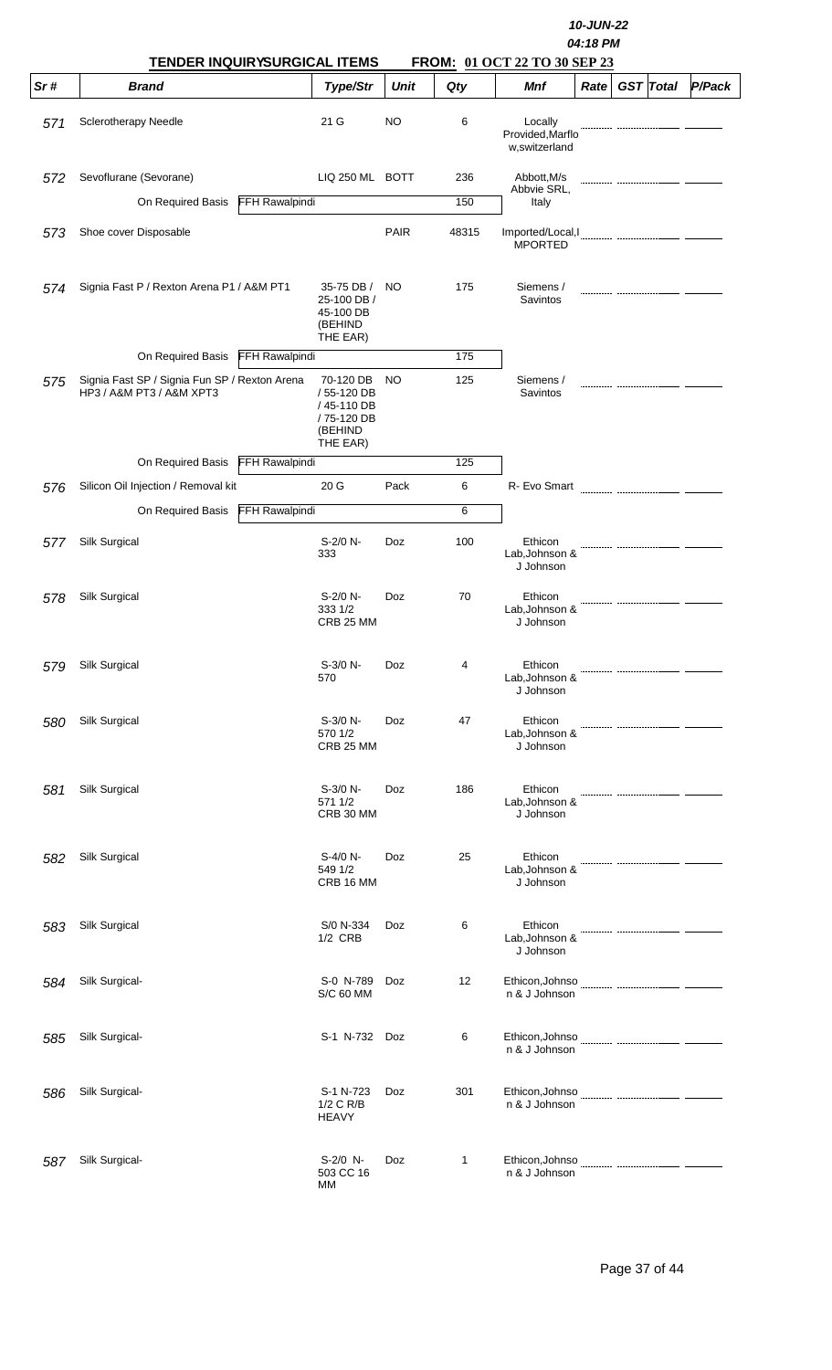10-JUN-22

04:18 PM

**TENDER INQUIRYSURGICAL ITEMS** **FROM: 01 OCT 22 TO 30 SEP 23**

| Sr # | Brand | | Type/Str | Unit | Qty | Mnf | Rate | GST | Total | P/Pack |
|---|---|---|---|---|---|---|---|---|---|---|
| 571 | Sclerotherapy Needle | | 21 G | NO | 6 | Locally Provided,Marflo w,switzerland | | | | |
| 572 | Sevoflurane (Sevorane) | | LIQ 250 ML | BOTT | 236 | Abbott,M/s Abbvie SRL, Italy | | | | |
| | On Required Basis | FFH Rawalpindi | | | 150 | | | | | |
| 573 | Shoe cover Disposable | | | PAIR | 48315 | Imported/Local,I MPORTED | | | | |
| 574 | Signia Fast P / Rexton Arena P1 / A&M PT1 | | 35-75 DB / 25-100 DB / 45-100 DB (BEHIND THE EAR) | NO | 175 | Siemens / Savintos | | | | |
| | On Required Basis | FFH Rawalpindi | | | 175 | | | | | |
| 575 | Signia Fast SP / Signia Fun SP / Rexton Arena HP3 / A&M PT3 / A&M XPT3 | | 70-120 DB / 55-120 DB / 45-110 DB / 75-120 DB (BEHIND THE EAR) | NO | 125 | Siemens / Savintos | | | | |
| | On Required Basis | FFH Rawalpindi | | | 125 | | | | | |
| 576 | Silicon Oil Injection / Removal kit | | 20 G | Pack | 6 | R- Evo Smart | | | | |
| | On Required Basis | FFH Rawalpindi | | | 6 | | | | | |
| 577 | Silk Surgical | | S-2/0 N-333 | Doz | 100 | Ethicon Lab,Johnson & J Johnson | | | | |
| 578 | Silk Surgical | | S-2/0 N-333 1/2 CRB 25 MM | Doz | 70 | Ethicon Lab,Johnson & J Johnson | | | | |
| 579 | Silk Surgical | | S-3/0 N-570 | Doz | 4 | Ethicon Lab,Johnson & J Johnson | | | | |
| 580 | Silk Surgical | | S-3/0 N-570 1/2 CRB 25 MM | Doz | 47 | Ethicon Lab,Johnson & J Johnson | | | | |
| 581 | Silk Surgical | | S-3/0 N-571 1/2 CRB 30 MM | Doz | 186 | Ethicon Lab,Johnson & J Johnson | | | | |
| 582 | Silk Surgical | | S-4/0 N-549 1/2 CRB 16 MM | Doz | 25 | Ethicon Lab,Johnson & J Johnson | | | | |
| 583 | Silk Surgical | | S/0 N-334 1/2 CRB | Doz | 6 | Ethicon Lab,Johnson & J Johnson | | | | |
| 584 | Silk Surgical- | | S-0 N-789 S/C 60 MM | Doz | 12 | Ethicon,Johnson & J Johnson | | | | |
| 585 | Silk Surgical- | | S-1 N-732 | Doz | 6 | Ethicon,Johnson & J Johnson | | | | |
| 586 | Silk Surgical- | | S-1 N-723 1/2 C R/B HEAVY | Doz | 301 | Ethicon,Johnson & J Johnson | | | | |
| 587 | Silk Surgical- | | S-2/0 N-503 CC 16 MM | Doz | 1 | Ethicon,Johnson & J Johnson | | | | |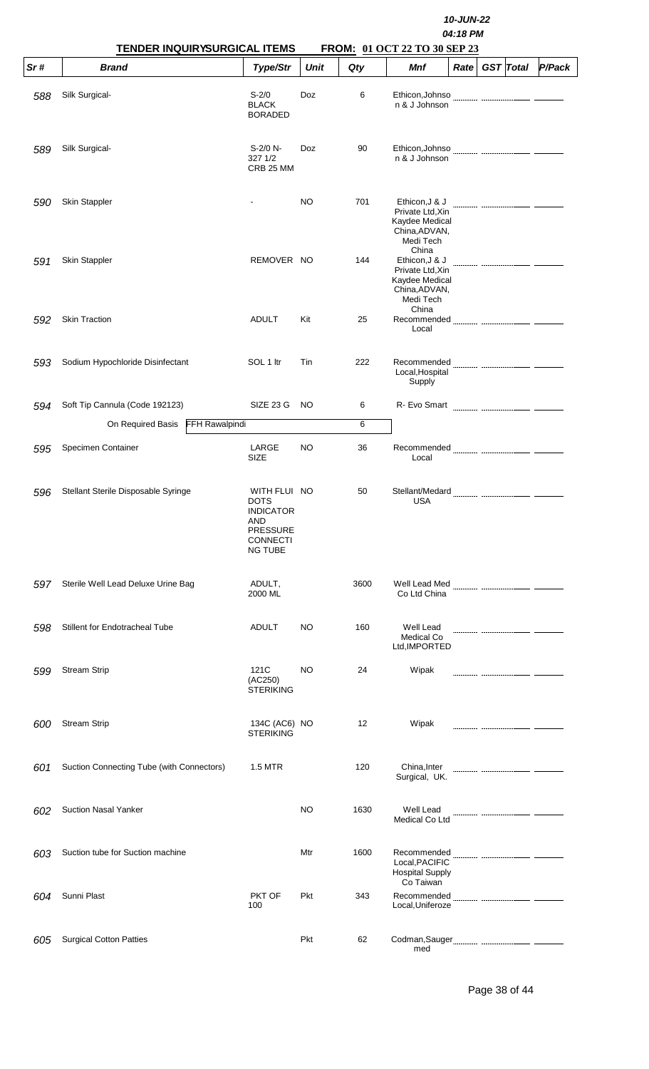10-JUN-22
04:18 PM

**TENDER INQUIRYSURGICAL ITEMS FROM: 01 OCT 22 TO 30 SEP 23**

| Sr # | Brand | Type/Str | Unit | Qty | Mnf | Rate | GST | Total | P/Pack |
|---|---|---|---|---|---|---|---|---|---|
| 588 | Silk Surgical- | S-2/0 BLACK BORADED | Doz | 6 | Ethicon,Johnson & J Johnson | | | | |
| 589 | Silk Surgical- | S-2/0 N-327 1/2 CRB 25 MM | Doz | 90 | Ethicon,Johnson & J Johnson | | | | |
| 590 | Skin Stappler | - | NO | 701 | Ethicon,J & J Private Ltd,Xin Kaydee Medical China,ADVAN, Medi Tech China | | | | |
| 591 | Skin Stappler | REMOVER | NO | 144 | Ethicon,J & J Private Ltd,Xin Kaydee Medical China,ADVAN, Medi Tech China | | | | |
| 592 | Skin Traction | ADULT | Kit | 25 | Recommended Local | | | | |
| 593 | Sodium Hypochloride Disinfectant | SOL 1 ltr | Tin | 222 | Recommended Local,Hospital Supply | | | | |
| 594 | Soft Tip Cannula (Code 192123) | SIZE 23 G | NO | 6 | R- Evo Smart | | | | |
| | On Required Basis FFH Rawalpindi | | | 6 | | | | | |
| 595 | Specimen Container | LARGE SIZE | NO | 36 | Recommended Local | | | | |
| 596 | Stellant Sterile Disposable Syringe | WITH FLUI DOTS INDICATOR AND PRESSURE CONNECTING TUBE | NO | 50 | Stellant/Medard USA | | | | |
| 597 | Sterile Well Lead Deluxe Urine Bag | ADULT, 2000 ML | | 3600 | Well Lead Med Co Ltd China | | | | |
| 598 | Stillent for Endotracheal Tube | ADULT | NO | 160 | Well Lead Medical Co Ltd,IMPORTED | | | | |
| 599 | Stream Strip | 121C (AC250) STERIKING | NO | 24 | Wipak | | | | |
| 600 | Stream Strip | 134C (AC6) STERIKING | NO | 12 | Wipak | | | | |
| 601 | Suction Connecting Tube (with Connectors) | 1.5 MTR | | 120 | China,Inter Surgical, UK. | | | | |
| 602 | Suction Nasal Yanker | | NO | 1630 | Well Lead Medical Co Ltd | | | | |
| 603 | Suction tube for Suction machine | | Mtr | 1600 | Recommended Local,PACIFIC Hospital Supply Co Taiwan | | | | |
| 604 | Sunni Plast | PKT OF 100 | Pkt | 343 | Recommended Local,Uniferoze | | | | |
| 605 | Surgical Cotton Patties | | Pkt | 62 | Codman,Saugermed | | | | |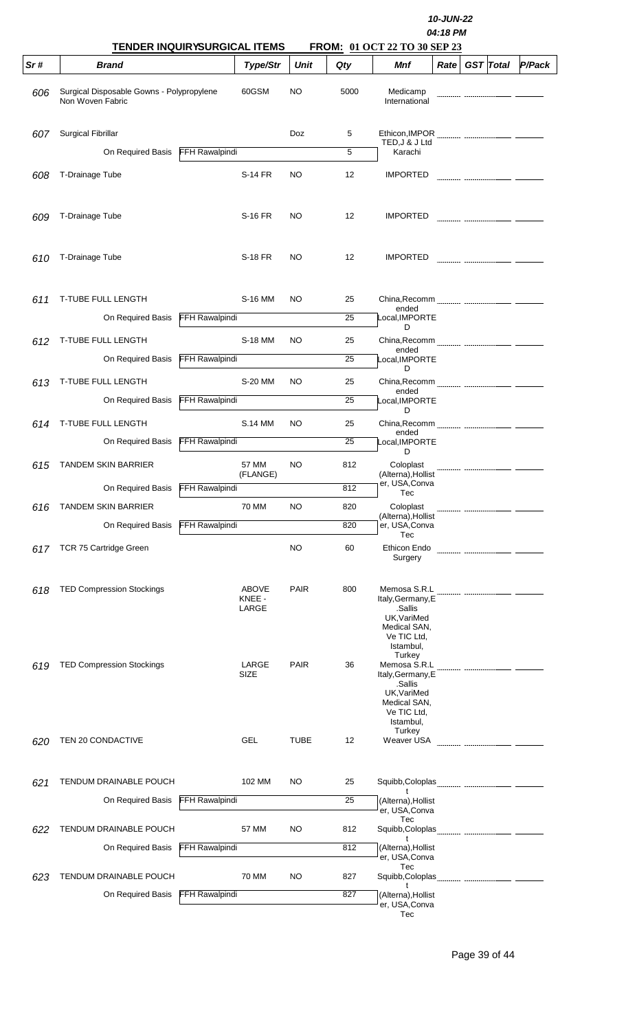10-JUN-22
04:18 PM

**TENDER INQUIRYSURGICAL ITEMS** **FROM: 01 OCT 22 TO 30 SEP 23**

| Sr # | Brand | | Type/Str | Unit | Qty | Mnf | Rate | GST | Total | P/Pack |
|---|---|---|---|---|---|---|---|---|---|---|
| 606 | Surgical Disposable Gowns - Polypropylene Non Woven Fabric | | 60GSM | NO | 5000 | Medicamp International | | | | |
| 607 | Surgical Fibrillar | | | Doz | 5 | Ethicon,IMPORTED,J & J Ltd Karachi | | | | |
| | On Required Basis | FFH Rawalpindi | | | 5 | | | | | |
| 608 | T-Drainage Tube | | S-14 FR | NO | 12 | IMPORTED | | | | |
| 609 | T-Drainage Tube | | S-16 FR | NO | 12 | IMPORTED | | | | |
| 610 | T-Drainage Tube | | S-18 FR | NO | 12 | IMPORTED | | | | |
| 611 | T-TUBE FULL LENGTH | | S-16 MM | NO | 25 | China,Recommended Local,IMPORTED | | | | |
| | On Required Basis | FFH Rawalpindi | | | 25 | | | | | |
| 612 | T-TUBE FULL LENGTH | | S-18 MM | NO | 25 | China,Recommended Local,IMPORTED | | | | |
| | On Required Basis | FFH Rawalpindi | | | 25 | | | | | |
| 613 | T-TUBE FULL LENGTH | | S-20 MM | NO | 25 | China,Recommended Local,IMPORTED | | | | |
| | On Required Basis | FFH Rawalpindi | | | 25 | | | | | |
| 614 | T-TUBE FULL LENGTH | | S.14 MM | NO | 25 | China,Recommended Local,IMPORTED | | | | |
| | On Required Basis | FFH Rawalpindi | | | 25 | | | | | |
| 615 | TANDEM SKIN BARRIER | | 57 MM (FLANGE) | NO | 812 | Coloplast (Alterna),Hollister, USA,Conva Tec | | | | |
| | On Required Basis | FFH Rawalpindi | | | 812 | | | | | |
| 616 | TANDEM SKIN BARRIER | | 70 MM | NO | 820 | Coloplast (Alterna),Hollister, USA,Conva Tec | | | | |
| | On Required Basis | FFH Rawalpindi | | | 820 | | | | | |
| 617 | TCR 75 Cartridge Green | | | NO | 60 | Ethicon Endo Surgery | | | | |
| 618 | TED Compression Stockings | | ABOVE KNEE - LARGE | PAIR | 800 | Memosa S.R.L Italy,Germany,E .Sallis UK,VariMed Medical SAN, Ve TIC Ltd, Istambul, Turkey | | | | |
| 619 | TED Compression Stockings | | LARGE SIZE | PAIR | 36 | Memosa S.R.L Italy,Germany,E .Sallis UK,VariMed Medical SAN, Ve TIC Ltd, Istambul, Turkey | | | | |
| 620 | TEN 20 CONDACTIVE | | GEL | TUBE | 12 | Weaver USA | | | | |
| 621 | TENDUM DRAINABLE POUCH | | 102 MM | NO | 25 | Squibb,Coloplast (Alterna),Hollister, USA,Conva Tec | | | | |
| | On Required Basis | FFH Rawalpindi | | | 25 | | | | | |
| 622 | TENDUM DRAINABLE POUCH | | 57 MM | NO | 812 | Squibb,Coloplast (Alterna),Hollister, USA,Conva Tec | | | | |
| | On Required Basis | FFH Rawalpindi | | | 812 | | | | | |
| 623 | TENDUM DRAINABLE POUCH | | 70 MM | NO | 827 | Squibb,Coloplast (Alterna),Hollister, USA,Conva Tec | | | | |
| | On Required Basis | FFH Rawalpindi | | | 827 | | | | | |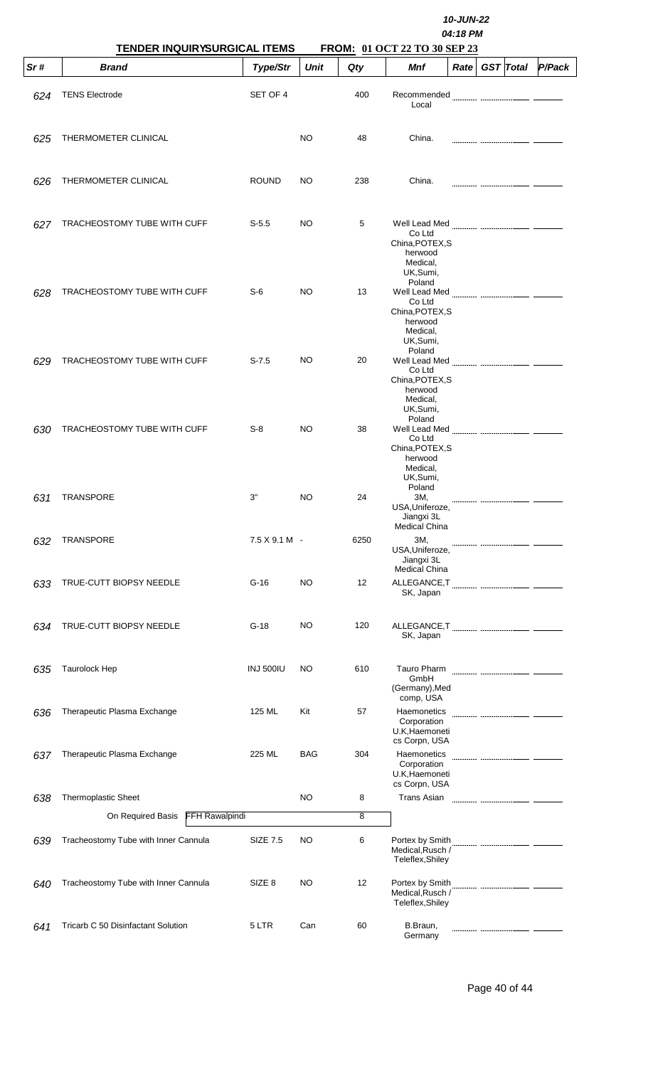10-JUN-22
04:18 PM

**TENDER INQUIRYSURGICAL ITEMS FROM: 01 OCT 22 TO 30 SEP 23**

| Sr # | Brand | Type/Str | Unit | Qty | Mnf | Rate | GST | Total | P/Pack |
|---|---|---|---|---|---|---|---|---|---|
| 624 | TENS Electrode | SET OF 4 | | 400 | Recommended Local | | | | |
| 625 | THERMOMETER CLINICAL | | NO | 48 | China. | | | | |
| 626 | THERMOMETER CLINICAL | ROUND | NO | 238 | China. | | | | |
| 627 | TRACHEOSTOMY TUBE WITH CUFF | S-5.5 | NO | 5 | Well Lead Med Co Ltd China,POTEX,Sherwood Medical, UK,Sumi, Poland | | | | |
| 628 | TRACHEOSTOMY TUBE WITH CUFF | S-6 | NO | 13 | Well Lead Med Co Ltd China,POTEX,Sherwood Medical, UK,Sumi, Poland | | | | |
| 629 | TRACHEOSTOMY TUBE WITH CUFF | S-7.5 | NO | 20 | Well Lead Med Co Ltd China,POTEX,Sherwood Medical, UK,Sumi, Poland | | | | |
| 630 | TRACHEOSTOMY TUBE WITH CUFF | S-8 | NO | 38 | Well Lead Med Co Ltd China,POTEX,Sherwood Medical, UK,Sumi, Poland | | | | |
| 631 | TRANSPORE | 3" | NO | 24 | 3M, USA,Uniferoze, Jiangxi 3L Medical China | | | | |
| 632 | TRANSPORE | 7.5 X 9.1 M | - | 6250 | 3M, USA,Uniferoze, Jiangxi 3L Medical China | | | | |
| 633 | TRUE-CUTT BIOPSY NEEDLE | G-16 | NO | 12 | ALLEGANCE,TSK, Japan | | | | |
| 634 | TRUE-CUTT BIOPSY NEEDLE | G-18 | NO | 120 | ALLEGANCE,TSK, Japan | | | | |
| 635 | Taurolock Hep | INJ 500IU | NO | 610 | Tauro Pharm GmbH (Germany),Medcomp, USA | | | | |
| 636 | Therapeutic Plasma Exchange | 125 ML | Kit | 57 | Haemonetics Corporation U.K,Haemonetics Corpn, USA | | | | |
| 637 | Therapeutic Plasma Exchange | 225 ML | BAG | 304 | Haemonetics Corporation U.K,Haemonetics Corpn, USA | | | | |
| 638 | Thermoplastic Sheet | | NO | 8 | Trans Asian | | | | |
| | On Required Basis FFH Rawalpindi | | | 8 | | | | | |
| 639 | Tracheostomy Tube with Inner Cannula | SIZE 7.5 | NO | 6 | Portex by Smith Medical,Rusch / Teleflex,Shiley | | | | |
| 640 | Tracheostomy Tube with Inner Cannula | SIZE 8 | NO | 12 | Portex by Smith Medical,Rusch / Teleflex,Shiley | | | | |
| 641 | Tricarb C 50 Disinfactant Solution | 5 LTR | Can | 60 | B.Braun, Germany | | | | |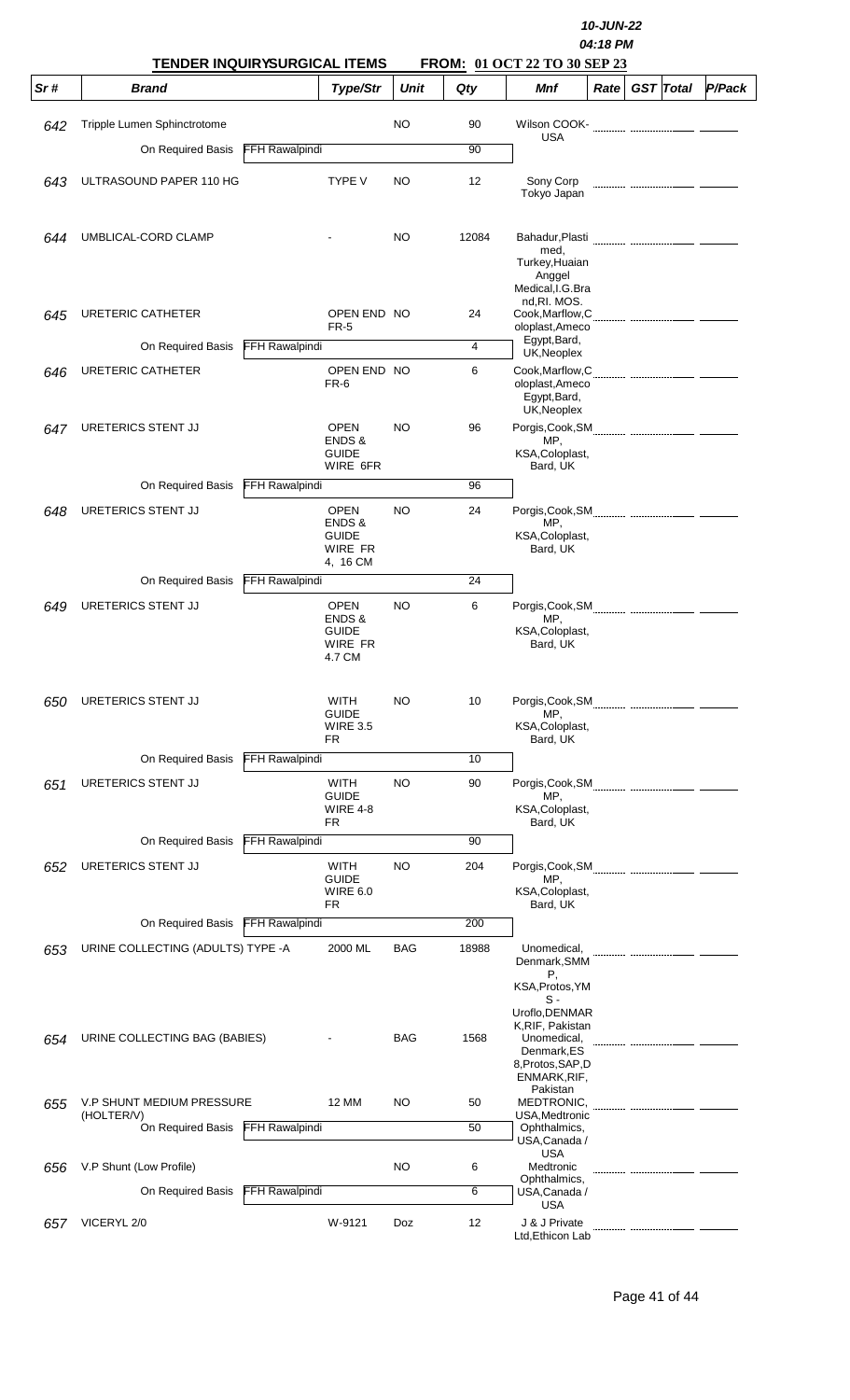**TENDER INQUIRYSURGICAL ITEMS** **FROM: 01 OCT 22 TO 30 SEP 23**

10-JUN-22
04:18 PM

| Sr # | Brand | | Type/Str | Unit | Qty | Mnf | Rate | GST | Total | P/Pack |
|---|---|---|---|---|---|---|---|---|---|---|
| 642 | Tripple Lumen Sphinctrotome | | | NO | 90 | Wilson COOK-USA | | | | |
| | On Required Basis | FFH Rawalpindi | | | 90 | | | | | |
| 643 | ULTRASOUND PAPER 110 HG | | TYPE V | NO | 12 | Sony Corp Tokyo Japan | | | | |
| 644 | UMBLICAL-CORD CLAMP | | - | NO | 12084 | Bahadur,Plasti med, Turkey,Huaian Anggel Medical,I.G.Bra nd,RI. MOS. | | | | |
| 645 | URETERIC CATHETER | | OPEN END FR-5 | NO | 24 | Cook,Marflow,C oloplast,Ameco Egypt,Bard, UK,Neoplex | | | | |
| | On Required Basis | FFH Rawalpindi | | | 4 | | | | | |
| 646 | URETERIC CATHETER | | OPEN END FR-6 | NO | 6 | Cook,Marflow,C oloplast,Ameco Egypt,Bard, UK,Neoplex | | | | |
| 647 | URETERICS STENT JJ | | OPEN ENDS & GUIDE WIRE 6FR | NO | 96 | Porgis,Cook,SM MP, KSA,Coloplast, Bard, UK | | | | |
| | On Required Basis | FFH Rawalpindi | | | 96 | | | | | |
| 648 | URETERICS STENT JJ | | OPEN ENDS & GUIDE WIRE FR 4, 16 CM | NO | 24 | Porgis,Cook,SM MP, KSA,Coloplast, Bard, UK | | | | |
| | On Required Basis | FFH Rawalpindi | | | 24 | | | | | |
| 649 | URETERICS STENT JJ | | OPEN ENDS & GUIDE WIRE FR 4.7 CM | NO | 6 | Porgis,Cook,SM MP, KSA,Coloplast, Bard, UK | | | | |
| 650 | URETERICS STENT JJ | | WITH GUIDE WIRE 3.5 FR | NO | 10 | Porgis,Cook,SM MP, KSA,Coloplast, Bard, UK | | | | |
| | On Required Basis | FFH Rawalpindi | | | 10 | | | | | |
| 651 | URETERICS STENT JJ | | WITH GUIDE WIRE 4-8 FR | NO | 90 | Porgis,Cook,SM MP, KSA,Coloplast, Bard, UK | | | | |
| | On Required Basis | FFH Rawalpindi | | | 90 | | | | | |
| 652 | URETERICS STENT JJ | | WITH GUIDE WIRE 6.0 FR | NO | 204 | Porgis,Cook,SM MP, KSA,Coloplast, Bard, UK | | | | |
| | On Required Basis | FFH Rawalpindi | | | 200 | | | | | |
| 653 | URINE COLLECTING (ADULTS) TYPE -A | | 2000 ML | BAG | 18988 | Unomedical, Denmark,SMM P, KSA,Protos,YM S - Uroflo,DENMAR K,RIF, Pakistan | | | | |
| 654 | URINE COLLECTING BAG (BABIES) | | - | BAG | 1568 | Unomedical, Denmark,ES 8,Protos,SAP,D ENMARK,RIF, Pakistan | | | | |
| 655 | V.P SHUNT MEDIUM PRESSURE (HOLTER/V) | | 12 MM | NO | 50 | MEDTRONIC, USA,Medtronic Ophthalmics, USA,Canada / USA | | | | |
| | On Required Basis | FFH Rawalpindi | | | 50 | | | | | |
| 656 | V.P Shunt (Low Profile) | | | NO | 6 | Medtronic Ophthalmics, USA,Canada / USA | | | | |
| | On Required Basis | FFH Rawalpindi | | | 6 | | | | | |
| 657 | VICERYL 2/0 | | W-9121 | Doz | 12 | J & J Private Ltd,Ethicon Lab | | | | |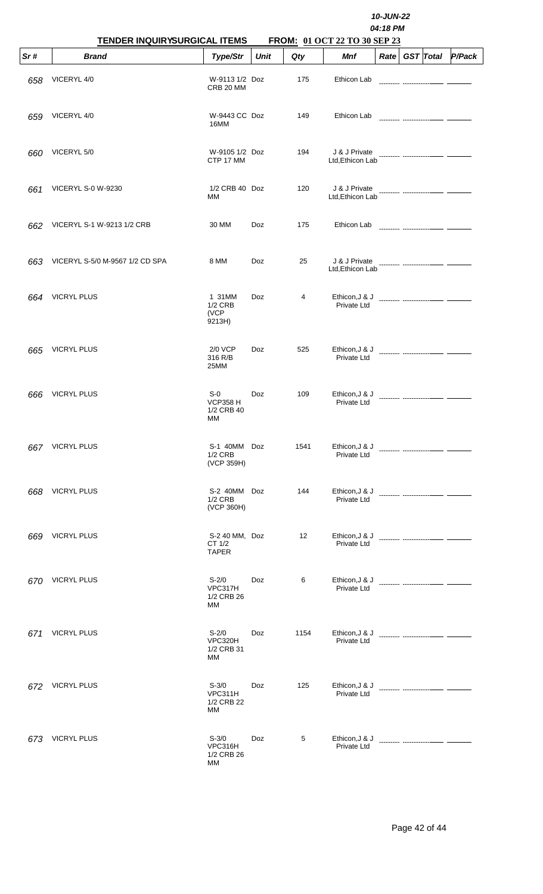10-JUN-22
04:18 PM

**TENDER INQUIRYSURGICAL ITEMS FROM: 01 OCT 22 TO 30 SEP 23**

| Sr # | Brand | Type/Str | Unit | Qty | Mnf | Rate | GST | Total | P/Pack |
|---|---|---|---|---|---|---|---|---|---|
| 658 | VICERYL 4/0 | W-9113 1/2 CRB 20 MM | Doz | 175 | Ethicon Lab | | | | |
| 659 | VICERYL 4/0 | W-9443 CC 16MM | Doz | 149 | Ethicon Lab | | | | |
| 660 | VICERYL 5/0 | W-9105 1/2 CTP 17 MM | Doz | 194 | J & J Private Ltd,Ethicon Lab | | | | |
| 661 | VICERYL S-0 W-9230 | 1/2 CRB 40 MM | Doz | 120 | J & J Private Ltd,Ethicon Lab | | | | |
| 662 | VICERYL S-1 W-9213 1/2 CRB | 30 MM | Doz | 175 | Ethicon Lab | | | | |
| 663 | VICERYL S-5/0 M-9567 1/2 CD SPA | 8 MM | Doz | 25 | J & J Private Ltd,Ethicon Lab | | | | |
| 664 | VICRYL PLUS | 1 31MM 1/2 CRB (VCP 9213H) | Doz | 4 | Ethicon,J & J Private Ltd | | | | |
| 665 | VICRYL PLUS | 2/0 VCP 316 R/B 25MM | Doz | 525 | Ethicon,J & J Private Ltd | | | | |
| 666 | VICRYL PLUS | S-0 VCP358 H 1/2 CRB 40 MM | Doz | 109 | Ethicon,J & J Private Ltd | | | | |
| 667 | VICRYL PLUS | S-1 40MM 1/2 CRB (VCP 359H) | Doz | 1541 | Ethicon,J & J Private Ltd | | | | |
| 668 | VICRYL PLUS | S-2 40MM 1/2 CRB (VCP 360H) | Doz | 144 | Ethicon,J & J Private Ltd | | | | |
| 669 | VICRYL PLUS | S-2 40 MM, CT 1/2 TAPER | Doz | 12 | Ethicon,J & J Private Ltd | | | | |
| 670 | VICRYL PLUS | S-2/0 VPC317H 1/2 CRB 26 MM | Doz | 6 | Ethicon,J & J Private Ltd | | | | |
| 671 | VICRYL PLUS | S-2/0 VPC320H 1/2 CRB 31 MM | Doz | 1154 | Ethicon,J & J Private Ltd | | | | |
| 672 | VICRYL PLUS | S-3/0 VPC311H 1/2 CRB 22 MM | Doz | 125 | Ethicon,J & J Private Ltd | | | | |
| 673 | VICRYL PLUS | S-3/0 VPC316H 1/2 CRB 26 MM | Doz | 5 | Ethicon,J & J Private Ltd | | | | |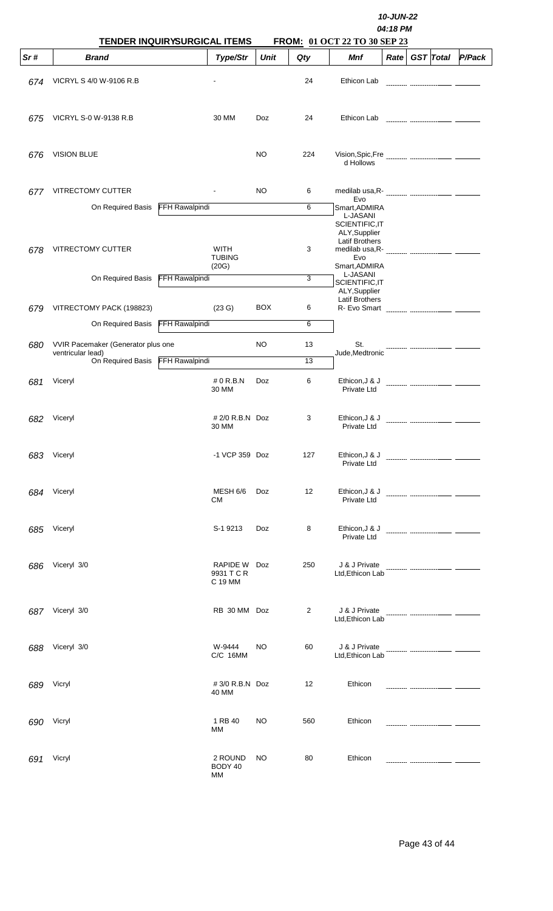10-JUN-22
04:18 PM

**TENDER INQUIRYSURGICAL ITEMS** **FROM: 01 OCT 22 TO 30 SEP 23**

| Sr # | Brand | Type/Str | Unit | Qty | Mnf | Rate | GST | Total | P/Pack |
|---|---|---|---|---|---|---|---|---|---|
| 674 | VICRYL S 4/0 W-9106 R.B | - | | 24 | Ethicon Lab | | | | |
| 675 | VICRYL S-0 W-9138 R.B | 30 MM | Doz | 24 | Ethicon Lab | | | | |
| 676 | VISION BLUE | | NO | 224 | Vision,Spic,Fred Hollows | | | | |
| 677 | VITRECTOMY CUTTER | - | NO | 6 | medilab usa,R-Evo Smart,ADMIRA L-JASANI SCIENTIFIC,ITALY,Supplier Latif Brothers | | | | |
| | On Required Basis FFH Rawalpindi | | | 6 | | | | | |
| 678 | VITRECTOMY CUTTER | WITH TUBING (20G) | | 3 | medilab usa,R-Evo Smart,ADMIRA L-JASANI SCIENTIFIC,ITALY,Supplier Latif Brothers | | | | |
| | On Required Basis FFH Rawalpindi | | | 3 | | | | | |
| 679 | VITRECTOMY PACK (198823) | (23 G) | BOX | 6 | R- Evo Smart | | | | |
| | On Required Basis FFH Rawalpindi | | | 6 | | | | | |
| 680 | VVIR Pacemaker (Generator plus one ventricular lead) | | NO | 13 | St. Jude,Medtronic | | | | |
| | On Required Basis FFH Rawalpindi | | | 13 | | | | | |
| 681 | Viceryl | # 0 R.B.N 30 MM | Doz | 6 | Ethicon,J & J Private Ltd | | | | |
| 682 | Viceryl | # 2/0 R.B.N 30 MM | Doz | 3 | Ethicon,J & J Private Ltd | | | | |
| 683 | Viceryl | -1 VCP 359 | Doz | 127 | Ethicon,J & J Private Ltd | | | | |
| 684 | Viceryl | MESH 6/6 CM | Doz | 12 | Ethicon,J & J Private Ltd | | | | |
| 685 | Viceryl | S-1 9213 | Doz | 8 | Ethicon,J & J Private Ltd | | | | |
| 686 | Viceryl 3/0 | RAPIDE W 9931 T C R C 19 MM | Doz | 250 | J & J Private Ltd,Ethicon Lab | | | | |
| 687 | Viceryl 3/0 | RB 30 MM | Doz | 2 | J & J Private Ltd,Ethicon Lab | | | | |
| 688 | Viceryl 3/0 | W-9444 C/C 16MM | NO | 60 | J & J Private Ltd,Ethicon Lab | | | | |
| 689 | Vicryl | # 3/0 R.B.N 40 MM | Doz | 12 | Ethicon | | | | |
| 690 | Vicryl | 1 RB 40 MM | NO | 560 | Ethicon | | | | |
| 691 | Vicryl | 2 ROUND BODY 40 MM | NO | 80 | Ethicon | | | | |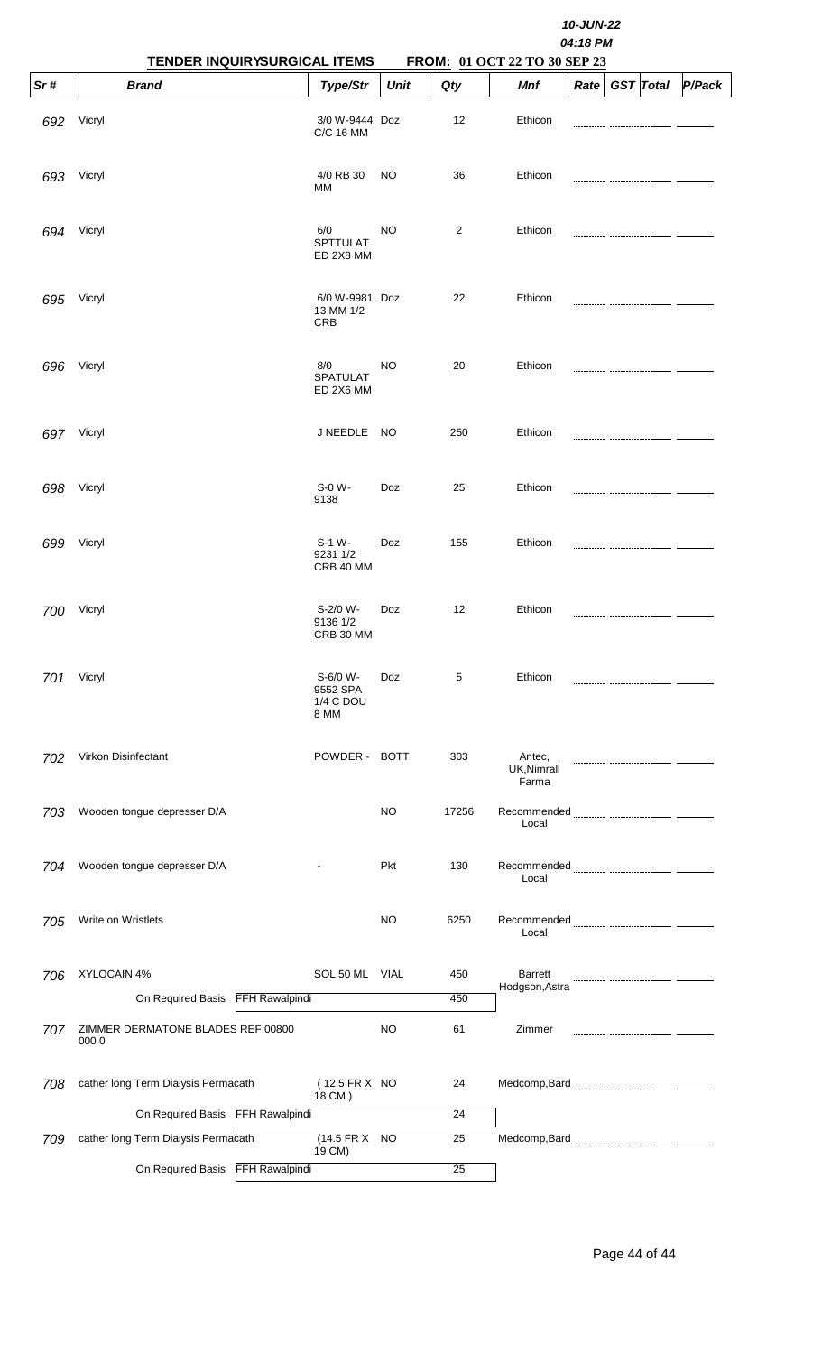10-JUN-22
04:18 PM

**TENDER INQUIRYSURGICAL ITEMS** **FROM: 01 OCT 22 TO 30 SEP 23**

| Sr # | Brand | Type/Str | Unit | Qty | Mnf | Rate | GST | Total | P/Pack |
|---|---|---|---|---|---|---|---|---|---|
| 692 | Vicryl | 3/0 W-9444 C/C 16 MM | Doz | 12 | Ethicon | | | | |
| 693 | Vicryl | 4/0 RB 30 MM | NO | 36 | Ethicon | | | | |
| 694 | Vicryl | 6/0 SPTTULATED 2X8 MM | NO | 2 | Ethicon | | | | |
| 695 | Vicryl | 6/0 W-9981 13 MM 1/2 CRB | Doz | 22 | Ethicon | | | | |
| 696 | Vicryl | 8/0 SPATULATED 2X6 MM | NO | 20 | Ethicon | | | | |
| 697 | Vicryl | J NEEDLE | NO | 250 | Ethicon | | | | |
| 698 | Vicryl | S-0 W-9138 | Doz | 25 | Ethicon | | | | |
| 699 | Vicryl | S-1 W-9231 1/2 CRB 40 MM | Doz | 155 | Ethicon | | | | |
| 700 | Vicryl | S-2/0 W-9136 1/2 CRB 30 MM | Doz | 12 | Ethicon | | | | |
| 701 | Vicryl | S-6/0 W-9552 SPA 1/4 C DOU 8 MM | Doz | 5 | Ethicon | | | | |
| 702 | Virkon Disinfectant | POWDER - | BOTT | 303 | Antec, UK,Nimrall Farma | | | | |
| 703 | Wooden tongue depresser D/A | | NO | 17256 | Recommended Local | | | | |
| 704 | Wooden tongue depresser D/A | - | Pkt | 130 | Recommended Local | | | | |
| 705 | Write on Wristlets | | NO | 6250 | Recommended Local | | | | |
| 706 | XYLOCAIN 4% | SOL 50 ML | VIAL | 450 | Barrett Hodgson,Astra | | | | |
| | On Required Basis FFH Rawalpindi | | | 450 | | | | | |
| 707 | ZIMMER DERMATONE BLADES REF 00800 000 0 | | NO | 61 | Zimmer | | | | |
| 708 | cather long Term Dialysis Permacath | (12.5 FR X 18 CM) | NO | 24 | Medcomp,Bard | | | | |
| | On Required Basis FFH Rawalpindi | | | 24 | | | | | |
| 709 | cather long Term Dialysis Permacath | (14.5 FR X 19 CM) | NO | 25 | Medcomp,Bard | | | | |
| | On Required Basis FFH Rawalpindi | | | 25 | | | | | |